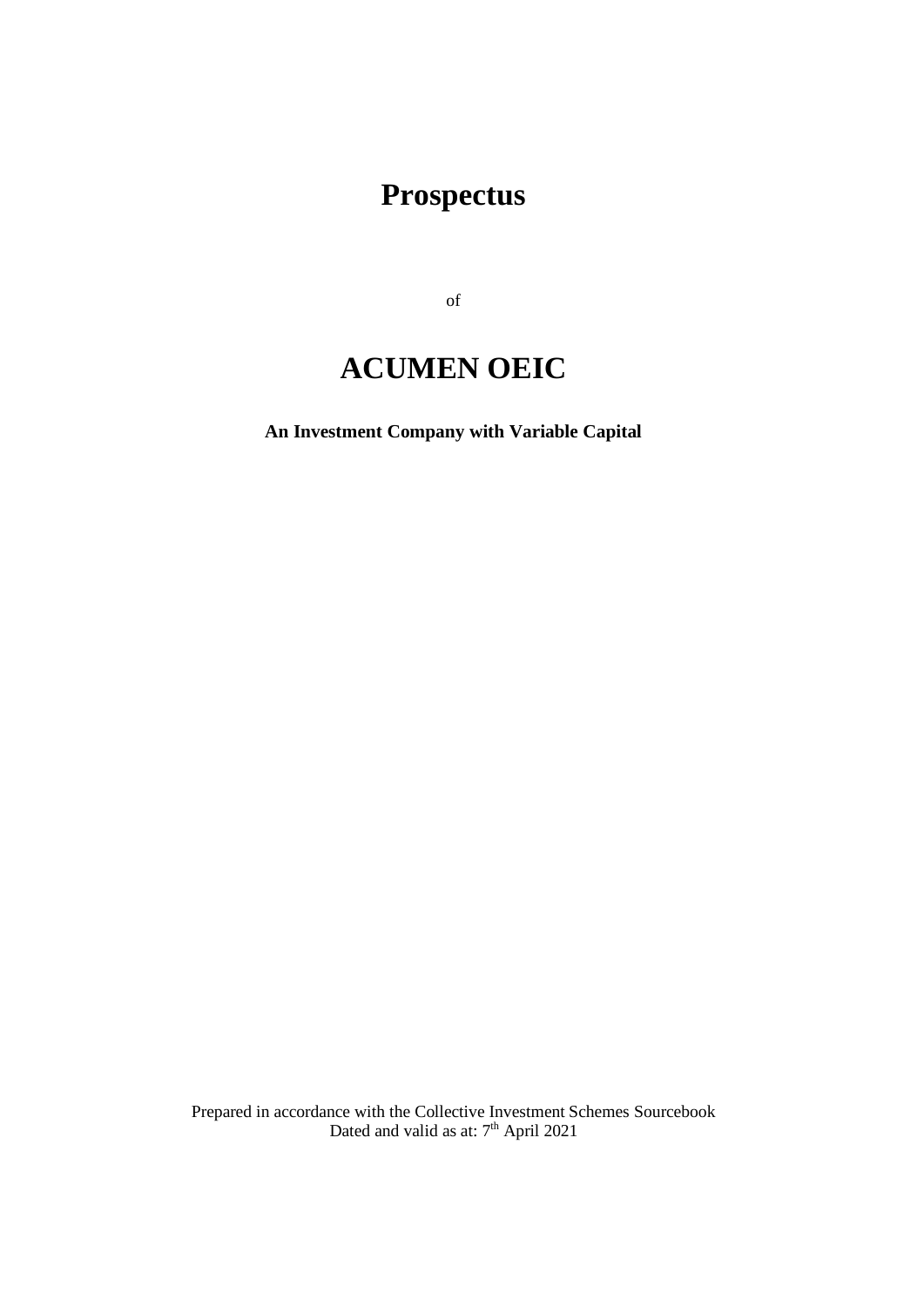# Prospectus

of

# ACUMEN OEIC

**An Investment Company with Variable Capital**

Prepared in accordance with the Collective Investment Schemes Sourcebook
Dated and valid as at: 7th April 2021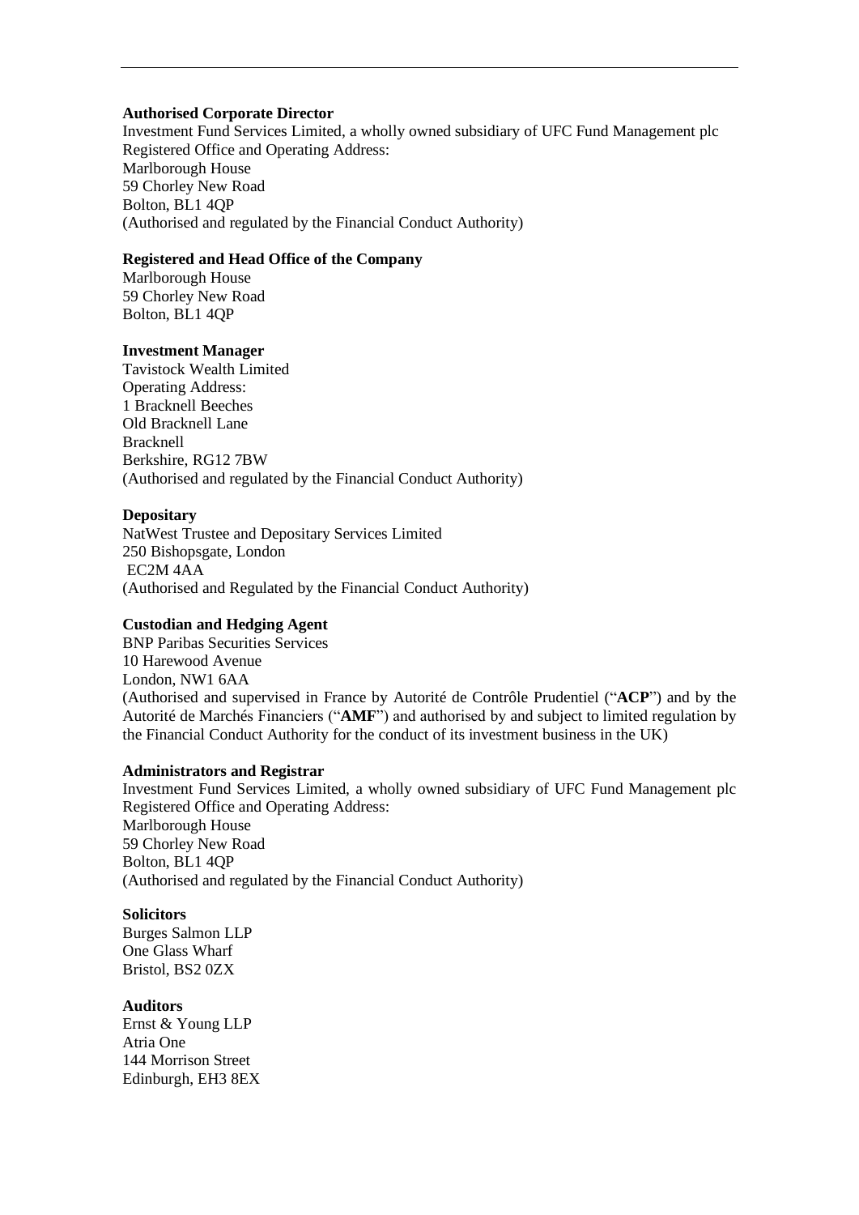**Authorised Corporate Director**
Investment Fund Services Limited, a wholly owned subsidiary of UFC Fund Management plc
Registered Office and Operating Address:
Marlborough House
59 Chorley New Road
Bolton, BL1 4QP
(Authorised and regulated by the Financial Conduct Authority)

**Registered and Head Office of the Company**
Marlborough House
59 Chorley New Road
Bolton, BL1 4QP

**Investment Manager**
Tavistock Wealth Limited
Operating Address:
1 Bracknell Beeches
Old Bracknell Lane
Bracknell
Berkshire, RG12 7BW
(Authorised and regulated by the Financial Conduct Authority)

**Depositary**
NatWest Trustee and Depositary Services Limited
250 Bishopsgate, London
EC2M 4AA
(Authorised and Regulated by the Financial Conduct Authority)

**Custodian and Hedging Agent**
BNP Paribas Securities Services
10 Harewood Avenue
London, NW1 6AA
(Authorised and supervised in France by Autorité de Contrôle Prudentiel ("**ACP**") and by the Autorité de Marchés Financiers ("**AMF**") and authorised by and subject to limited regulation by the Financial Conduct Authority for the conduct of its investment business in the UK)

**Administrators and Registrar**
Investment Fund Services Limited, a wholly owned subsidiary of UFC Fund Management plc
Registered Office and Operating Address:
Marlborough House
59 Chorley New Road
Bolton, BL1 4QP
(Authorised and regulated by the Financial Conduct Authority)

**Solicitors**
Burges Salmon LLP
One Glass Wharf
Bristol, BS2 0ZX

**Auditors**
Ernst & Young LLP
Atria One
144 Morrison Street
Edinburgh, EH3 8EX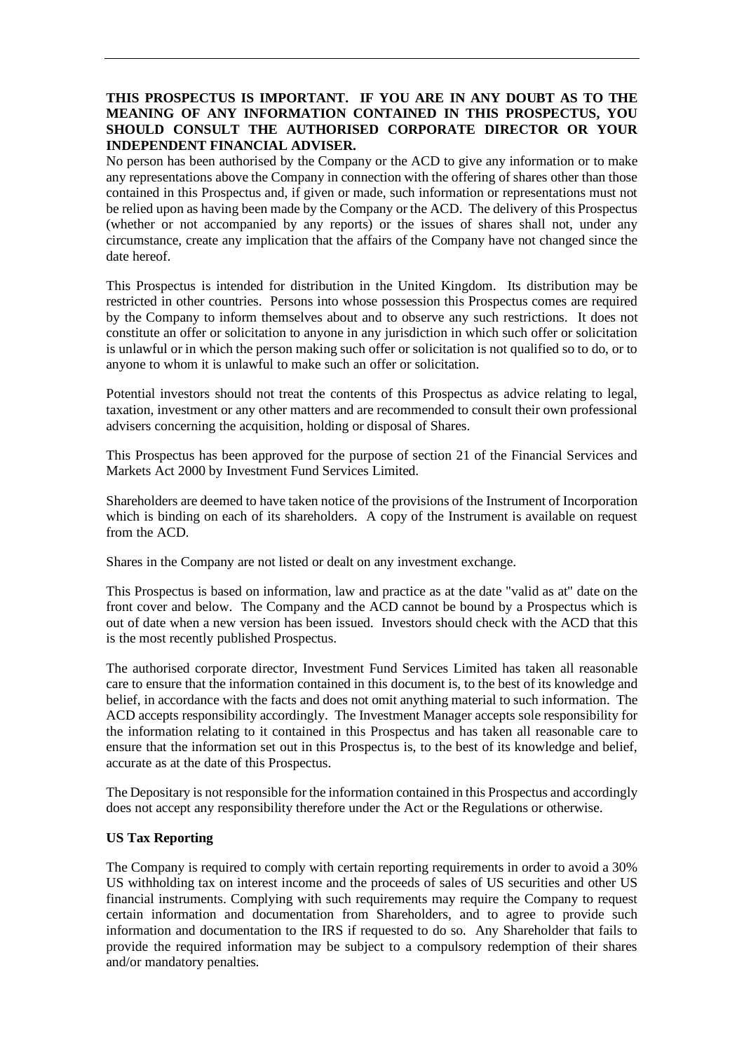**THIS PROSPECTUS IS IMPORTANT. IF YOU ARE IN ANY DOUBT AS TO THE MEANING OF ANY INFORMATION CONTAINED IN THIS PROSPECTUS, YOU SHOULD CONSULT THE AUTHORISED CORPORATE DIRECTOR OR YOUR INDEPENDENT FINANCIAL ADVISER.**

No person has been authorised by the Company or the ACD to give any information or to make any representations above the Company in connection with the offering of shares other than those contained in this Prospectus and, if given or made, such information or representations must not be relied upon as having been made by the Company or the ACD. The delivery of this Prospectus (whether or not accompanied by any reports) or the issues of shares shall not, under any circumstance, create any implication that the affairs of the Company have not changed since the date hereof.

This Prospectus is intended for distribution in the United Kingdom. Its distribution may be restricted in other countries. Persons into whose possession this Prospectus comes are required by the Company to inform themselves about and to observe any such restrictions. It does not constitute an offer or solicitation to anyone in any jurisdiction in which such offer or solicitation is unlawful or in which the person making such offer or solicitation is not qualified so to do, or to anyone to whom it is unlawful to make such an offer or solicitation.

Potential investors should not treat the contents of this Prospectus as advice relating to legal, taxation, investment or any other matters and are recommended to consult their own professional advisers concerning the acquisition, holding or disposal of Shares.

This Prospectus has been approved for the purpose of section 21 of the Financial Services and Markets Act 2000 by Investment Fund Services Limited.

Shareholders are deemed to have taken notice of the provisions of the Instrument of Incorporation which is binding on each of its shareholders. A copy of the Instrument is available on request from the ACD.

Shares in the Company are not listed or dealt on any investment exchange.

This Prospectus is based on information, law and practice as at the date "valid as at" date on the front cover and below. The Company and the ACD cannot be bound by a Prospectus which is out of date when a new version has been issued. Investors should check with the ACD that this is the most recently published Prospectus.

The authorised corporate director, Investment Fund Services Limited has taken all reasonable care to ensure that the information contained in this document is, to the best of its knowledge and belief, in accordance with the facts and does not omit anything material to such information. The ACD accepts responsibility accordingly. The Investment Manager accepts sole responsibility for the information relating to it contained in this Prospectus and has taken all reasonable care to ensure that the information set out in this Prospectus is, to the best of its knowledge and belief, accurate as at the date of this Prospectus.

The Depositary is not responsible for the information contained in this Prospectus and accordingly does not accept any responsibility therefore under the Act or the Regulations or otherwise.

**US Tax Reporting**

The Company is required to comply with certain reporting requirements in order to avoid a 30% US withholding tax on interest income and the proceeds of sales of US securities and other US financial instruments. Complying with such requirements may require the Company to request certain information and documentation from Shareholders, and to agree to provide such information and documentation to the IRS if requested to do so. Any Shareholder that fails to provide the required information may be subject to a compulsory redemption of their shares and/or mandatory penalties.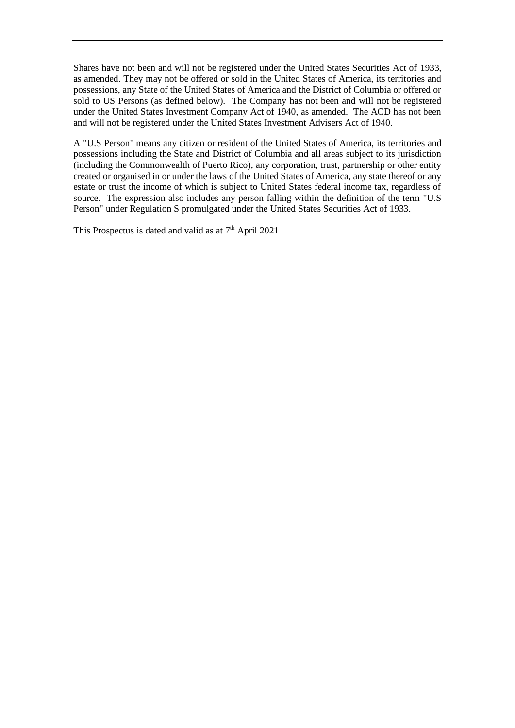Shares have not been and will not be registered under the United States Securities Act of 1933, as amended. They may not be offered or sold in the United States of America, its territories and possessions, any State of the United States of America and the District of Columbia or offered or sold to US Persons (as defined below). The Company has not been and will not be registered under the United States Investment Company Act of 1940, as amended. The ACD has not been and will not be registered under the United States Investment Advisers Act of 1940.

A "U.S Person" means any citizen or resident of the United States of America, its territories and possessions including the State and District of Columbia and all areas subject to its jurisdiction (including the Commonwealth of Puerto Rico), any corporation, trust, partnership or other entity created or organised in or under the laws of the United States of America, any state thereof or any estate or trust the income of which is subject to United States federal income tax, regardless of source. The expression also includes any person falling within the definition of the term "U.S Person" under Regulation S promulgated under the United States Securities Act of 1933.

This Prospectus is dated and valid as at 7th April 2021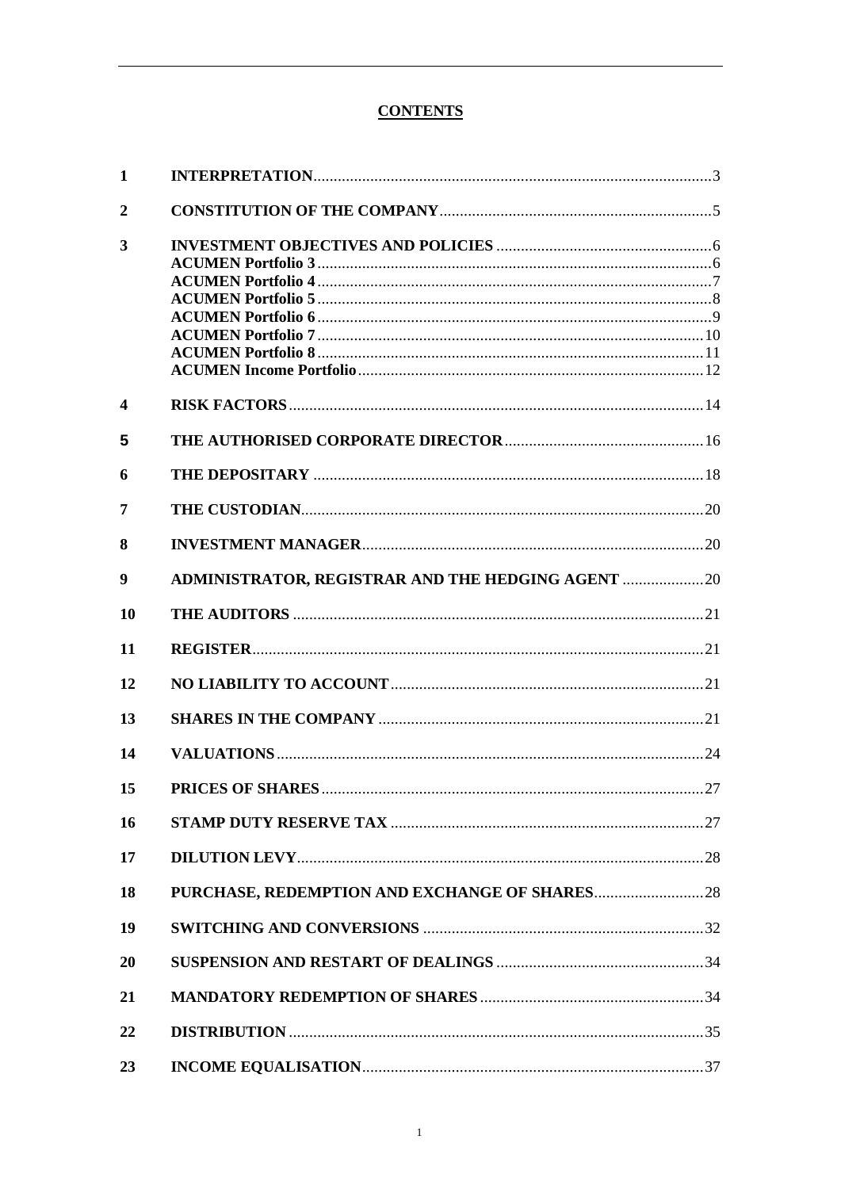# CONTENTS

| | | |
|---|---|---|
| **1** | **INTERPRETATION** | 3 |
| **2** | **CONSTITUTION OF THE COMPANY** | 5 |
| **3** | **INVESTMENT OBJECTIVES AND POLICIES** | 6 |
| | **ACUMEN Portfolio 3** | 6 |
| | **ACUMEN Portfolio 4** | 7 |
| | **ACUMEN Portfolio 5** | 8 |
| | **ACUMEN Portfolio 6** | 9 |
| | **ACUMEN Portfolio 7** | 10 |
| | **ACUMEN Portfolio 8** | 11 |
| | **ACUMEN Income Portfolio** | 12 |
| **4** | **RISK FACTORS** | 14 |
| **5** | **THE AUTHORISED CORPORATE DIRECTOR** | 16 |
| **6** | **THE DEPOSITARY** | 18 |
| **7** | **THE CUSTODIAN** | 20 |
| **8** | **INVESTMENT MANAGER** | 20 |
| **9** | **ADMINISTRATOR, REGISTRAR AND THE HEDGING AGENT** | 20 |
| **10** | **THE AUDITORS** | 21 |
| **11** | **REGISTER** | 21 |
| **12** | **NO LIABILITY TO ACCOUNT** | 21 |
| **13** | **SHARES IN THE COMPANY** | 21 |
| **14** | **VALUATIONS** | 24 |
| **15** | **PRICES OF SHARES** | 27 |
| **16** | **STAMP DUTY RESERVE TAX** | 27 |
| **17** | **DILUTION LEVY** | 28 |
| **18** | **PURCHASE, REDEMPTION AND EXCHANGE OF SHARES** | 28 |
| **19** | **SWITCHING AND CONVERSIONS** | 32 |
| **20** | **SUSPENSION AND RESTART OF DEALINGS** | 34 |
| **21** | **MANDATORY REDEMPTION OF SHARES** | 34 |
| **22** | **DISTRIBUTION** | 35 |
| **23** | **INCOME EQUALISATION** | 37 |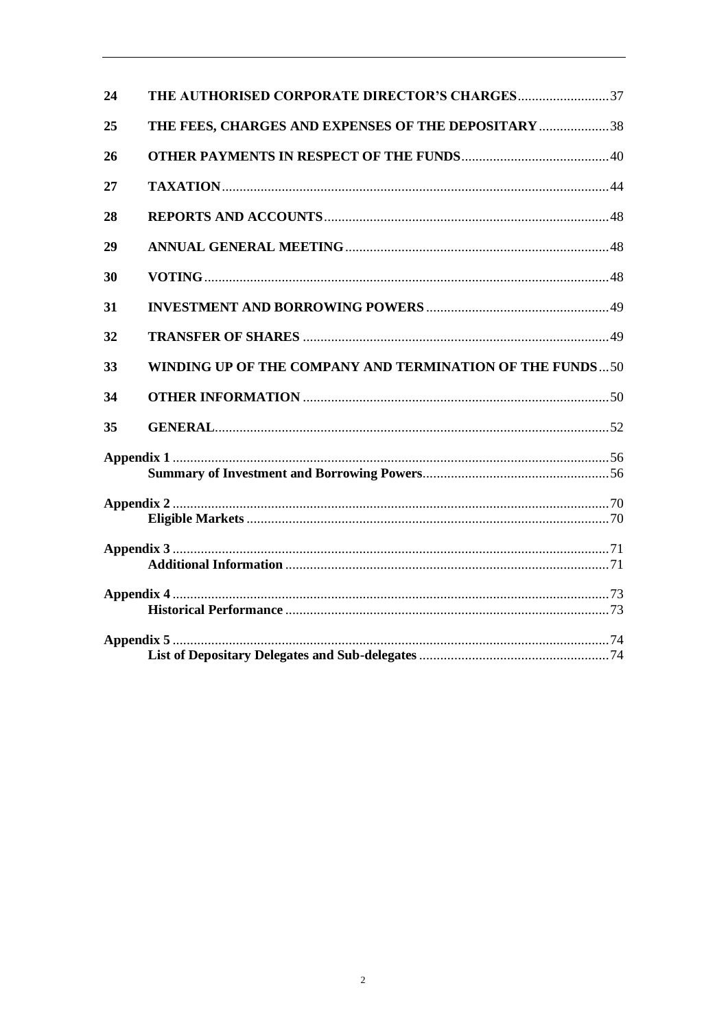| | | |
|---|---|---|
| 24 | **THE AUTHORISED CORPORATE DIRECTOR'S CHARGES** | 37 |
| 25 | **THE FEES, CHARGES AND EXPENSES OF THE DEPOSITARY** | 38 |
| 26 | **OTHER PAYMENTS IN RESPECT OF THE FUNDS** | 40 |
| 27 | **TAXATION** | 44 |
| 28 | **REPORTS AND ACCOUNTS** | 48 |
| 29 | **ANNUAL GENERAL MEETING** | 48 |
| 30 | **VOTING** | 48 |
| 31 | **INVESTMENT AND BORROWING POWERS** | 49 |
| 32 | **TRANSFER OF SHARES** | 49 |
| 33 | **WINDING UP OF THE COMPANY AND TERMINATION OF THE FUNDS** | 50 |
| 34 | **OTHER INFORMATION** | 50 |
| 35 | **GENERAL** | 52 |

**Appendix 1** ... 56
**Summary of Investment and Borrowing Powers** ... 56

**Appendix 2** ... 70
**Eligible Markets** ... 70

**Appendix 3** ... 71
**Additional Information** ... 71

**Appendix 4** ... 73
**Historical Performance** ... 73

**Appendix 5** ... 74
**List of Depositary Delegates and Sub-delegates** ... 74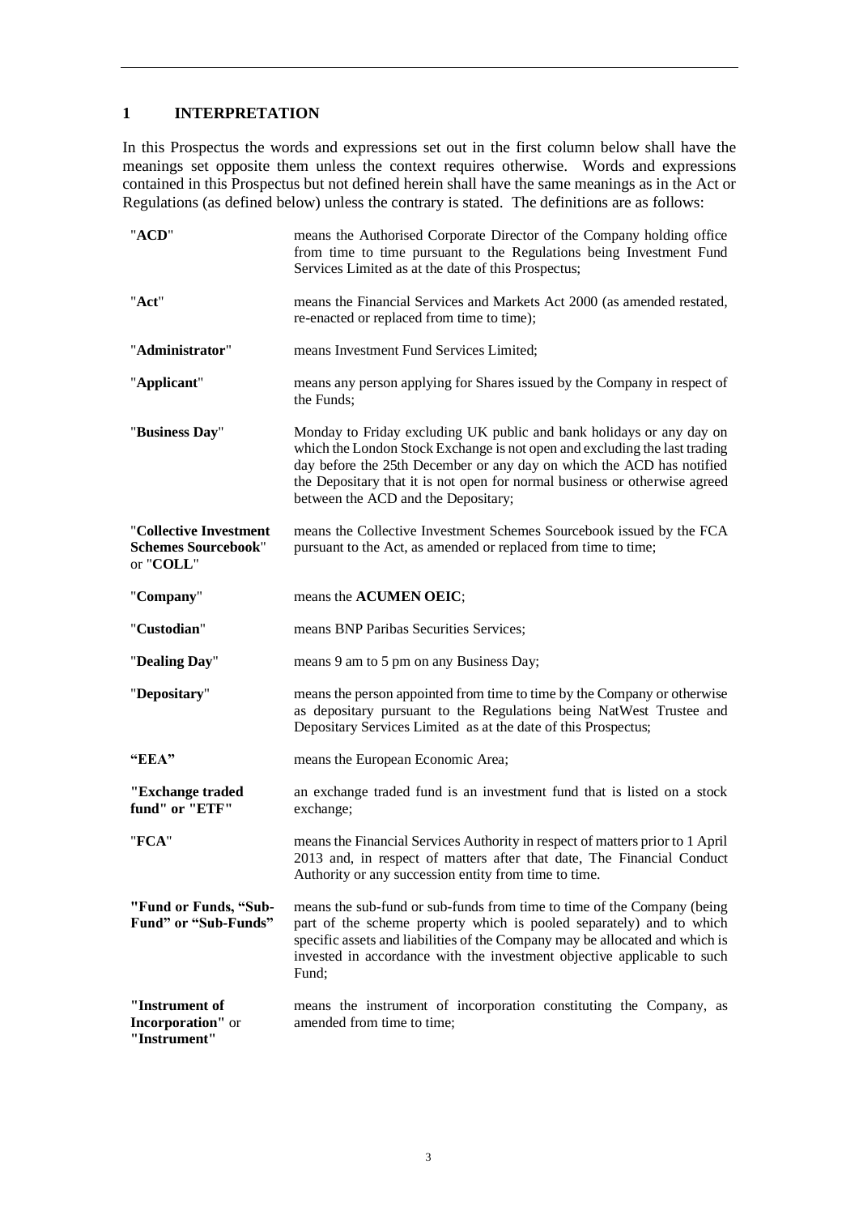## 1 INTERPRETATION

In this Prospectus the words and expressions set out in the first column below shall have the meanings set opposite them unless the context requires otherwise. Words and expressions contained in this Prospectus but not defined herein shall have the same meanings as in the Act or Regulations (as defined below) unless the contrary is stated. The definitions are as follows:

| | |
|---|---|
| "**ACD**" | means the Authorised Corporate Director of the Company holding office from time to time pursuant to the Regulations being Investment Fund Services Limited as at the date of this Prospectus; |
| "**Act**" | means the Financial Services and Markets Act 2000 (as amended restated, re-enacted or replaced from time to time); |
| "**Administrator**" | means Investment Fund Services Limited; |
| "**Applicant**" | means any person applying for Shares issued by the Company in respect of the Funds; |
| "**Business Day**" | Monday to Friday excluding UK public and bank holidays or any day on which the London Stock Exchange is not open and excluding the last trading day before the 25th December or any day on which the ACD has notified the Depositary that it is not open for normal business or otherwise agreed between the ACD and the Depositary; |
| "**Collective Investment Schemes Sourcebook**" or "**COLL**" | means the Collective Investment Schemes Sourcebook issued by the FCA pursuant to the Act, as amended or replaced from time to time; |
| "**Company**" | means the **ACUMEN OEIC**; |
| "**Custodian**" | means BNP Paribas Securities Services; |
| "**Dealing Day**" | means 9 am to 5 pm on any Business Day; |
| "**Depositary**" | means the person appointed from time to time by the Company or otherwise as depositary pursuant to the Regulations being NatWest Trustee and Depositary Services Limited as at the date of this Prospectus; |
| **"EEA"** | means the European Economic Area; |
| **"Exchange traded fund" or "ETF"** | an exchange traded fund is an investment fund that is listed on a stock exchange; |
| "**FCA**" | means the Financial Services Authority in respect of matters prior to 1 April 2013 and, in respect of matters after that date, The Financial Conduct Authority or any succession entity from time to time. |
| **"Fund or Funds, "Sub-Fund" or "Sub-Funds"** | means the sub-fund or sub-funds from time to time of the Company (being part of the scheme property which is pooled separately) and to which specific assets and liabilities of the Company may be allocated and which is invested in accordance with the investment objective applicable to such Fund; |
| **"Instrument of Incorporation"** or **"Instrument"** | means the instrument of incorporation constituting the Company, as amended from time to time; |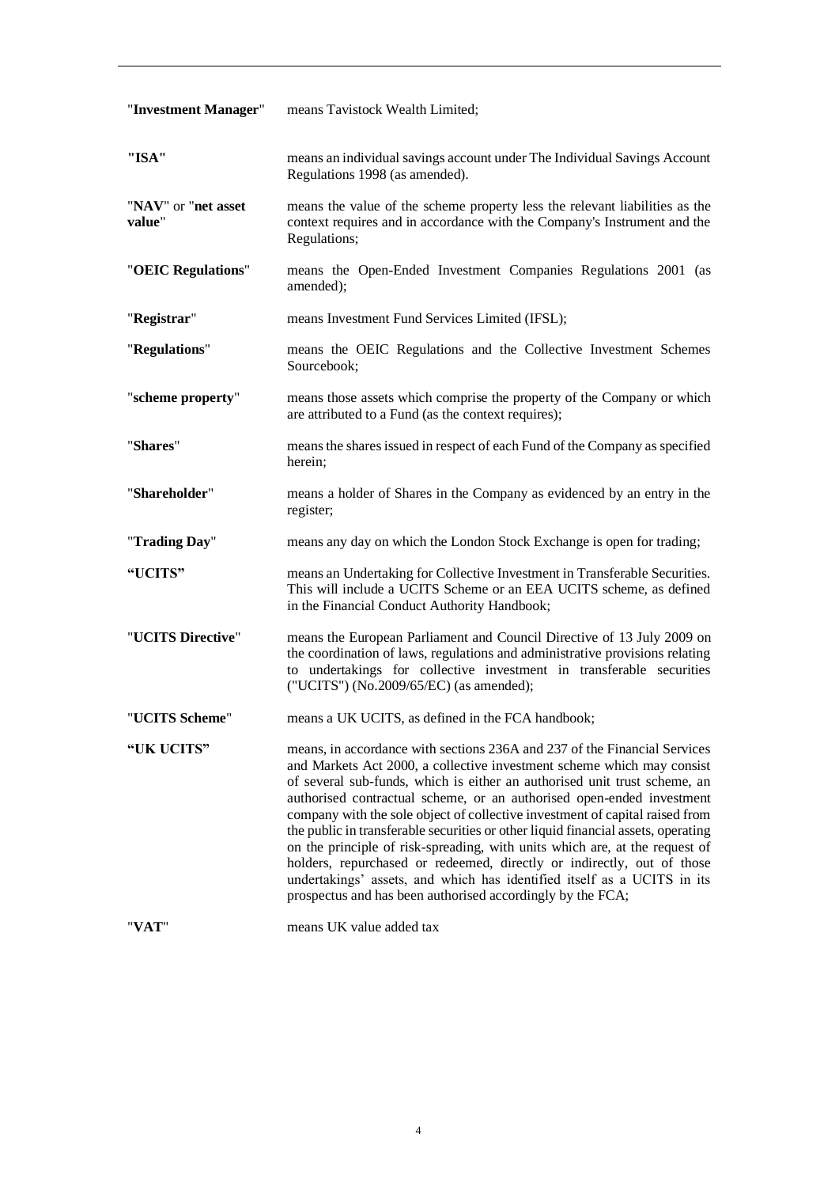| | |
|---|---|
| "**Investment Manager**" | means Tavistock Wealth Limited; |
| **"ISA"** | means an individual savings account under The Individual Savings Account Regulations 1998 (as amended). |
| "**NAV**" or "**net asset value**" | means the value of the scheme property less the relevant liabilities as the context requires and in accordance with the Company's Instrument and the Regulations; |
| "**OEIC Regulations**" | means the Open-Ended Investment Companies Regulations 2001 (as amended); |
| "**Registrar**" | means Investment Fund Services Limited (IFSL); |
| "**Regulations**" | means the OEIC Regulations and the Collective Investment Schemes Sourcebook; |
| "**scheme property**" | means those assets which comprise the property of the Company or which are attributed to a Fund (as the context requires); |
| "**Shares**" | means the shares issued in respect of each Fund of the Company as specified herein; |
| "**Shareholder**" | means a holder of Shares in the Company as evidenced by an entry in the register; |
| "**Trading Day**" | means any day on which the London Stock Exchange is open for trading; |
| **"UCITS"** | means an Undertaking for Collective Investment in Transferable Securities. This will include a UCITS Scheme or an EEA UCITS scheme, as defined in the Financial Conduct Authority Handbook; |
| "**UCITS Directive**" | means the European Parliament and Council Directive of 13 July 2009 on the coordination of laws, regulations and administrative provisions relating to undertakings for collective investment in transferable securities ("UCITS") (No.2009/65/EC) (as amended); |
| "**UCITS Scheme**" | means a UK UCITS, as defined in the FCA handbook; |
| **"UK UCITS"** | means, in accordance with sections 236A and 237 of the Financial Services and Markets Act 2000, a collective investment scheme which may consist of several sub-funds, which is either an authorised unit trust scheme, an authorised contractual scheme, or an authorised open-ended investment company with the sole object of collective investment of capital raised from the public in transferable securities or other liquid financial assets, operating on the principle of risk-spreading, with units which are, at the request of holders, repurchased or redeemed, directly or indirectly, out of those undertakings' assets, and which has identified itself as a UCITS in its prospectus and has been authorised accordingly by the FCA; |
| "**VAT**" | means UK value added tax |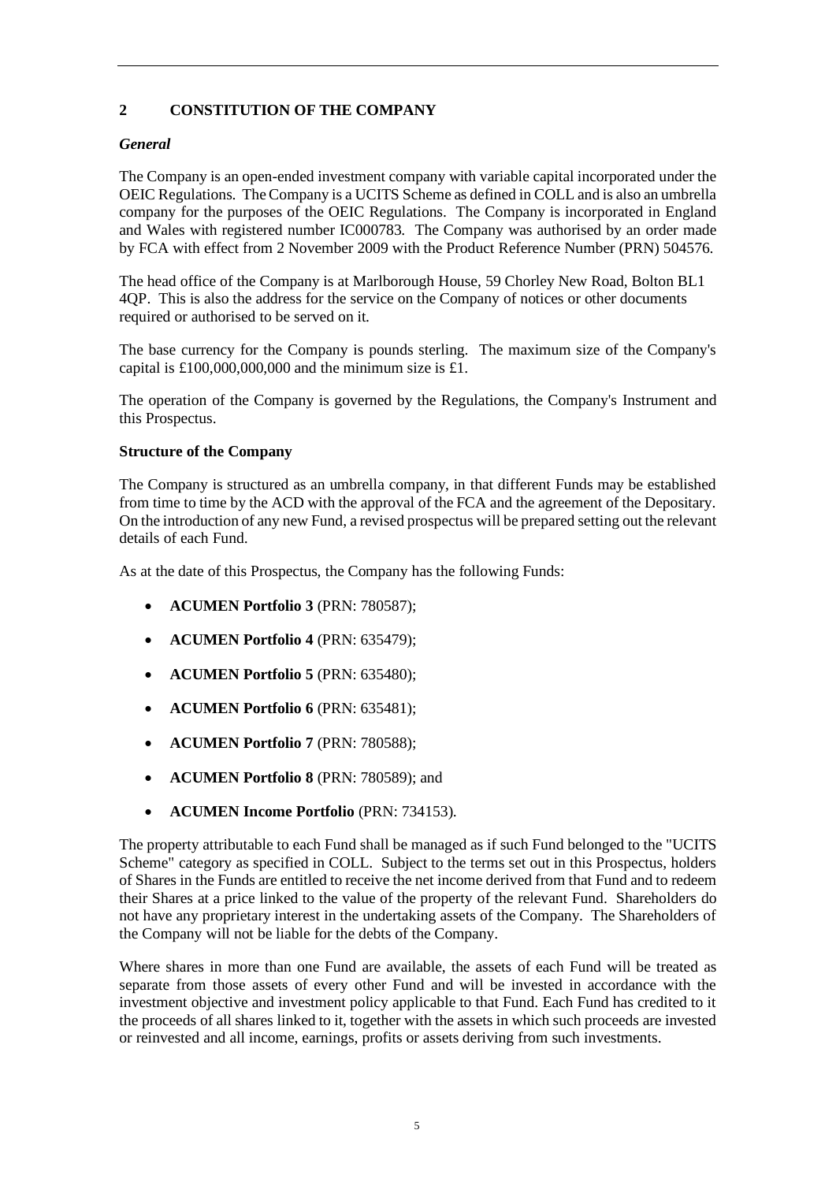## 2 CONSTITUTION OF THE COMPANY

***General***

The Company is an open-ended investment company with variable capital incorporated under the OEIC Regulations. The Company is a UCITS Scheme as defined in COLL and is also an umbrella company for the purposes of the OEIC Regulations. The Company is incorporated in England and Wales with registered number IC000783. The Company was authorised by an order made by FCA with effect from 2 November 2009 with the Product Reference Number (PRN) 504576.

The head office of the Company is at Marlborough House, 59 Chorley New Road, Bolton BL1 4QP. This is also the address for the service on the Company of notices or other documents required or authorised to be served on it.

The base currency for the Company is pounds sterling. The maximum size of the Company's capital is £100,000,000,000 and the minimum size is £1.

The operation of the Company is governed by the Regulations, the Company's Instrument and this Prospectus.

**Structure of the Company**

The Company is structured as an umbrella company, in that different Funds may be established from time to time by the ACD with the approval of the FCA and the agreement of the Depositary. On the introduction of any new Fund, a revised prospectus will be prepared setting out the relevant details of each Fund.

As at the date of this Prospectus, the Company has the following Funds:

- **ACUMEN Portfolio 3** (PRN: 780587);
- **ACUMEN Portfolio 4** (PRN: 635479);
- **ACUMEN Portfolio 5** (PRN: 635480);
- **ACUMEN Portfolio 6** (PRN: 635481);
- **ACUMEN Portfolio 7** (PRN: 780588);
- **ACUMEN Portfolio 8** (PRN: 780589); and
- **ACUMEN Income Portfolio** (PRN: 734153).

The property attributable to each Fund shall be managed as if such Fund belonged to the "UCITS Scheme" category as specified in COLL. Subject to the terms set out in this Prospectus, holders of Shares in the Funds are entitled to receive the net income derived from that Fund and to redeem their Shares at a price linked to the value of the property of the relevant Fund. Shareholders do not have any proprietary interest in the undertaking assets of the Company. The Shareholders of the Company will not be liable for the debts of the Company.

Where shares in more than one Fund are available, the assets of each Fund will be treated as separate from those assets of every other Fund and will be invested in accordance with the investment objective and investment policy applicable to that Fund. Each Fund has credited to it the proceeds of all shares linked to it, together with the assets in which such proceeds are invested or reinvested and all income, earnings, profits or assets deriving from such investments.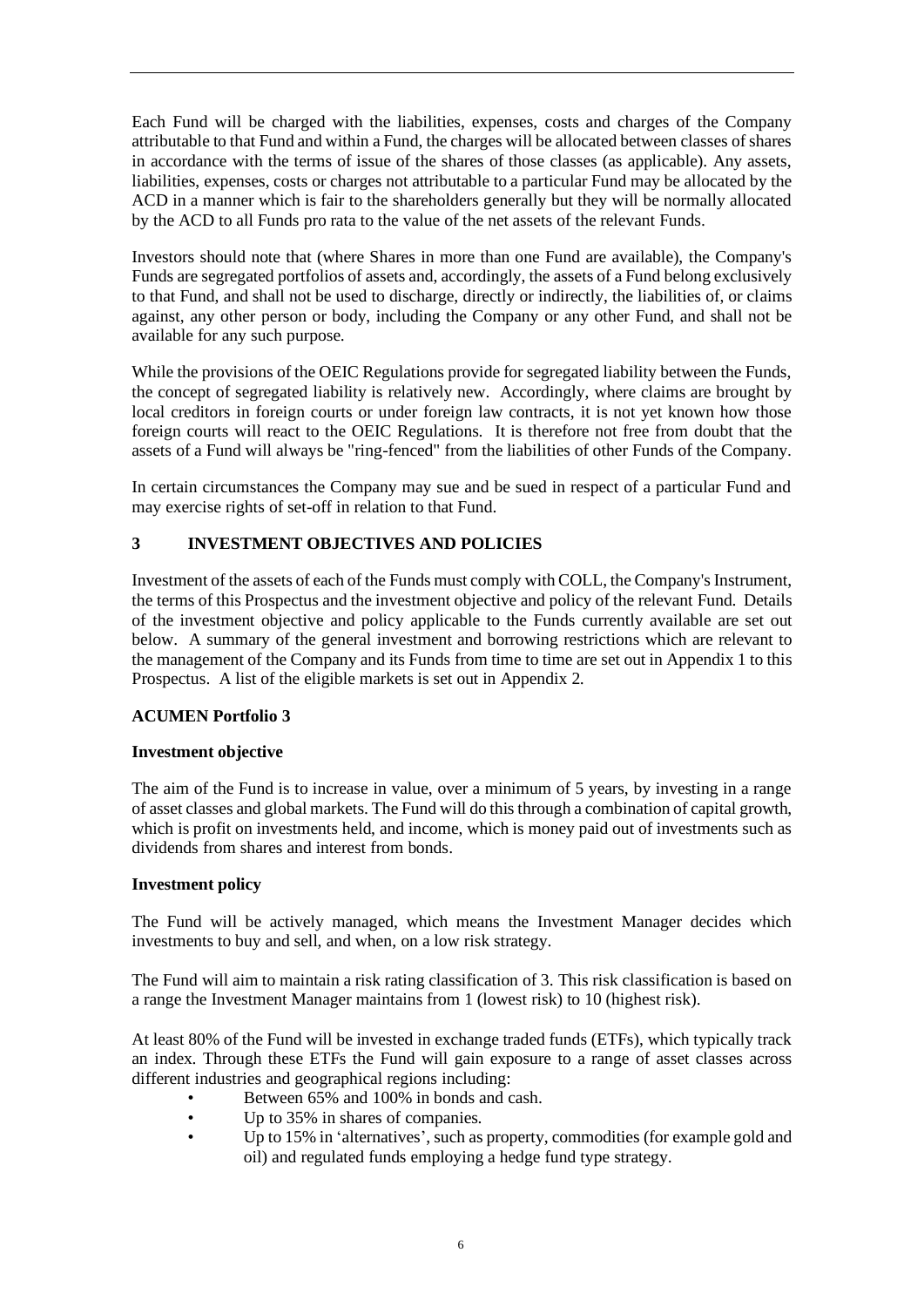Each Fund will be charged with the liabilities, expenses, costs and charges of the Company attributable to that Fund and within a Fund, the charges will be allocated between classes of shares in accordance with the terms of issue of the shares of those classes (as applicable). Any assets, liabilities, expenses, costs or charges not attributable to a particular Fund may be allocated by the ACD in a manner which is fair to the shareholders generally but they will be normally allocated by the ACD to all Funds pro rata to the value of the net assets of the relevant Funds.

Investors should note that (where Shares in more than one Fund are available), the Company's Funds are segregated portfolios of assets and, accordingly, the assets of a Fund belong exclusively to that Fund, and shall not be used to discharge, directly or indirectly, the liabilities of, or claims against, any other person or body, including the Company or any other Fund, and shall not be available for any such purpose.

While the provisions of the OEIC Regulations provide for segregated liability between the Funds, the concept of segregated liability is relatively new. Accordingly, where claims are brought by local creditors in foreign courts or under foreign law contracts, it is not yet known how those foreign courts will react to the OEIC Regulations. It is therefore not free from doubt that the assets of a Fund will always be "ring-fenced" from the liabilities of other Funds of the Company.

In certain circumstances the Company may sue and be sued in respect of a particular Fund and may exercise rights of set-off in relation to that Fund.

## 3 INVESTMENT OBJECTIVES AND POLICIES

Investment of the assets of each of the Funds must comply with COLL, the Company's Instrument, the terms of this Prospectus and the investment objective and policy of the relevant Fund. Details of the investment objective and policy applicable to the Funds currently available are set out below. A summary of the general investment and borrowing restrictions which are relevant to the management of the Company and its Funds from time to time are set out in Appendix 1 to this Prospectus. A list of the eligible markets is set out in Appendix 2.

### ACUMEN Portfolio 3

**Investment objective**

The aim of the Fund is to increase in value, over a minimum of 5 years, by investing in a range of asset classes and global markets. The Fund will do this through a combination of capital growth, which is profit on investments held, and income, which is money paid out of investments such as dividends from shares and interest from bonds.

**Investment policy**

The Fund will be actively managed, which means the Investment Manager decides which investments to buy and sell, and when, on a low risk strategy.

The Fund will aim to maintain a risk rating classification of 3. This risk classification is based on a range the Investment Manager maintains from 1 (lowest risk) to 10 (highest risk).

At least 80% of the Fund will be invested in exchange traded funds (ETFs), which typically track an index. Through these ETFs the Fund will gain exposure to a range of asset classes across different industries and geographical regions including:

- Between 65% and 100% in bonds and cash.
- Up to 35% in shares of companies.
- Up to 15% in 'alternatives', such as property, commodities (for example gold and oil) and regulated funds employing a hedge fund type strategy.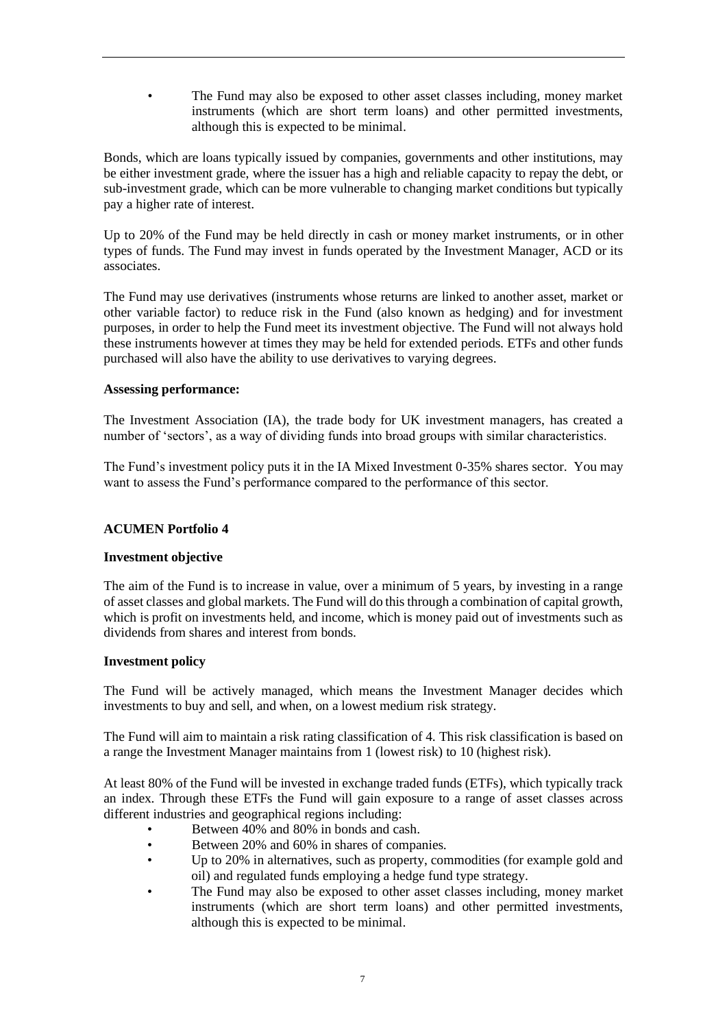- The Fund may also be exposed to other asset classes including, money market instruments (which are short term loans) and other permitted investments, although this is expected to be minimal.

Bonds, which are loans typically issued by companies, governments and other institutions, may be either investment grade, where the issuer has a high and reliable capacity to repay the debt, or sub-investment grade, which can be more vulnerable to changing market conditions but typically pay a higher rate of interest.

Up to 20% of the Fund may be held directly in cash or money market instruments, or in other types of funds. The Fund may invest in funds operated by the Investment Manager, ACD or its associates.

The Fund may use derivatives (instruments whose returns are linked to another asset, market or other variable factor) to reduce risk in the Fund (also known as hedging) and for investment purposes, in order to help the Fund meet its investment objective. The Fund will not always hold these instruments however at times they may be held for extended periods. ETFs and other funds purchased will also have the ability to use derivatives to varying degrees.

**Assessing performance:**

The Investment Association (IA), the trade body for UK investment managers, has created a number of 'sectors', as a way of dividing funds into broad groups with similar characteristics.

The Fund's investment policy puts it in the IA Mixed Investment 0-35% shares sector. You may want to assess the Fund's performance compared to the performance of this sector.

**ACUMEN Portfolio 4**

**Investment objective**

The aim of the Fund is to increase in value, over a minimum of 5 years, by investing in a range of asset classes and global markets. The Fund will do this through a combination of capital growth, which is profit on investments held, and income, which is money paid out of investments such as dividends from shares and interest from bonds.

**Investment policy**

The Fund will be actively managed, which means the Investment Manager decides which investments to buy and sell, and when, on a lowest medium risk strategy.

The Fund will aim to maintain a risk rating classification of 4. This risk classification is based on a range the Investment Manager maintains from 1 (lowest risk) to 10 (highest risk).

At least 80% of the Fund will be invested in exchange traded funds (ETFs), which typically track an index. Through these ETFs the Fund will gain exposure to a range of asset classes across different industries and geographical regions including:

- Between 40% and 80% in bonds and cash.
- Between 20% and 60% in shares of companies.
- Up to 20% in alternatives, such as property, commodities (for example gold and oil) and regulated funds employing a hedge fund type strategy.
- The Fund may also be exposed to other asset classes including, money market instruments (which are short term loans) and other permitted investments, although this is expected to be minimal.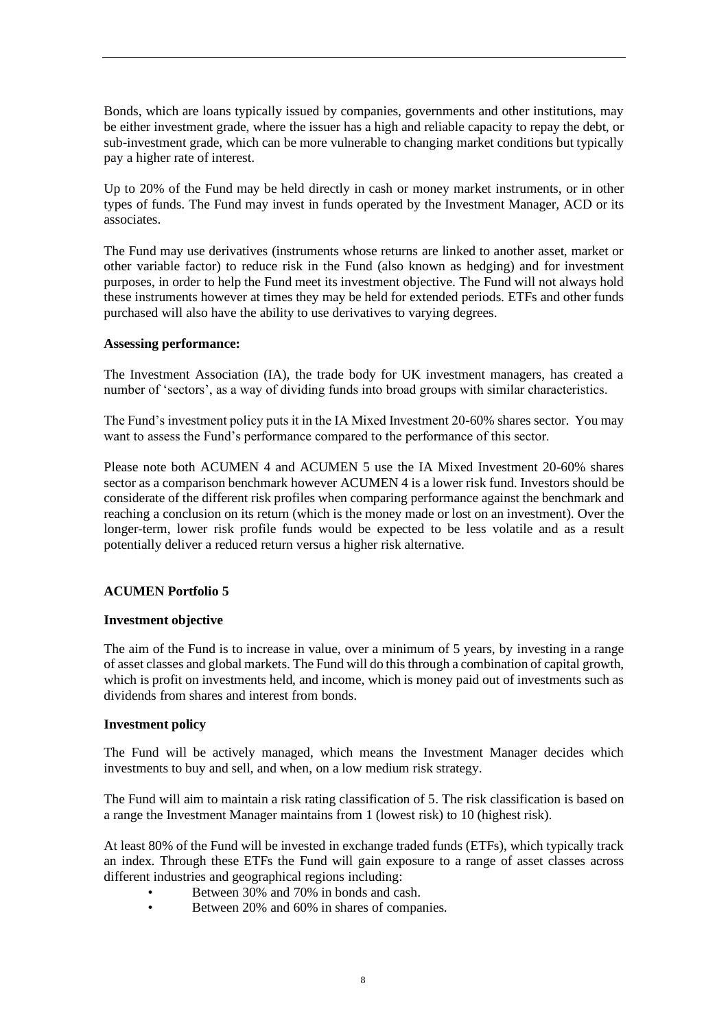Bonds, which are loans typically issued by companies, governments and other institutions, may be either investment grade, where the issuer has a high and reliable capacity to repay the debt, or sub-investment grade, which can be more vulnerable to changing market conditions but typically pay a higher rate of interest.

Up to 20% of the Fund may be held directly in cash or money market instruments, or in other types of funds. The Fund may invest in funds operated by the Investment Manager, ACD or its associates.

The Fund may use derivatives (instruments whose returns are linked to another asset, market or other variable factor) to reduce risk in the Fund (also known as hedging) and for investment purposes, in order to help the Fund meet its investment objective. The Fund will not always hold these instruments however at times they may be held for extended periods. ETFs and other funds purchased will also have the ability to use derivatives to varying degrees.

**Assessing performance:**

The Investment Association (IA), the trade body for UK investment managers, has created a number of 'sectors', as a way of dividing funds into broad groups with similar characteristics.

The Fund's investment policy puts it in the IA Mixed Investment 20-60% shares sector. You may want to assess the Fund's performance compared to the performance of this sector.

Please note both ACUMEN 4 and ACUMEN 5 use the IA Mixed Investment 20-60% shares sector as a comparison benchmark however ACUMEN 4 is a lower risk fund. Investors should be considerate of the different risk profiles when comparing performance against the benchmark and reaching a conclusion on its return (which is the money made or lost on an investment). Over the longer-term, lower risk profile funds would be expected to be less volatile and as a result potentially deliver a reduced return versus a higher risk alternative.

**ACUMEN Portfolio 5**

**Investment objective**

The aim of the Fund is to increase in value, over a minimum of 5 years, by investing in a range of asset classes and global markets. The Fund will do this through a combination of capital growth, which is profit on investments held, and income, which is money paid out of investments such as dividends from shares and interest from bonds.

**Investment policy**

The Fund will be actively managed, which means the Investment Manager decides which investments to buy and sell, and when, on a low medium risk strategy.

The Fund will aim to maintain a risk rating classification of 5. The risk classification is based on a range the Investment Manager maintains from 1 (lowest risk) to 10 (highest risk).

At least 80% of the Fund will be invested in exchange traded funds (ETFs), which typically track an index. Through these ETFs the Fund will gain exposure to a range of asset classes across different industries and geographical regions including:

- Between 30% and 70% in bonds and cash.
- Between 20% and 60% in shares of companies.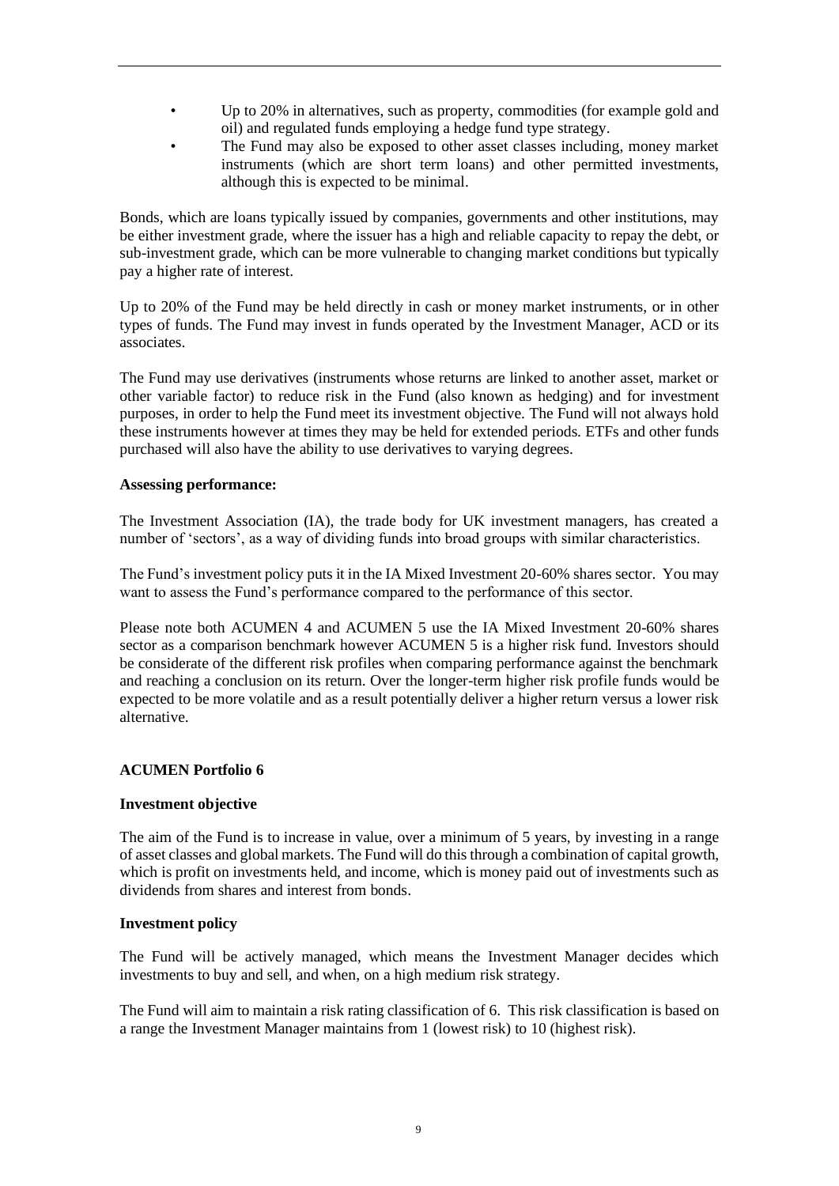- Up to 20% in alternatives, such as property, commodities (for example gold and oil) and regulated funds employing a hedge fund type strategy.
- The Fund may also be exposed to other asset classes including, money market instruments (which are short term loans) and other permitted investments, although this is expected to be minimal.

Bonds, which are loans typically issued by companies, governments and other institutions, may be either investment grade, where the issuer has a high and reliable capacity to repay the debt, or sub-investment grade, which can be more vulnerable to changing market conditions but typically pay a higher rate of interest.

Up to 20% of the Fund may be held directly in cash or money market instruments, or in other types of funds. The Fund may invest in funds operated by the Investment Manager, ACD or its associates.

The Fund may use derivatives (instruments whose returns are linked to another asset, market or other variable factor) to reduce risk in the Fund (also known as hedging) and for investment purposes, in order to help the Fund meet its investment objective. The Fund will not always hold these instruments however at times they may be held for extended periods. ETFs and other funds purchased will also have the ability to use derivatives to varying degrees.

**Assessing performance:**

The Investment Association (IA), the trade body for UK investment managers, has created a number of 'sectors', as a way of dividing funds into broad groups with similar characteristics.

The Fund's investment policy puts it in the IA Mixed Investment 20-60% shares sector. You may want to assess the Fund's performance compared to the performance of this sector.

Please note both ACUMEN 4 and ACUMEN 5 use the IA Mixed Investment 20-60% shares sector as a comparison benchmark however ACUMEN 5 is a higher risk fund. Investors should be considerate of the different risk profiles when comparing performance against the benchmark and reaching a conclusion on its return. Over the longer-term higher risk profile funds would be expected to be more volatile and as a result potentially deliver a higher return versus a lower risk alternative.

## ACUMEN Portfolio 6

### Investment objective

The aim of the Fund is to increase in value, over a minimum of 5 years, by investing in a range of asset classes and global markets. The Fund will do this through a combination of capital growth, which is profit on investments held, and income, which is money paid out of investments such as dividends from shares and interest from bonds.

### Investment policy

The Fund will be actively managed, which means the Investment Manager decides which investments to buy and sell, and when, on a high medium risk strategy.

The Fund will aim to maintain a risk rating classification of 6. This risk classification is based on a range the Investment Manager maintains from 1 (lowest risk) to 10 (highest risk).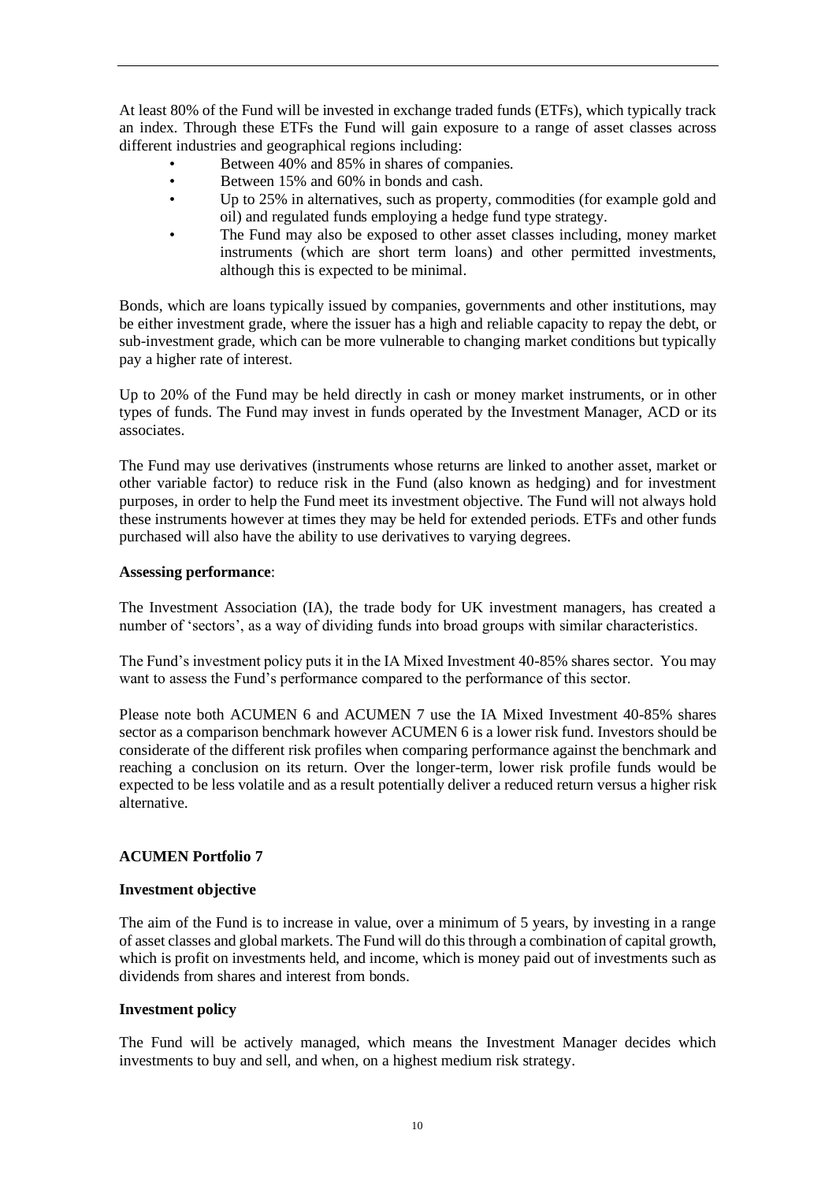At least 80% of the Fund will be invested in exchange traded funds (ETFs), which typically track an index. Through these ETFs the Fund will gain exposure to a range of asset classes across different industries and geographical regions including:

- Between 40% and 85% in shares of companies.
- Between 15% and 60% in bonds and cash.
- Up to 25% in alternatives, such as property, commodities (for example gold and oil) and regulated funds employing a hedge fund type strategy.
- The Fund may also be exposed to other asset classes including, money market instruments (which are short term loans) and other permitted investments, although this is expected to be minimal.

Bonds, which are loans typically issued by companies, governments and other institutions, may be either investment grade, where the issuer has a high and reliable capacity to repay the debt, or sub-investment grade, which can be more vulnerable to changing market conditions but typically pay a higher rate of interest.

Up to 20% of the Fund may be held directly in cash or money market instruments, or in other types of funds. The Fund may invest in funds operated by the Investment Manager, ACD or its associates.

The Fund may use derivatives (instruments whose returns are linked to another asset, market or other variable factor) to reduce risk in the Fund (also known as hedging) and for investment purposes, in order to help the Fund meet its investment objective. The Fund will not always hold these instruments however at times they may be held for extended periods. ETFs and other funds purchased will also have the ability to use derivatives to varying degrees.

**Assessing performance**:

The Investment Association (IA), the trade body for UK investment managers, has created a number of 'sectors', as a way of dividing funds into broad groups with similar characteristics.

The Fund's investment policy puts it in the IA Mixed Investment 40-85% shares sector. You may want to assess the Fund's performance compared to the performance of this sector.

Please note both ACUMEN 6 and ACUMEN 7 use the IA Mixed Investment 40-85% shares sector as a comparison benchmark however ACUMEN 6 is a lower risk fund. Investors should be considerate of the different risk profiles when comparing performance against the benchmark and reaching a conclusion on its return. Over the longer-term, lower risk profile funds would be expected to be less volatile and as a result potentially deliver a reduced return versus a higher risk alternative.

## ACUMEN Portfolio 7

**Investment objective**

The aim of the Fund is to increase in value, over a minimum of 5 years, by investing in a range of asset classes and global markets. The Fund will do this through a combination of capital growth, which is profit on investments held, and income, which is money paid out of investments such as dividends from shares and interest from bonds.

**Investment policy**

The Fund will be actively managed, which means the Investment Manager decides which investments to buy and sell, and when, on a highest medium risk strategy.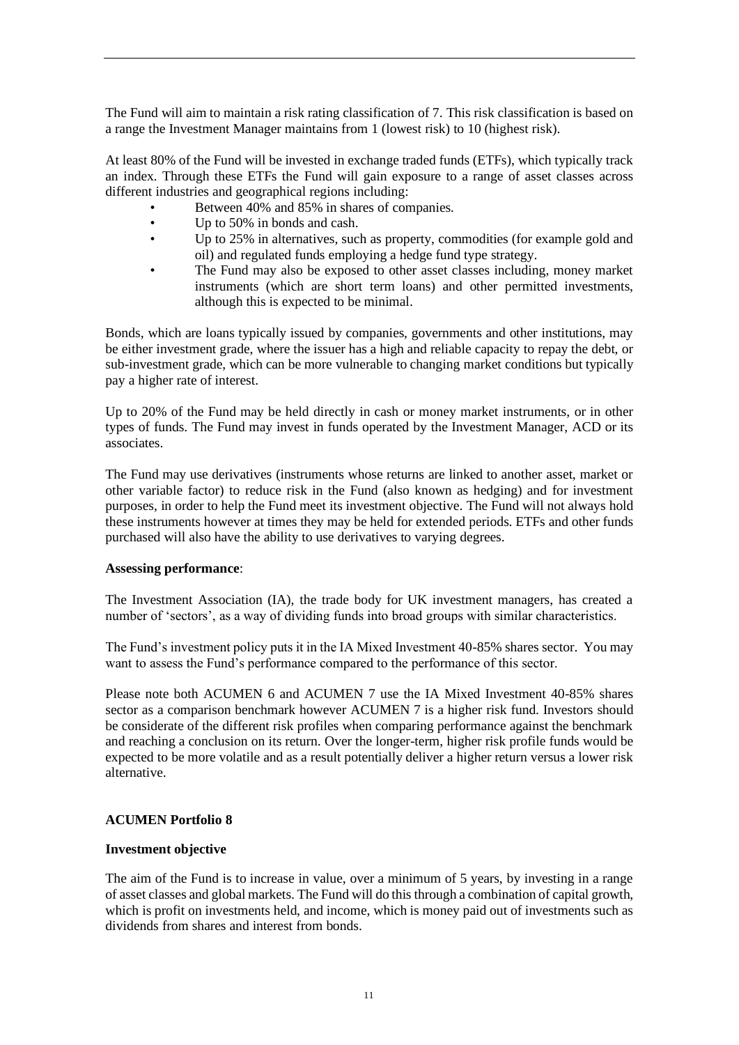The Fund will aim to maintain a risk rating classification of 7. This risk classification is based on a range the Investment Manager maintains from 1 (lowest risk) to 10 (highest risk).

At least 80% of the Fund will be invested in exchange traded funds (ETFs), which typically track an index. Through these ETFs the Fund will gain exposure to a range of asset classes across different industries and geographical regions including:

- Between 40% and 85% in shares of companies.
- Up to 50% in bonds and cash.
- Up to 25% in alternatives, such as property, commodities (for example gold and oil) and regulated funds employing a hedge fund type strategy.
- The Fund may also be exposed to other asset classes including, money market instruments (which are short term loans) and other permitted investments, although this is expected to be minimal.

Bonds, which are loans typically issued by companies, governments and other institutions, may be either investment grade, where the issuer has a high and reliable capacity to repay the debt, or sub-investment grade, which can be more vulnerable to changing market conditions but typically pay a higher rate of interest.

Up to 20% of the Fund may be held directly in cash or money market instruments, or in other types of funds. The Fund may invest in funds operated by the Investment Manager, ACD or its associates.

The Fund may use derivatives (instruments whose returns are linked to another asset, market or other variable factor) to reduce risk in the Fund (also known as hedging) and for investment purposes, in order to help the Fund meet its investment objective. The Fund will not always hold these instruments however at times they may be held for extended periods. ETFs and other funds purchased will also have the ability to use derivatives to varying degrees.

**Assessing performance**:

The Investment Association (IA), the trade body for UK investment managers, has created a number of 'sectors', as a way of dividing funds into broad groups with similar characteristics.

The Fund's investment policy puts it in the IA Mixed Investment 40-85% shares sector. You may want to assess the Fund's performance compared to the performance of this sector.

Please note both ACUMEN 6 and ACUMEN 7 use the IA Mixed Investment 40-85% shares sector as a comparison benchmark however ACUMEN 7 is a higher risk fund. Investors should be considerate of the different risk profiles when comparing performance against the benchmark and reaching a conclusion on its return. Over the longer-term, higher risk profile funds would be expected to be more volatile and as a result potentially deliver a higher return versus a lower risk alternative.

## ACUMEN Portfolio 8

**Investment objective**

The aim of the Fund is to increase in value, over a minimum of 5 years, by investing in a range of asset classes and global markets. The Fund will do this through a combination of capital growth, which is profit on investments held, and income, which is money paid out of investments such as dividends from shares and interest from bonds.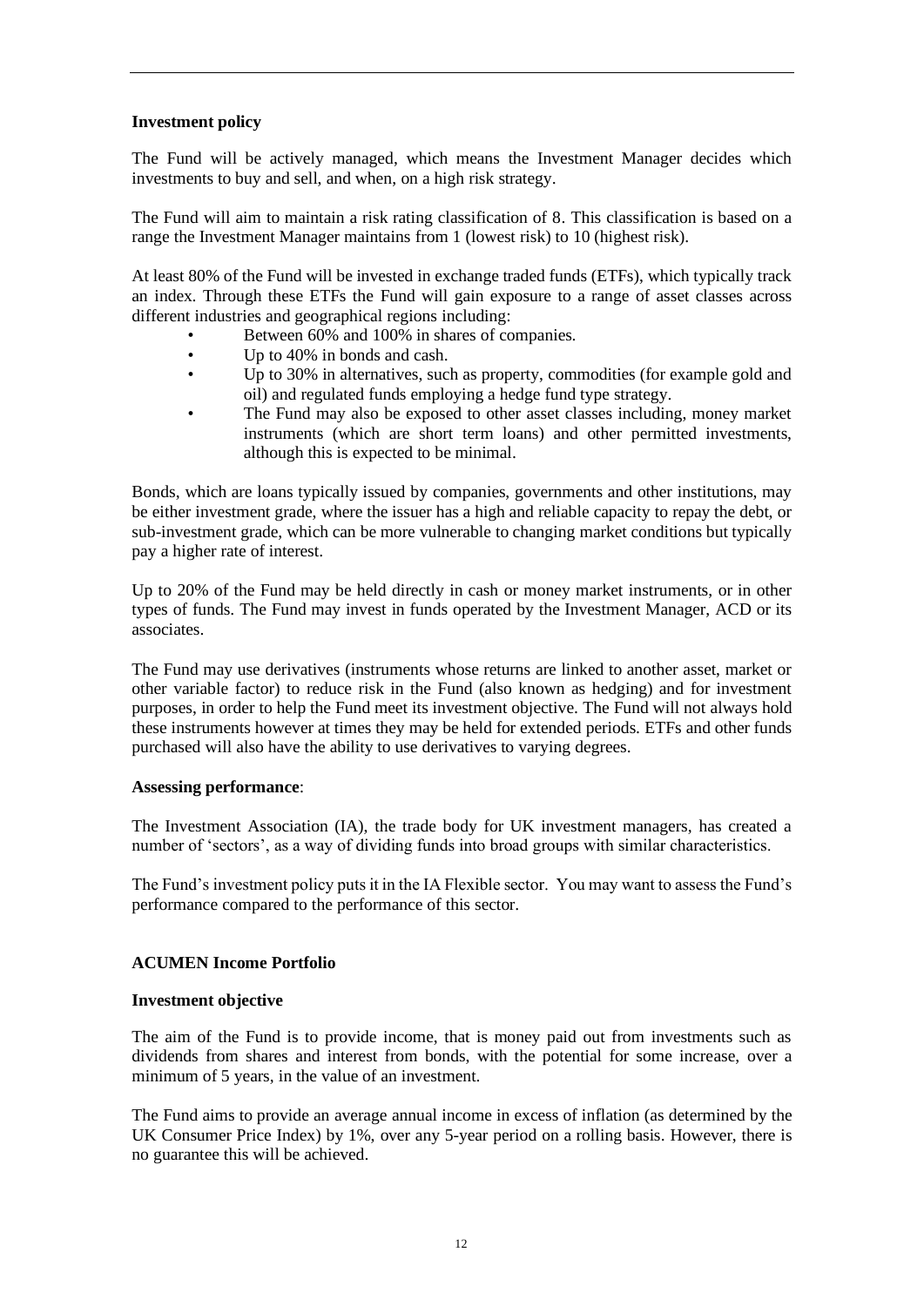**Investment policy**

The Fund will be actively managed, which means the Investment Manager decides which investments to buy and sell, and when, on a high risk strategy.

The Fund will aim to maintain a risk rating classification of 8. This classification is based on a range the Investment Manager maintains from 1 (lowest risk) to 10 (highest risk).

At least 80% of the Fund will be invested in exchange traded funds (ETFs), which typically track an index. Through these ETFs the Fund will gain exposure to a range of asset classes across different industries and geographical regions including:

- Between 60% and 100% in shares of companies.
- Up to 40% in bonds and cash.
- Up to 30% in alternatives, such as property, commodities (for example gold and oil) and regulated funds employing a hedge fund type strategy.
- The Fund may also be exposed to other asset classes including, money market instruments (which are short term loans) and other permitted investments, although this is expected to be minimal.

Bonds, which are loans typically issued by companies, governments and other institutions, may be either investment grade, where the issuer has a high and reliable capacity to repay the debt, or sub-investment grade, which can be more vulnerable to changing market conditions but typically pay a higher rate of interest.

Up to 20% of the Fund may be held directly in cash or money market instruments, or in other types of funds. The Fund may invest in funds operated by the Investment Manager, ACD or its associates.

The Fund may use derivatives (instruments whose returns are linked to another asset, market or other variable factor) to reduce risk in the Fund (also known as hedging) and for investment purposes, in order to help the Fund meet its investment objective. The Fund will not always hold these instruments however at times they may be held for extended periods. ETFs and other funds purchased will also have the ability to use derivatives to varying degrees.

**Assessing performance**:

The Investment Association (IA), the trade body for UK investment managers, has created a number of 'sectors', as a way of dividing funds into broad groups with similar characteristics.

The Fund's investment policy puts it in the IA Flexible sector. You may want to assess the Fund's performance compared to the performance of this sector.

**ACUMEN Income Portfolio**

**Investment objective**

The aim of the Fund is to provide income, that is money paid out from investments such as dividends from shares and interest from bonds, with the potential for some increase, over a minimum of 5 years, in the value of an investment.

The Fund aims to provide an average annual income in excess of inflation (as determined by the UK Consumer Price Index) by 1%, over any 5-year period on a rolling basis. However, there is no guarantee this will be achieved.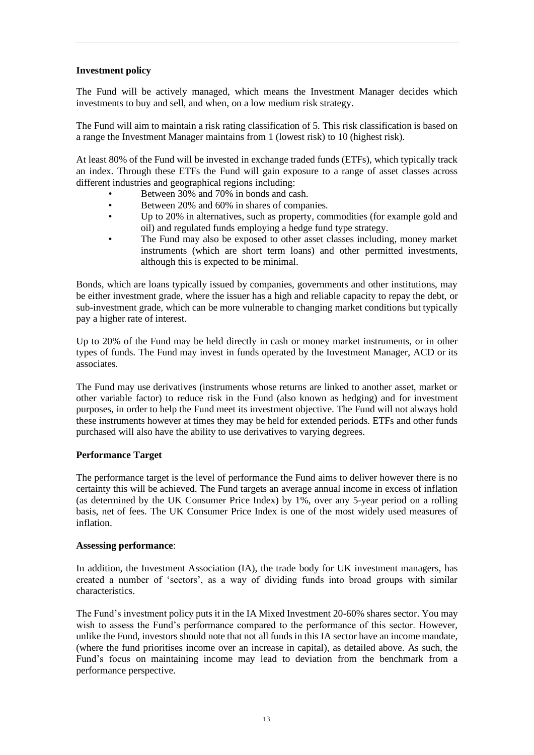**Investment policy**

The Fund will be actively managed, which means the Investment Manager decides which investments to buy and sell, and when, on a low medium risk strategy.

The Fund will aim to maintain a risk rating classification of 5. This risk classification is based on a range the Investment Manager maintains from 1 (lowest risk) to 10 (highest risk).

At least 80% of the Fund will be invested in exchange traded funds (ETFs), which typically track an index. Through these ETFs the Fund will gain exposure to a range of asset classes across different industries and geographical regions including:

- Between 30% and 70% in bonds and cash.
- Between 20% and 60% in shares of companies.
- Up to 20% in alternatives, such as property, commodities (for example gold and oil) and regulated funds employing a hedge fund type strategy.
- The Fund may also be exposed to other asset classes including, money market instruments (which are short term loans) and other permitted investments, although this is expected to be minimal.

Bonds, which are loans typically issued by companies, governments and other institutions, may be either investment grade, where the issuer has a high and reliable capacity to repay the debt, or sub-investment grade, which can be more vulnerable to changing market conditions but typically pay a higher rate of interest.

Up to 20% of the Fund may be held directly in cash or money market instruments, or in other types of funds. The Fund may invest in funds operated by the Investment Manager, ACD or its associates.

The Fund may use derivatives (instruments whose returns are linked to another asset, market or other variable factor) to reduce risk in the Fund (also known as hedging) and for investment purposes, in order to help the Fund meet its investment objective. The Fund will not always hold these instruments however at times they may be held for extended periods. ETFs and other funds purchased will also have the ability to use derivatives to varying degrees.

**Performance Target**

The performance target is the level of performance the Fund aims to deliver however there is no certainty this will be achieved. The Fund targets an average annual income in excess of inflation (as determined by the UK Consumer Price Index) by 1%, over any 5-year period on a rolling basis, net of fees. The UK Consumer Price Index is one of the most widely used measures of inflation.

**Assessing performance**:

In addition, the Investment Association (IA), the trade body for UK investment managers, has created a number of 'sectors', as a way of dividing funds into broad groups with similar characteristics.

The Fund's investment policy puts it in the IA Mixed Investment 20-60% shares sector. You may wish to assess the Fund's performance compared to the performance of this sector. However, unlike the Fund, investors should note that not all funds in this IA sector have an income mandate, (where the fund prioritises income over an increase in capital), as detailed above. As such, the Fund's focus on maintaining income may lead to deviation from the benchmark from a performance perspective.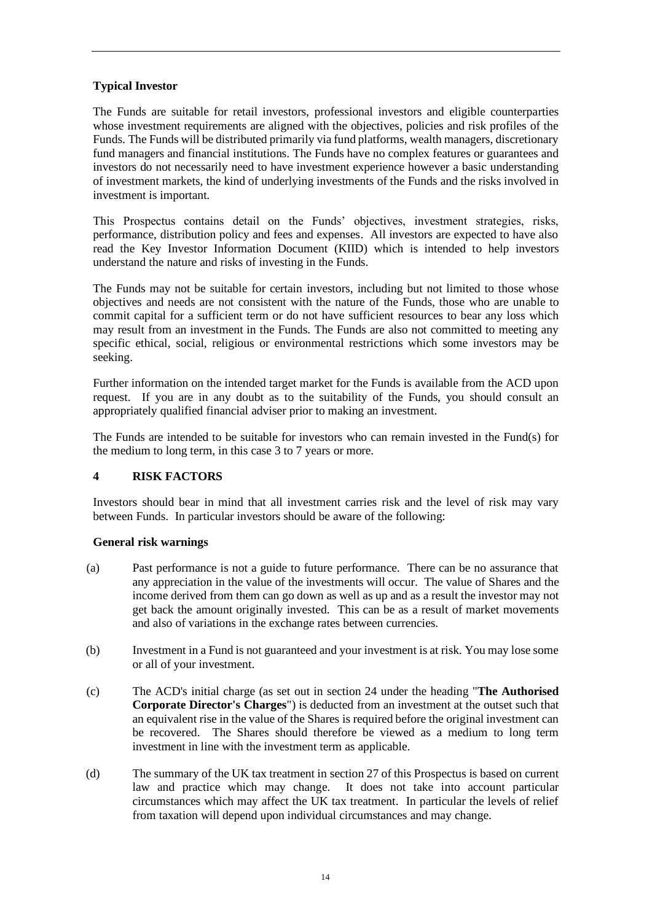**Typical Investor**

The Funds are suitable for retail investors, professional investors and eligible counterparties whose investment requirements are aligned with the objectives, policies and risk profiles of the Funds. The Funds will be distributed primarily via fund platforms, wealth managers, discretionary fund managers and financial institutions. The Funds have no complex features or guarantees and investors do not necessarily need to have investment experience however a basic understanding of investment markets, the kind of underlying investments of the Funds and the risks involved in investment is important.

This Prospectus contains detail on the Funds' objectives, investment strategies, risks, performance, distribution policy and fees and expenses. All investors are expected to have also read the Key Investor Information Document (KIID) which is intended to help investors understand the nature and risks of investing in the Funds.

The Funds may not be suitable for certain investors, including but not limited to those whose objectives and needs are not consistent with the nature of the Funds, those who are unable to commit capital for a sufficient term or do not have sufficient resources to bear any loss which may result from an investment in the Funds. The Funds are also not committed to meeting any specific ethical, social, religious or environmental restrictions which some investors may be seeking.

Further information on the intended target market for the Funds is available from the ACD upon request. If you are in any doubt as to the suitability of the Funds, you should consult an appropriately qualified financial adviser prior to making an investment.

The Funds are intended to be suitable for investors who can remain invested in the Fund(s) for the medium to long term, in this case 3 to 7 years or more.

## 4 RISK FACTORS

Investors should bear in mind that all investment carries risk and the level of risk may vary between Funds. In particular investors should be aware of the following:

**General risk warnings**

(a) Past performance is not a guide to future performance. There can be no assurance that any appreciation in the value of the investments will occur. The value of Shares and the income derived from them can go down as well as up and as a result the investor may not get back the amount originally invested. This can be as a result of market movements and also of variations in the exchange rates between currencies.

(b) Investment in a Fund is not guaranteed and your investment is at risk. You may lose some or all of your investment.

(c) The ACD's initial charge (as set out in section 24 under the heading "**The Authorised Corporate Director's Charges**") is deducted from an investment at the outset such that an equivalent rise in the value of the Shares is required before the original investment can be recovered. The Shares should therefore be viewed as a medium to long term investment in line with the investment term as applicable.

(d) The summary of the UK tax treatment in section 27 of this Prospectus is based on current law and practice which may change. It does not take into account particular circumstances which may affect the UK tax treatment. In particular the levels of relief from taxation will depend upon individual circumstances and may change.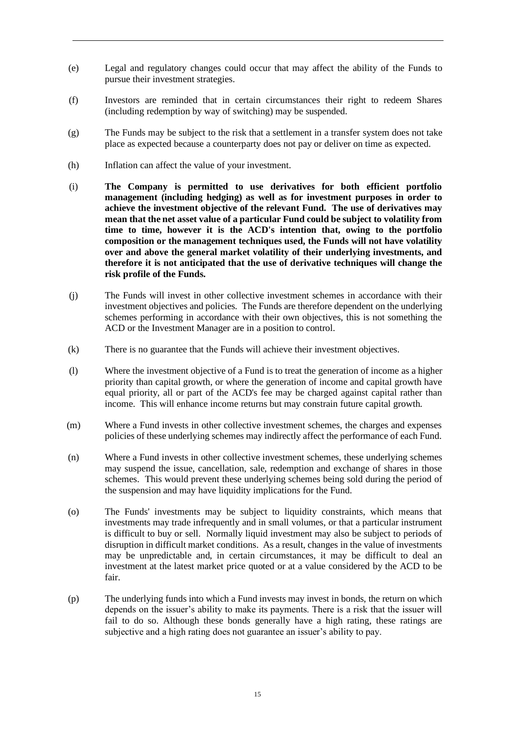(e) Legal and regulatory changes could occur that may affect the ability of the Funds to pursue their investment strategies.

(f) Investors are reminded that in certain circumstances their right to redeem Shares (including redemption by way of switching) may be suspended.

(g) The Funds may be subject to the risk that a settlement in a transfer system does not take place as expected because a counterparty does not pay or deliver on time as expected.

(h) Inflation can affect the value of your investment.

(i) **The Company is permitted to use derivatives for both efficient portfolio management (including hedging) as well as for investment purposes in order to achieve the investment objective of the relevant Fund. The use of derivatives may mean that the net asset value of a particular Fund could be subject to volatility from time to time, however it is the ACD's intention that, owing to the portfolio composition or the management techniques used, the Funds will not have volatility over and above the general market volatility of their underlying investments, and therefore it is not anticipated that the use of derivative techniques will change the risk profile of the Funds.**

(j) The Funds will invest in other collective investment schemes in accordance with their investment objectives and policies. The Funds are therefore dependent on the underlying schemes performing in accordance with their own objectives, this is not something the ACD or the Investment Manager are in a position to control.

(k) There is no guarantee that the Funds will achieve their investment objectives.

(l) Where the investment objective of a Fund is to treat the generation of income as a higher priority than capital growth, or where the generation of income and capital growth have equal priority, all or part of the ACD's fee may be charged against capital rather than income. This will enhance income returns but may constrain future capital growth.

(m) Where a Fund invests in other collective investment schemes, the charges and expenses policies of these underlying schemes may indirectly affect the performance of each Fund.

(n) Where a Fund invests in other collective investment schemes, these underlying schemes may suspend the issue, cancellation, sale, redemption and exchange of shares in those schemes. This would prevent these underlying schemes being sold during the period of the suspension and may have liquidity implications for the Fund.

(o) The Funds' investments may be subject to liquidity constraints, which means that investments may trade infrequently and in small volumes, or that a particular instrument is difficult to buy or sell. Normally liquid investment may also be subject to periods of disruption in difficult market conditions. As a result, changes in the value of investments may be unpredictable and, in certain circumstances, it may be difficult to deal an investment at the latest market price quoted or at a value considered by the ACD to be fair.

(p) The underlying funds into which a Fund invests may invest in bonds, the return on which depends on the issuer's ability to make its payments. There is a risk that the issuer will fail to do so. Although these bonds generally have a high rating, these ratings are subjective and a high rating does not guarantee an issuer's ability to pay.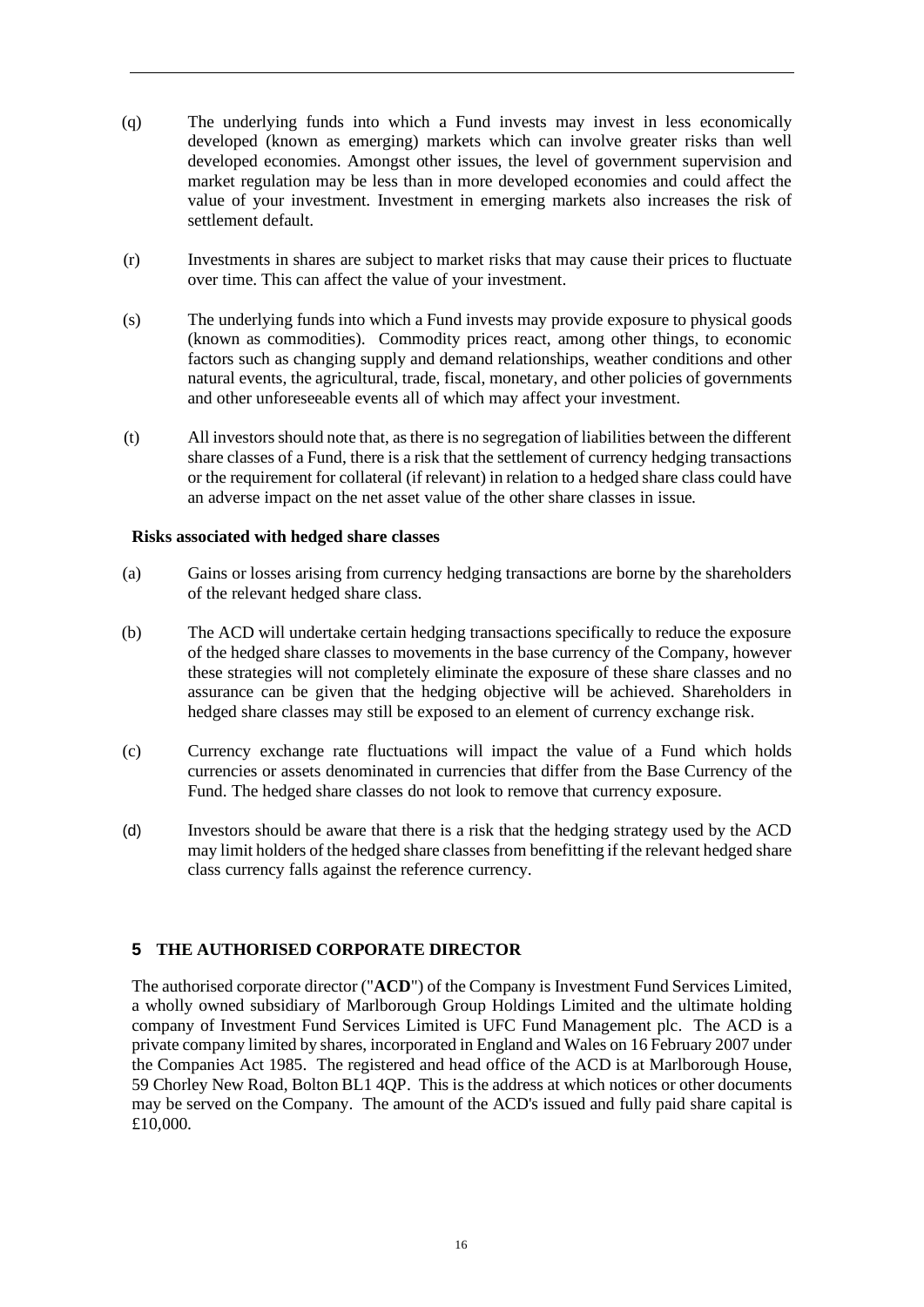(q) The underlying funds into which a Fund invests may invest in less economically developed (known as emerging) markets which can involve greater risks than well developed economies. Amongst other issues, the level of government supervision and market regulation may be less than in more developed economies and could affect the value of your investment. Investment in emerging markets also increases the risk of settlement default.

(r) Investments in shares are subject to market risks that may cause their prices to fluctuate over time. This can affect the value of your investment.

(s) The underlying funds into which a Fund invests may provide exposure to physical goods (known as commodities). Commodity prices react, among other things, to economic factors such as changing supply and demand relationships, weather conditions and other natural events, the agricultural, trade, fiscal, monetary, and other policies of governments and other unforeseeable events all of which may affect your investment.

(t) All investors should note that, as there is no segregation of liabilities between the different share classes of a Fund, there is a risk that the settlement of currency hedging transactions or the requirement for collateral (if relevant) in relation to a hedged share class could have an adverse impact on the net asset value of the other share classes in issue.

**Risks associated with hedged share classes**

(a) Gains or losses arising from currency hedging transactions are borne by the shareholders of the relevant hedged share class.

(b) The ACD will undertake certain hedging transactions specifically to reduce the exposure of the hedged share classes to movements in the base currency of the Company, however these strategies will not completely eliminate the exposure of these share classes and no assurance can be given that the hedging objective will be achieved. Shareholders in hedged share classes may still be exposed to an element of currency exchange risk.

(c) Currency exchange rate fluctuations will impact the value of a Fund which holds currencies or assets denominated in currencies that differ from the Base Currency of the Fund. The hedged share classes do not look to remove that currency exposure.

(d) Investors should be aware that there is a risk that the hedging strategy used by the ACD may limit holders of the hedged share classes from benefitting if the relevant hedged share class currency falls against the reference currency.

## 5 THE AUTHORISED CORPORATE DIRECTOR

The authorised corporate director ("**ACD**") of the Company is Investment Fund Services Limited, a wholly owned subsidiary of Marlborough Group Holdings Limited and the ultimate holding company of Investment Fund Services Limited is UFC Fund Management plc. The ACD is a private company limited by shares, incorporated in England and Wales on 16 February 2007 under the Companies Act 1985. The registered and head office of the ACD is at Marlborough House, 59 Chorley New Road, Bolton BL1 4QP. This is the address at which notices or other documents may be served on the Company. The amount of the ACD's issued and fully paid share capital is £10,000.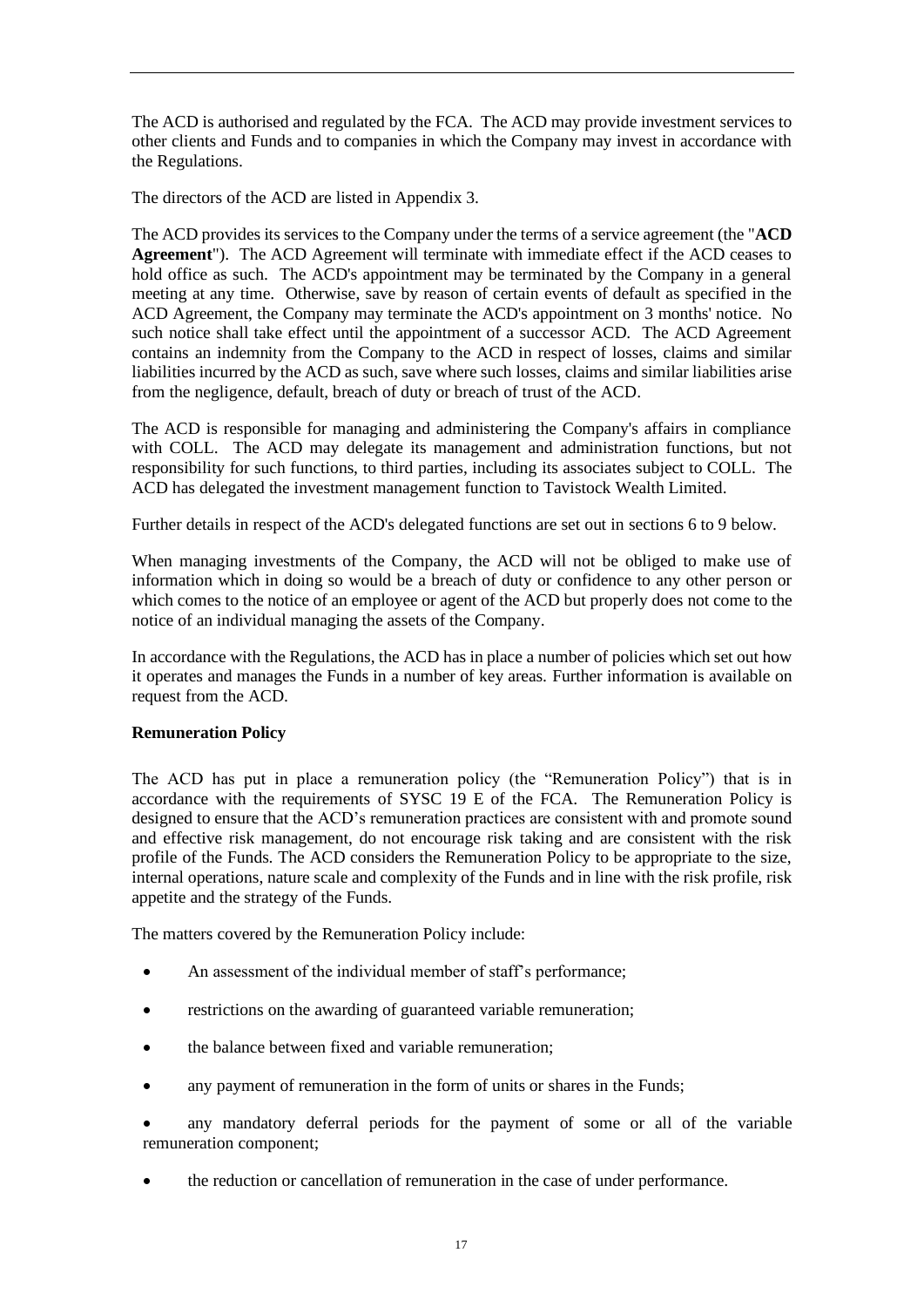The ACD is authorised and regulated by the FCA. The ACD may provide investment services to other clients and Funds and to companies in which the Company may invest in accordance with the Regulations.

The directors of the ACD are listed in Appendix 3.

The ACD provides its services to the Company under the terms of a service agreement (the "**ACD Agreement**"). The ACD Agreement will terminate with immediate effect if the ACD ceases to hold office as such. The ACD's appointment may be terminated by the Company in a general meeting at any time. Otherwise, save by reason of certain events of default as specified in the ACD Agreement, the Company may terminate the ACD's appointment on 3 months' notice. No such notice shall take effect until the appointment of a successor ACD. The ACD Agreement contains an indemnity from the Company to the ACD in respect of losses, claims and similar liabilities incurred by the ACD as such, save where such losses, claims and similar liabilities arise from the negligence, default, breach of duty or breach of trust of the ACD.

The ACD is responsible for managing and administering the Company's affairs in compliance with COLL. The ACD may delegate its management and administration functions, but not responsibility for such functions, to third parties, including its associates subject to COLL. The ACD has delegated the investment management function to Tavistock Wealth Limited.

Further details in respect of the ACD's delegated functions are set out in sections 6 to 9 below.

When managing investments of the Company, the ACD will not be obliged to make use of information which in doing so would be a breach of duty or confidence to any other person or which comes to the notice of an employee or agent of the ACD but properly does not come to the notice of an individual managing the assets of the Company.

In accordance with the Regulations, the ACD has in place a number of policies which set out how it operates and manages the Funds in a number of key areas. Further information is available on request from the ACD.

**Remuneration Policy**

The ACD has put in place a remuneration policy (the "Remuneration Policy") that is in accordance with the requirements of SYSC 19 E of the FCA. The Remuneration Policy is designed to ensure that the ACD's remuneration practices are consistent with and promote sound and effective risk management, do not encourage risk taking and are consistent with the risk profile of the Funds. The ACD considers the Remuneration Policy to be appropriate to the size, internal operations, nature scale and complexity of the Funds and in line with the risk profile, risk appetite and the strategy of the Funds.

The matters covered by the Remuneration Policy include:

- An assessment of the individual member of staff's performance;
- restrictions on the awarding of guaranteed variable remuneration;
- the balance between fixed and variable remuneration;
- any payment of remuneration in the form of units or shares in the Funds;
- any mandatory deferral periods for the payment of some or all of the variable remuneration component;
- the reduction or cancellation of remuneration in the case of under performance.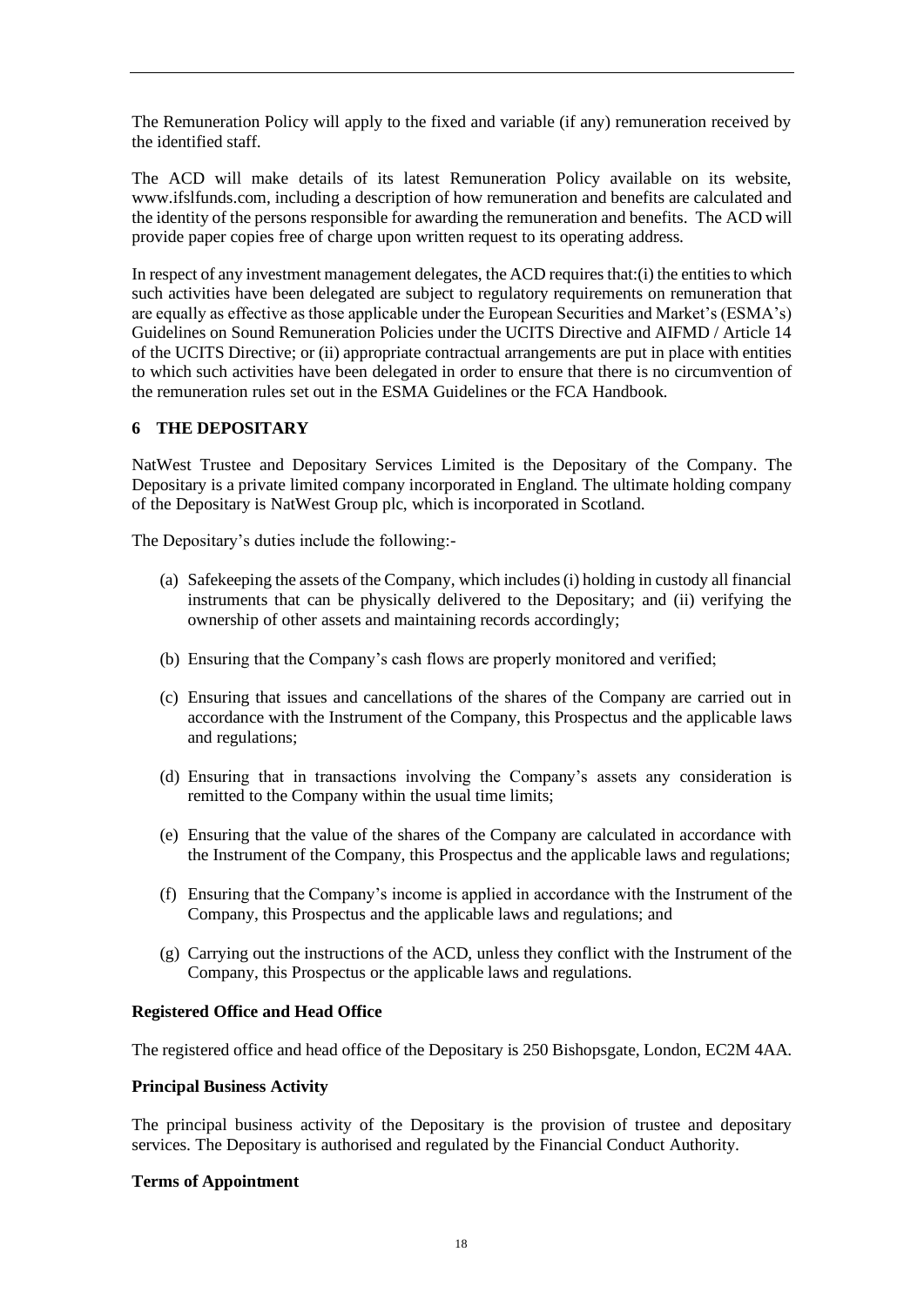The Remuneration Policy will apply to the fixed and variable (if any) remuneration received by the identified staff.

The ACD will make details of its latest Remuneration Policy available on its website, www.ifslfunds.com, including a description of how remuneration and benefits are calculated and the identity of the persons responsible for awarding the remuneration and benefits. The ACD will provide paper copies free of charge upon written request to its operating address.

In respect of any investment management delegates, the ACD requires that:(i) the entities to which such activities have been delegated are subject to regulatory requirements on remuneration that are equally as effective as those applicable under the European Securities and Market's (ESMA's) Guidelines on Sound Remuneration Policies under the UCITS Directive and AIFMD / Article 14 of the UCITS Directive; or (ii) appropriate contractual arrangements are put in place with entities to which such activities have been delegated in order to ensure that there is no circumvention of the remuneration rules set out in the ESMA Guidelines or the FCA Handbook.

## 6 THE DEPOSITARY

NatWest Trustee and Depositary Services Limited is the Depositary of the Company. The Depositary is a private limited company incorporated in England. The ultimate holding company of the Depositary is NatWest Group plc, which is incorporated in Scotland.

The Depositary's duties include the following:-

(a) Safekeeping the assets of the Company, which includes (i) holding in custody all financial instruments that can be physically delivered to the Depositary; and (ii) verifying the ownership of other assets and maintaining records accordingly;

(b) Ensuring that the Company's cash flows are properly monitored and verified;

(c) Ensuring that issues and cancellations of the shares of the Company are carried out in accordance with the Instrument of the Company, this Prospectus and the applicable laws and regulations;

(d) Ensuring that in transactions involving the Company's assets any consideration is remitted to the Company within the usual time limits;

(e) Ensuring that the value of the shares of the Company are calculated in accordance with the Instrument of the Company, this Prospectus and the applicable laws and regulations;

(f) Ensuring that the Company's income is applied in accordance with the Instrument of the Company, this Prospectus and the applicable laws and regulations; and

(g) Carrying out the instructions of the ACD, unless they conflict with the Instrument of the Company, this Prospectus or the applicable laws and regulations.

### Registered Office and Head Office

The registered office and head office of the Depositary is 250 Bishopsgate, London, EC2M 4AA.

### Principal Business Activity

The principal business activity of the Depositary is the provision of trustee and depositary services. The Depositary is authorised and regulated by the Financial Conduct Authority.

### Terms of Appointment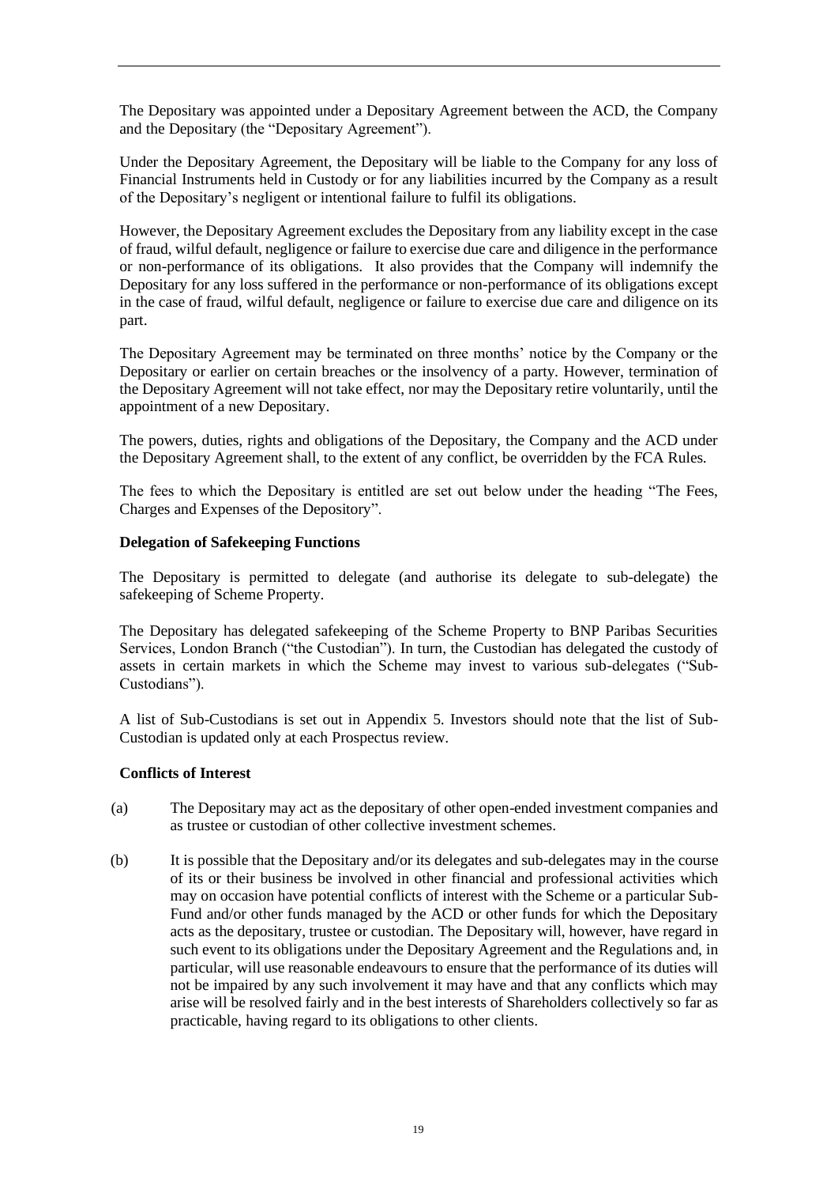The Depositary was appointed under a Depositary Agreement between the ACD, the Company and the Depositary (the "Depositary Agreement").

Under the Depositary Agreement, the Depositary will be liable to the Company for any loss of Financial Instruments held in Custody or for any liabilities incurred by the Company as a result of the Depositary's negligent or intentional failure to fulfil its obligations.

However, the Depositary Agreement excludes the Depositary from any liability except in the case of fraud, wilful default, negligence or failure to exercise due care and diligence in the performance or non-performance of its obligations. It also provides that the Company will indemnify the Depositary for any loss suffered in the performance or non-performance of its obligations except in the case of fraud, wilful default, negligence or failure to exercise due care and diligence on its part.

The Depositary Agreement may be terminated on three months' notice by the Company or the Depositary or earlier on certain breaches or the insolvency of a party. However, termination of the Depositary Agreement will not take effect, nor may the Depositary retire voluntarily, until the appointment of a new Depositary.

The powers, duties, rights and obligations of the Depositary, the Company and the ACD under the Depositary Agreement shall, to the extent of any conflict, be overridden by the FCA Rules.

The fees to which the Depositary is entitled are set out below under the heading "The Fees, Charges and Expenses of the Depository".

**Delegation of Safekeeping Functions**

The Depositary is permitted to delegate (and authorise its delegate to sub-delegate) the safekeeping of Scheme Property.

The Depositary has delegated safekeeping of the Scheme Property to BNP Paribas Securities Services, London Branch ("the Custodian"). In turn, the Custodian has delegated the custody of assets in certain markets in which the Scheme may invest to various sub-delegates ("Sub-Custodians").

A list of Sub-Custodians is set out in Appendix 5. Investors should note that the list of Sub-Custodian is updated only at each Prospectus review.

**Conflicts of Interest**

(a) The Depositary may act as the depositary of other open-ended investment companies and as trustee or custodian of other collective investment schemes.

(b) It is possible that the Depositary and/or its delegates and sub-delegates may in the course of its or their business be involved in other financial and professional activities which may on occasion have potential conflicts of interest with the Scheme or a particular Sub-Fund and/or other funds managed by the ACD or other funds for which the Depositary acts as the depositary, trustee or custodian. The Depositary will, however, have regard in such event to its obligations under the Depositary Agreement and the Regulations and, in particular, will use reasonable endeavours to ensure that the performance of its duties will not be impaired by any such involvement it may have and that any conflicts which may arise will be resolved fairly and in the best interests of Shareholders collectively so far as practicable, having regard to its obligations to other clients.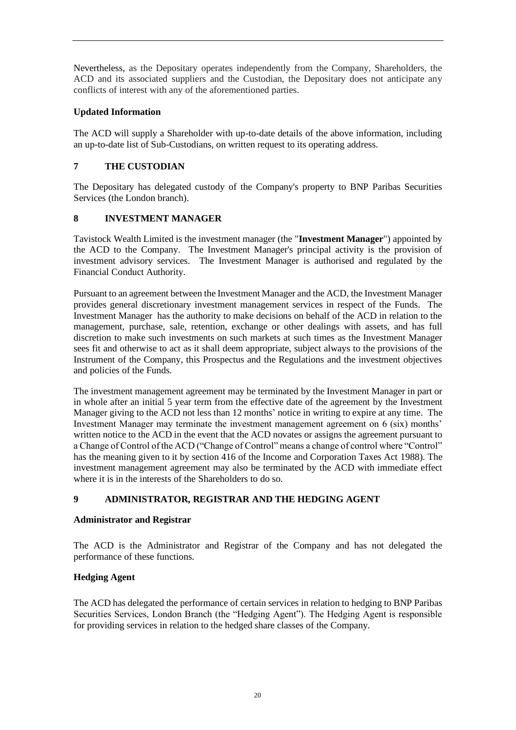Nevertheless, as the Depositary operates independently from the Company, Shareholders, the ACD and its associated suppliers and the Custodian, the Depositary does not anticipate any conflicts of interest with any of the aforementioned parties.

**Updated Information**

The ACD will supply a Shareholder with up-to-date details of the above information, including an up-to-date list of Sub-Custodians, on written request to its operating address.

## 7 THE CUSTODIAN

The Depositary has delegated custody of the Company's property to BNP Paribas Securities Services (the London branch).

## 8 INVESTMENT MANAGER

Tavistock Wealth Limited is the investment manager (the "**Investment Manager**") appointed by the ACD to the Company. The Investment Manager's principal activity is the provision of investment advisory services. The Investment Manager is authorised and regulated by the Financial Conduct Authority.

Pursuant to an agreement between the Investment Manager and the ACD, the Investment Manager provides general discretionary investment management services in respect of the Funds. The Investment Manager has the authority to make decisions on behalf of the ACD in relation to the management, purchase, sale, retention, exchange or other dealings with assets, and has full discretion to make such investments on such markets at such times as the Investment Manager sees fit and otherwise to act as it shall deem appropriate, subject always to the provisions of the Instrument of the Company, this Prospectus and the Regulations and the investment objectives and policies of the Funds.

The investment management agreement may be terminated by the Investment Manager in part or in whole after an initial 5 year term from the effective date of the agreement by the Investment Manager giving to the ACD not less than 12 months' notice in writing to expire at any time. The Investment Manager may terminate the investment management agreement on 6 (six) months' written notice to the ACD in the event that the ACD novates or assigns the agreement pursuant to a Change of Control of the ACD ("Change of Control" means a change of control where "Control" has the meaning given to it by section 416 of the Income and Corporation Taxes Act 1988). The investment management agreement may also be terminated by the ACD with immediate effect where it is in the interests of the Shareholders to do so.

## 9 ADMINISTRATOR, REGISTRAR AND THE HEDGING AGENT

**Administrator and Registrar**

The ACD is the Administrator and Registrar of the Company and has not delegated the performance of these functions.

**Hedging Agent**

The ACD has delegated the performance of certain services in relation to hedging to BNP Paribas Securities Services, London Branch (the "Hedging Agent"). The Hedging Agent is responsible for providing services in relation to the hedged share classes of the Company.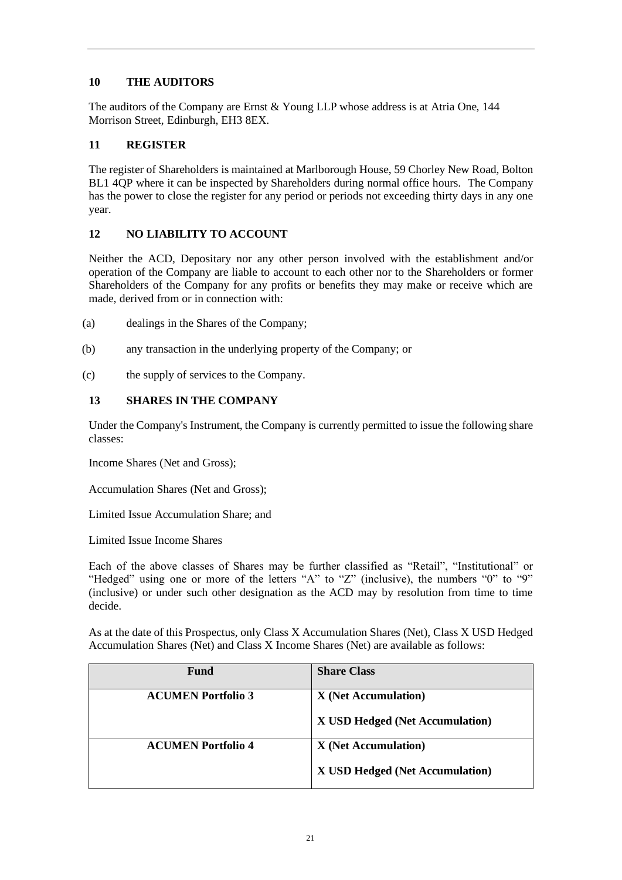## 10 THE AUDITORS

The auditors of the Company are Ernst & Young LLP whose address is at Atria One, 144 Morrison Street, Edinburgh, EH3 8EX.

## 11 REGISTER

The register of Shareholders is maintained at Marlborough House, 59 Chorley New Road, Bolton BL1 4QP where it can be inspected by Shareholders during normal office hours. The Company has the power to close the register for any period or periods not exceeding thirty days in any one year.

## 12 NO LIABILITY TO ACCOUNT

Neither the ACD, Depositary nor any other person involved with the establishment and/or operation of the Company are liable to account to each other nor to the Shareholders or former Shareholders of the Company for any profits or benefits they may make or receive which are made, derived from or in connection with:

(a) dealings in the Shares of the Company;

(b) any transaction in the underlying property of the Company; or

(c) the supply of services to the Company.

## 13 SHARES IN THE COMPANY

Under the Company's Instrument, the Company is currently permitted to issue the following share classes:

Income Shares (Net and Gross);

Accumulation Shares (Net and Gross);

Limited Issue Accumulation Share; and

Limited Issue Income Shares

Each of the above classes of Shares may be further classified as "Retail", "Institutional" or "Hedged" using one or more of the letters "A" to "Z" (inclusive), the numbers "0" to "9" (inclusive) or under such other designation as the ACD may by resolution from time to time decide.

As at the date of this Prospectus, only Class X Accumulation Shares (Net), Class X USD Hedged Accumulation Shares (Net) and Class X Income Shares (Net) are available as follows:

| Fund | Share Class |
|---|---|
| **ACUMEN Portfolio 3** | **X (Net Accumulation)**<br>**X USD Hedged (Net Accumulation)** |
| **ACUMEN Portfolio 4** | **X (Net Accumulation)**<br>**X USD Hedged (Net Accumulation)** |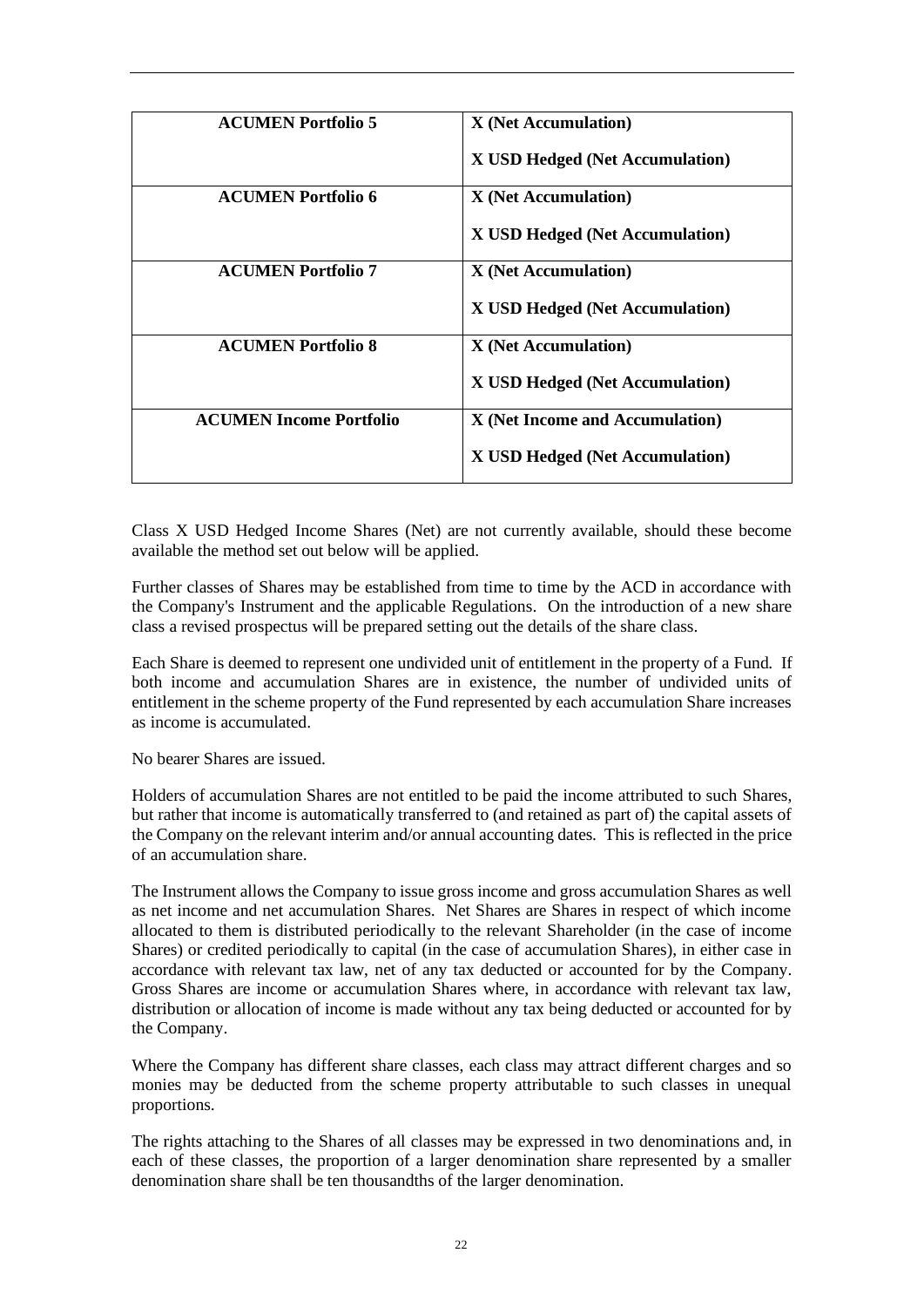| | |
|---|---|
| **ACUMEN Portfolio 5** | **X (Net Accumulation)**<br><br>**X USD Hedged (Net Accumulation)** |
| **ACUMEN Portfolio 6** | **X (Net Accumulation)**<br><br>**X USD Hedged (Net Accumulation)** |
| **ACUMEN Portfolio 7** | **X (Net Accumulation)**<br><br>**X USD Hedged (Net Accumulation)** |
| **ACUMEN Portfolio 8** | **X (Net Accumulation)**<br><br>**X USD Hedged (Net Accumulation)** |
| **ACUMEN Income Portfolio** | **X (Net Income and Accumulation)**<br><br>**X USD Hedged (Net Accumulation)** |

Class X USD Hedged Income Shares (Net) are not currently available, should these become available the method set out below will be applied.

Further classes of Shares may be established from time to time by the ACD in accordance with the Company's Instrument and the applicable Regulations. On the introduction of a new share class a revised prospectus will be prepared setting out the details of the share class.

Each Share is deemed to represent one undivided unit of entitlement in the property of a Fund. If both income and accumulation Shares are in existence, the number of undivided units of entitlement in the scheme property of the Fund represented by each accumulation Share increases as income is accumulated.

No bearer Shares are issued.

Holders of accumulation Shares are not entitled to be paid the income attributed to such Shares, but rather that income is automatically transferred to (and retained as part of) the capital assets of the Company on the relevant interim and/or annual accounting dates. This is reflected in the price of an accumulation share.

The Instrument allows the Company to issue gross income and gross accumulation Shares as well as net income and net accumulation Shares. Net Shares are Shares in respect of which income allocated to them is distributed periodically to the relevant Shareholder (in the case of income Shares) or credited periodically to capital (in the case of accumulation Shares), in either case in accordance with relevant tax law, net of any tax deducted or accounted for by the Company. Gross Shares are income or accumulation Shares where, in accordance with relevant tax law, distribution or allocation of income is made without any tax being deducted or accounted for by the Company.

Where the Company has different share classes, each class may attract different charges and so monies may be deducted from the scheme property attributable to such classes in unequal proportions.

The rights attaching to the Shares of all classes may be expressed in two denominations and, in each of these classes, the proportion of a larger denomination share represented by a smaller denomination share shall be ten thousandths of the larger denomination.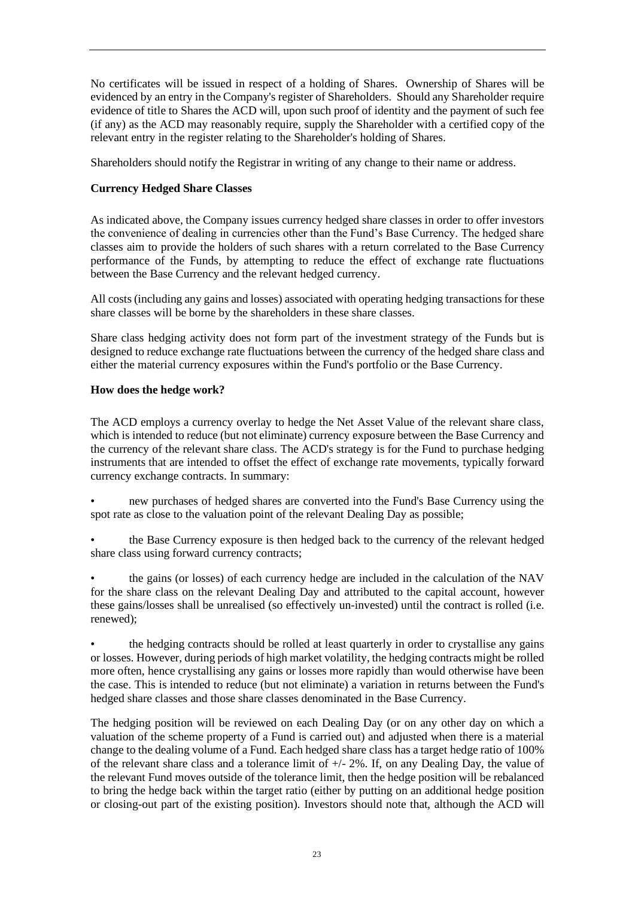No certificates will be issued in respect of a holding of Shares. Ownership of Shares will be evidenced by an entry in the Company's register of Shareholders. Should any Shareholder require evidence of title to Shares the ACD will, upon such proof of identity and the payment of such fee (if any) as the ACD may reasonably require, supply the Shareholder with a certified copy of the relevant entry in the register relating to the Shareholder's holding of Shares.

Shareholders should notify the Registrar in writing of any change to their name or address.

**Currency Hedged Share Classes**

As indicated above, the Company issues currency hedged share classes in order to offer investors the convenience of dealing in currencies other than the Fund's Base Currency. The hedged share classes aim to provide the holders of such shares with a return correlated to the Base Currency performance of the Funds, by attempting to reduce the effect of exchange rate fluctuations between the Base Currency and the relevant hedged currency.

All costs (including any gains and losses) associated with operating hedging transactions for these share classes will be borne by the shareholders in these share classes.

Share class hedging activity does not form part of the investment strategy of the Funds but is designed to reduce exchange rate fluctuations between the currency of the hedged share class and either the material currency exposures within the Fund's portfolio or the Base Currency.

**How does the hedge work?**

The ACD employs a currency overlay to hedge the Net Asset Value of the relevant share class, which is intended to reduce (but not eliminate) currency exposure between the Base Currency and the currency of the relevant share class. The ACD's strategy is for the Fund to purchase hedging instruments that are intended to offset the effect of exchange rate movements, typically forward currency exchange contracts. In summary:

- new purchases of hedged shares are converted into the Fund's Base Currency using the spot rate as close to the valuation point of the relevant Dealing Day as possible;
- the Base Currency exposure is then hedged back to the currency of the relevant hedged share class using forward currency contracts;
- the gains (or losses) of each currency hedge are included in the calculation of the NAV for the share class on the relevant Dealing Day and attributed to the capital account, however these gains/losses shall be unrealised (so effectively un-invested) until the contract is rolled (i.e. renewed);
- the hedging contracts should be rolled at least quarterly in order to crystallise any gains or losses. However, during periods of high market volatility, the hedging contracts might be rolled more often, hence crystallising any gains or losses more rapidly than would otherwise have been the case. This is intended to reduce (but not eliminate) a variation in returns between the Fund's hedged share classes and those share classes denominated in the Base Currency.

The hedging position will be reviewed on each Dealing Day (or on any other day on which a valuation of the scheme property of a Fund is carried out) and adjusted when there is a material change to the dealing volume of a Fund. Each hedged share class has a target hedge ratio of 100% of the relevant share class and a tolerance limit of +/- 2%. If, on any Dealing Day, the value of the relevant Fund moves outside of the tolerance limit, then the hedge position will be rebalanced to bring the hedge back within the target ratio (either by putting on an additional hedge position or closing-out part of the existing position). Investors should note that, although the ACD will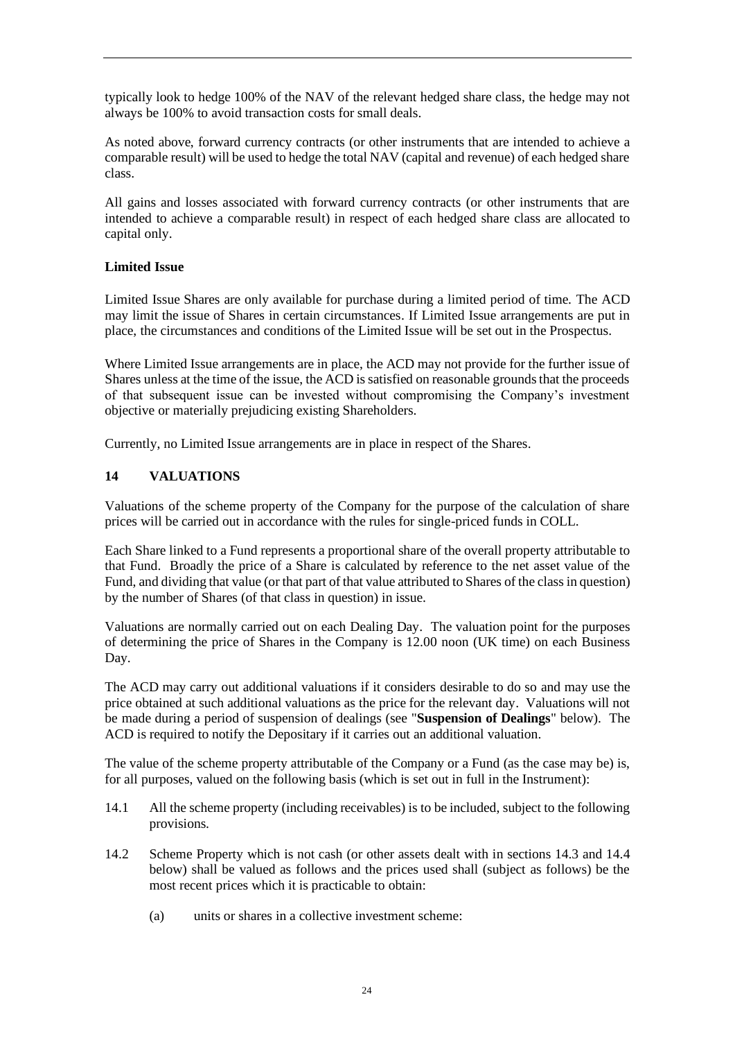typically look to hedge 100% of the NAV of the relevant hedged share class, the hedge may not always be 100% to avoid transaction costs for small deals.

As noted above, forward currency contracts (or other instruments that are intended to achieve a comparable result) will be used to hedge the total NAV (capital and revenue) of each hedged share class.

All gains and losses associated with forward currency contracts (or other instruments that are intended to achieve a comparable result) in respect of each hedged share class are allocated to capital only.

**Limited Issue**

Limited Issue Shares are only available for purchase during a limited period of time. The ACD may limit the issue of Shares in certain circumstances. If Limited Issue arrangements are put in place, the circumstances and conditions of the Limited Issue will be set out in the Prospectus.

Where Limited Issue arrangements are in place, the ACD may not provide for the further issue of Shares unless at the time of the issue, the ACD is satisfied on reasonable grounds that the proceeds of that subsequent issue can be invested without compromising the Company's investment objective or materially prejudicing existing Shareholders.

Currently, no Limited Issue arrangements are in place in respect of the Shares.

## 14 VALUATIONS

Valuations of the scheme property of the Company for the purpose of the calculation of share prices will be carried out in accordance with the rules for single-priced funds in COLL.

Each Share linked to a Fund represents a proportional share of the overall property attributable to that Fund. Broadly the price of a Share is calculated by reference to the net asset value of the Fund, and dividing that value (or that part of that value attributed to Shares of the class in question) by the number of Shares (of that class in question) in issue.

Valuations are normally carried out on each Dealing Day. The valuation point for the purposes of determining the price of Shares in the Company is 12.00 noon (UK time) on each Business Day.

The ACD may carry out additional valuations if it considers desirable to do so and may use the price obtained at such additional valuations as the price for the relevant day. Valuations will not be made during a period of suspension of dealings (see "**Suspension of Dealings**" below). The ACD is required to notify the Depositary if it carries out an additional valuation.

The value of the scheme property attributable of the Company or a Fund (as the case may be) is, for all purposes, valued on the following basis (which is set out in full in the Instrument):

14.1 All the scheme property (including receivables) is to be included, subject to the following provisions.

14.2 Scheme Property which is not cash (or other assets dealt with in sections 14.3 and 14.4 below) shall be valued as follows and the prices used shall (subject as follows) be the most recent prices which it is practicable to obtain:

(a) units or shares in a collective investment scheme: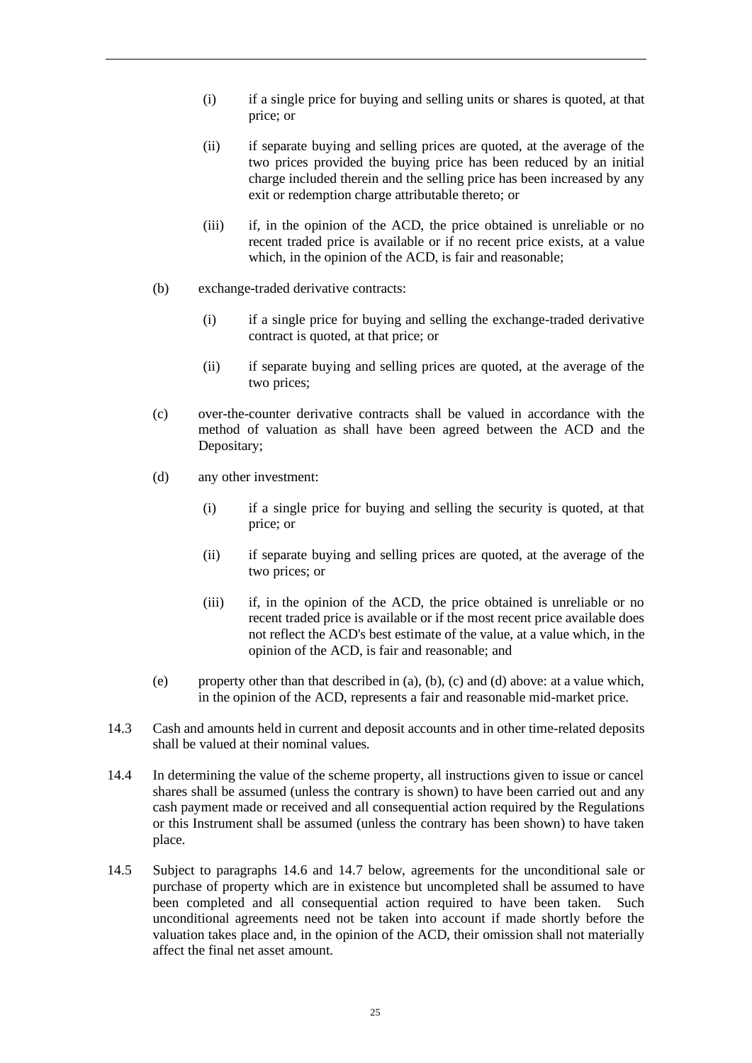(i) if a single price for buying and selling units or shares is quoted, at that price; or

(ii) if separate buying and selling prices are quoted, at the average of the two prices provided the buying price has been reduced by an initial charge included therein and the selling price has been increased by any exit or redemption charge attributable thereto; or

(iii) if, in the opinion of the ACD, the price obtained is unreliable or no recent traded price is available or if no recent price exists, at a value which, in the opinion of the ACD, is fair and reasonable;

(b) exchange-traded derivative contracts:

(i) if a single price for buying and selling the exchange-traded derivative contract is quoted, at that price; or

(ii) if separate buying and selling prices are quoted, at the average of the two prices;

(c) over-the-counter derivative contracts shall be valued in accordance with the method of valuation as shall have been agreed between the ACD and the Depositary;

(d) any other investment:

(i) if a single price for buying and selling the security is quoted, at that price; or

(ii) if separate buying and selling prices are quoted, at the average of the two prices; or

(iii) if, in the opinion of the ACD, the price obtained is unreliable or no recent traded price is available or if the most recent price available does not reflect the ACD's best estimate of the value, at a value which, in the opinion of the ACD, is fair and reasonable; and

(e) property other than that described in (a), (b), (c) and (d) above: at a value which, in the opinion of the ACD, represents a fair and reasonable mid-market price.

14.3 Cash and amounts held in current and deposit accounts and in other time-related deposits shall be valued at their nominal values.

14.4 In determining the value of the scheme property, all instructions given to issue or cancel shares shall be assumed (unless the contrary is shown) to have been carried out and any cash payment made or received and all consequential action required by the Regulations or this Instrument shall be assumed (unless the contrary has been shown) to have taken place.

14.5 Subject to paragraphs 14.6 and 14.7 below, agreements for the unconditional sale or purchase of property which are in existence but uncompleted shall be assumed to have been completed and all consequential action required to have been taken. Such unconditional agreements need not be taken into account if made shortly before the valuation takes place and, in the opinion of the ACD, their omission shall not materially affect the final net asset amount.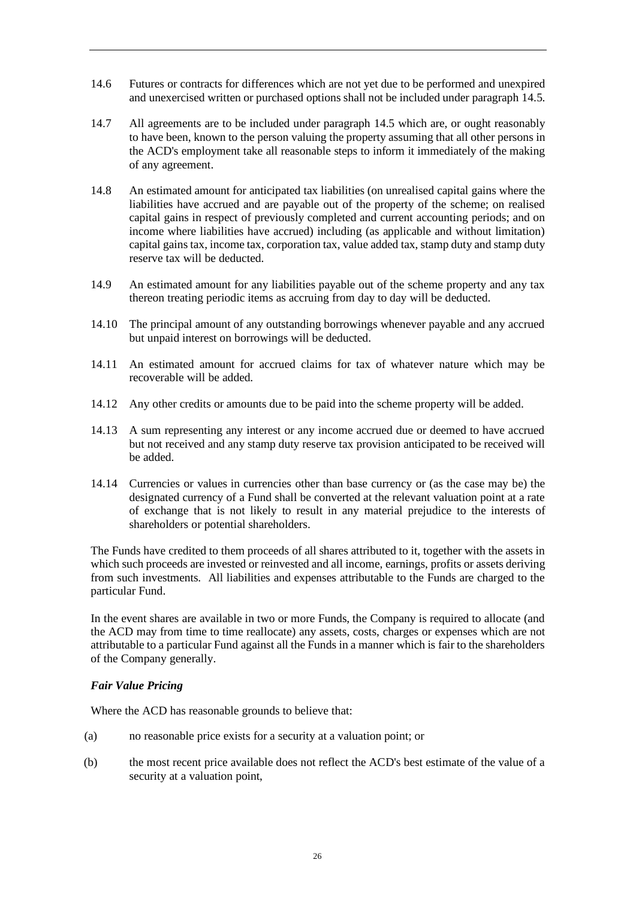14.6 Futures or contracts for differences which are not yet due to be performed and unexpired and unexercised written or purchased options shall not be included under paragraph 14.5.

14.7 All agreements are to be included under paragraph 14.5 which are, or ought reasonably to have been, known to the person valuing the property assuming that all other persons in the ACD's employment take all reasonable steps to inform it immediately of the making of any agreement.

14.8 An estimated amount for anticipated tax liabilities (on unrealised capital gains where the liabilities have accrued and are payable out of the property of the scheme; on realised capital gains in respect of previously completed and current accounting periods; and on income where liabilities have accrued) including (as applicable and without limitation) capital gains tax, income tax, corporation tax, value added tax, stamp duty and stamp duty reserve tax will be deducted.

14.9 An estimated amount for any liabilities payable out of the scheme property and any tax thereon treating periodic items as accruing from day to day will be deducted.

14.10 The principal amount of any outstanding borrowings whenever payable and any accrued but unpaid interest on borrowings will be deducted.

14.11 An estimated amount for accrued claims for tax of whatever nature which may be recoverable will be added.

14.12 Any other credits or amounts due to be paid into the scheme property will be added.

14.13 A sum representing any interest or any income accrued due or deemed to have accrued but not received and any stamp duty reserve tax provision anticipated to be received will be added.

14.14 Currencies or values in currencies other than base currency or (as the case may be) the designated currency of a Fund shall be converted at the relevant valuation point at a rate of exchange that is not likely to result in any material prejudice to the interests of shareholders or potential shareholders.

The Funds have credited to them proceeds of all shares attributed to it, together with the assets in which such proceeds are invested or reinvested and all income, earnings, profits or assets deriving from such investments. All liabilities and expenses attributable to the Funds are charged to the particular Fund.

In the event shares are available in two or more Funds, the Company is required to allocate (and the ACD may from time to time reallocate) any assets, costs, charges or expenses which are not attributable to a particular Fund against all the Funds in a manner which is fair to the shareholders of the Company generally.

***Fair Value Pricing***

Where the ACD has reasonable grounds to believe that:

(a) no reasonable price exists for a security at a valuation point; or

(b) the most recent price available does not reflect the ACD's best estimate of the value of a security at a valuation point,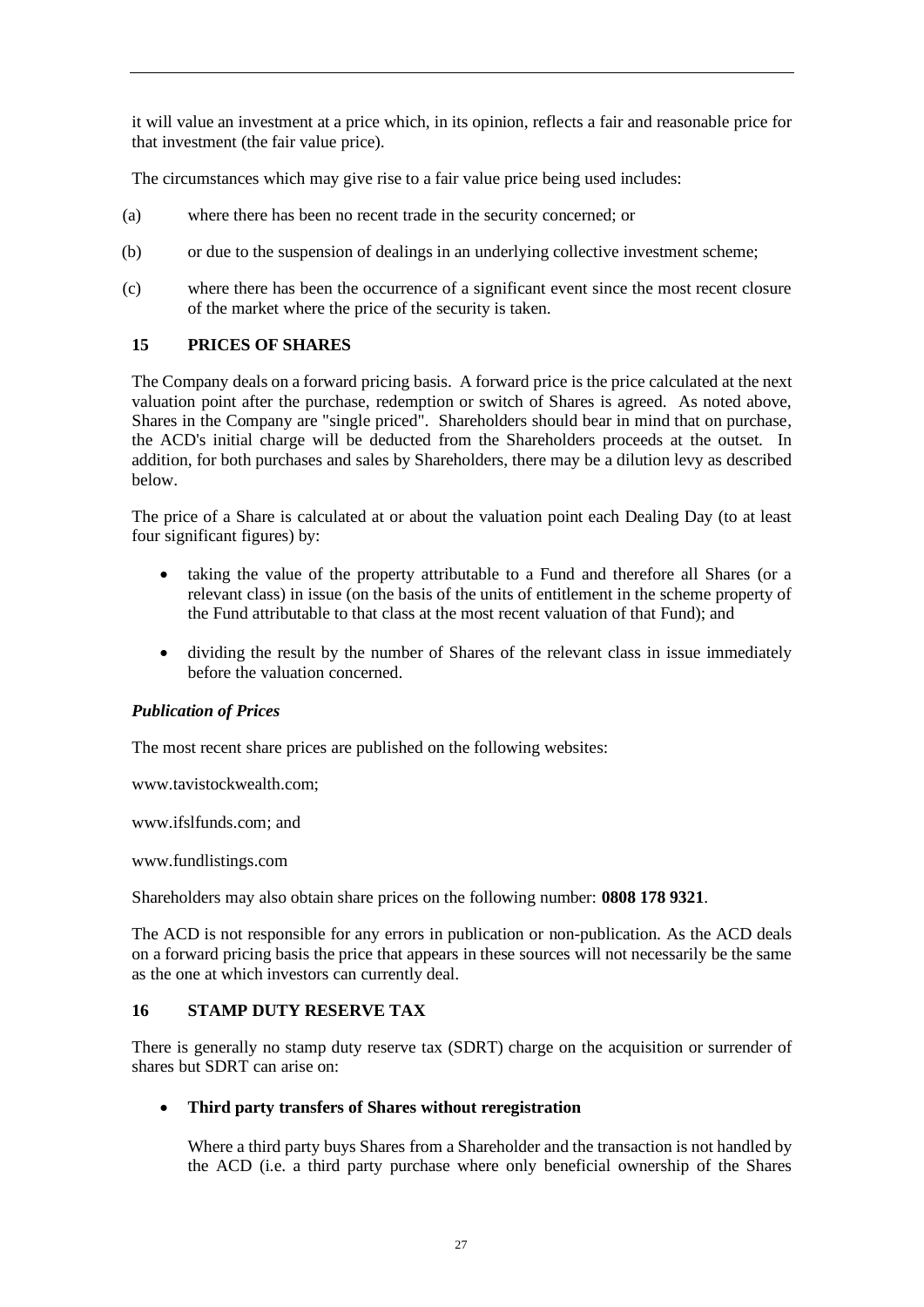it will value an investment at a price which, in its opinion, reflects a fair and reasonable price for that investment (the fair value price).

The circumstances which may give rise to a fair value price being used includes:

(a) where there has been no recent trade in the security concerned; or

(b) or due to the suspension of dealings in an underlying collective investment scheme;

(c) where there has been the occurrence of a significant event since the most recent closure of the market where the price of the security is taken.

## 15 PRICES OF SHARES

The Company deals on a forward pricing basis. A forward price is the price calculated at the next valuation point after the purchase, redemption or switch of Shares is agreed. As noted above, Shares in the Company are "single priced". Shareholders should bear in mind that on purchase, the ACD's initial charge will be deducted from the Shareholders proceeds at the outset. In addition, for both purchases and sales by Shareholders, there may be a dilution levy as described below.

The price of a Share is calculated at or about the valuation point each Dealing Day (to at least four significant figures) by:

- taking the value of the property attributable to a Fund and therefore all Shares (or a relevant class) in issue (on the basis of the units of entitlement in the scheme property of the Fund attributable to that class at the most recent valuation of that Fund); and
- dividing the result by the number of Shares of the relevant class in issue immediately before the valuation concerned.

### *Publication of Prices*

The most recent share prices are published on the following websites:

www.tavistockwealth.com;

www.ifslfunds.com; and

www.fundlistings.com

Shareholders may also obtain share prices on the following number: **0808 178 9321**.

The ACD is not responsible for any errors in publication or non-publication. As the ACD deals on a forward pricing basis the price that appears in these sources will not necessarily be the same as the one at which investors can currently deal.

## 16 STAMP DUTY RESERVE TAX

There is generally no stamp duty reserve tax (SDRT) charge on the acquisition or surrender of shares but SDRT can arise on:

- **Third party transfers of Shares without reregistration**

  Where a third party buys Shares from a Shareholder and the transaction is not handled by the ACD (i.e. a third party purchase where only beneficial ownership of the Shares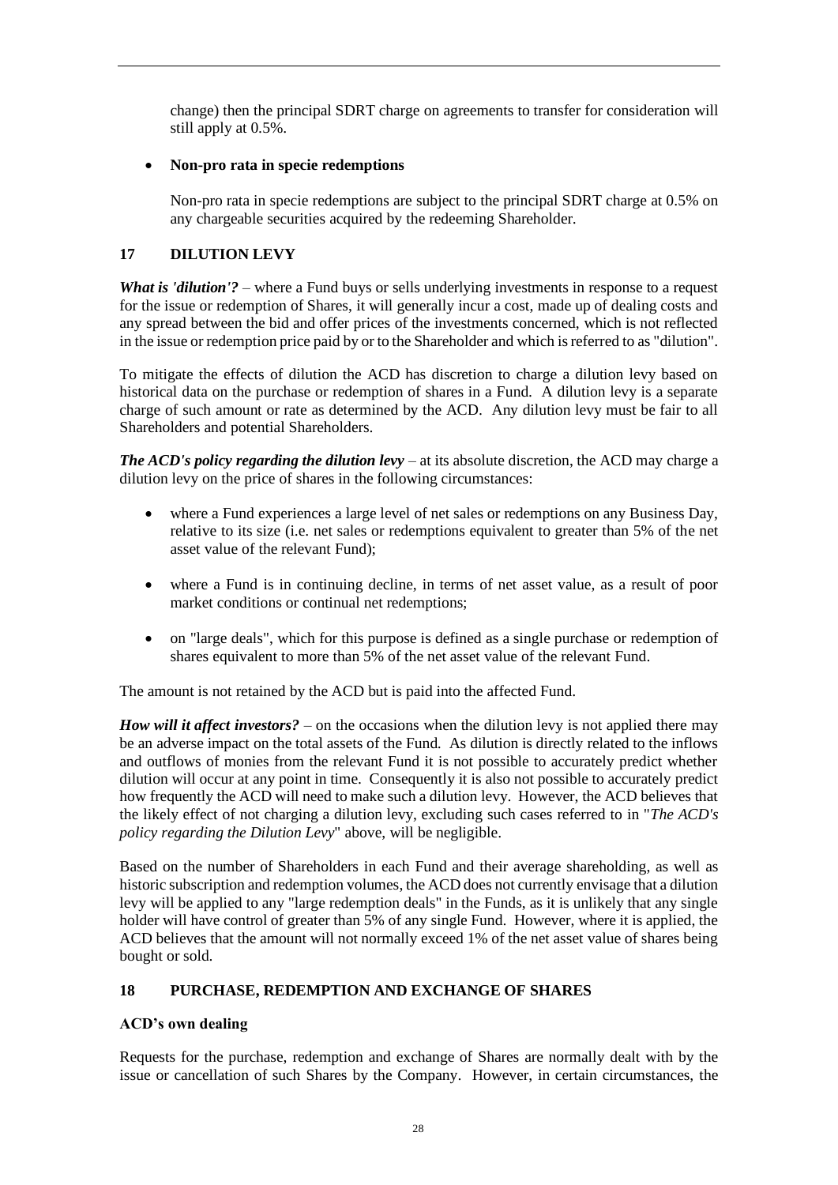change) then the principal SDRT charge on agreements to transfer for consideration will still apply at 0.5%.

- **Non-pro rata in specie redemptions**

  Non-pro rata in specie redemptions are subject to the principal SDRT charge at 0.5% on any chargeable securities acquired by the redeeming Shareholder.

## 17 DILUTION LEVY

***What is 'dilution'?*** – where a Fund buys or sells underlying investments in response to a request for the issue or redemption of Shares, it will generally incur a cost, made up of dealing costs and any spread between the bid and offer prices of the investments concerned, which is not reflected in the issue or redemption price paid by or to the Shareholder and which is referred to as "dilution".

To mitigate the effects of dilution the ACD has discretion to charge a dilution levy based on historical data on the purchase or redemption of shares in a Fund. A dilution levy is a separate charge of such amount or rate as determined by the ACD. Any dilution levy must be fair to all Shareholders and potential Shareholders.

***The ACD's policy regarding the dilution levy*** – at its absolute discretion, the ACD may charge a dilution levy on the price of shares in the following circumstances:

- where a Fund experiences a large level of net sales or redemptions on any Business Day, relative to its size (i.e. net sales or redemptions equivalent to greater than 5% of the net asset value of the relevant Fund);
- where a Fund is in continuing decline, in terms of net asset value, as a result of poor market conditions or continual net redemptions;
- on "large deals", which for this purpose is defined as a single purchase or redemption of shares equivalent to more than 5% of the net asset value of the relevant Fund.

The amount is not retained by the ACD but is paid into the affected Fund.

***How will it affect investors?*** – on the occasions when the dilution levy is not applied there may be an adverse impact on the total assets of the Fund. As dilution is directly related to the inflows and outflows of monies from the relevant Fund it is not possible to accurately predict whether dilution will occur at any point in time. Consequently it is also not possible to accurately predict how frequently the ACD will need to make such a dilution levy. However, the ACD believes that the likely effect of not charging a dilution levy, excluding such cases referred to in "*The ACD's policy regarding the Dilution Levy*" above, will be negligible.

Based on the number of Shareholders in each Fund and their average shareholding, as well as historic subscription and redemption volumes, the ACD does not currently envisage that a dilution levy will be applied to any "large redemption deals" in the Funds, as it is unlikely that any single holder will have control of greater than 5% of any single Fund. However, where it is applied, the ACD believes that the amount will not normally exceed 1% of the net asset value of shares being bought or sold.

## 18 PURCHASE, REDEMPTION AND EXCHANGE OF SHARES

### ACD's own dealing

Requests for the purchase, redemption and exchange of Shares are normally dealt with by the issue or cancellation of such Shares by the Company. However, in certain circumstances, the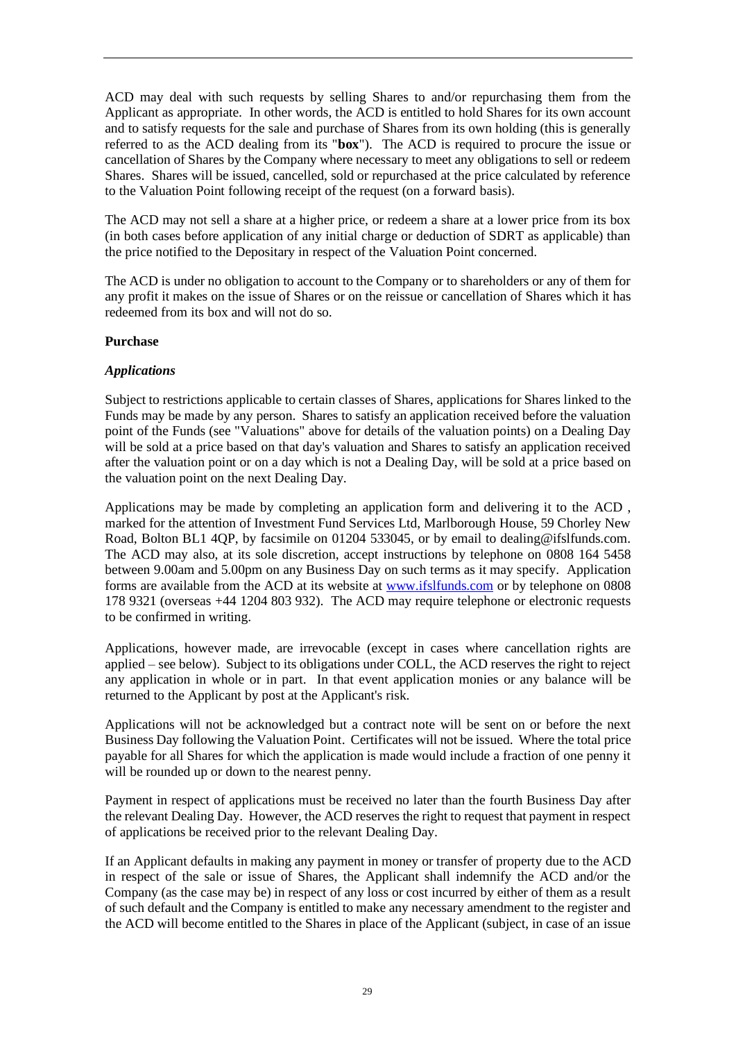ACD may deal with such requests by selling Shares to and/or repurchasing them from the Applicant as appropriate. In other words, the ACD is entitled to hold Shares for its own account and to satisfy requests for the sale and purchase of Shares from its own holding (this is generally referred to as the ACD dealing from its "**box**"). The ACD is required to procure the issue or cancellation of Shares by the Company where necessary to meet any obligations to sell or redeem Shares. Shares will be issued, cancelled, sold or repurchased at the price calculated by reference to the Valuation Point following receipt of the request (on a forward basis).

The ACD may not sell a share at a higher price, or redeem a share at a lower price from its box (in both cases before application of any initial charge or deduction of SDRT as applicable) than the price notified to the Depositary in respect of the Valuation Point concerned.

The ACD is under no obligation to account to the Company or to shareholders or any of them for any profit it makes on the issue of Shares or on the reissue or cancellation of Shares which it has redeemed from its box and will not do so.

**Purchase**

***Applications***

Subject to restrictions applicable to certain classes of Shares, applications for Shares linked to the Funds may be made by any person. Shares to satisfy an application received before the valuation point of the Funds (see "Valuations" above for details of the valuation points) on a Dealing Day will be sold at a price based on that day's valuation and Shares to satisfy an application received after the valuation point or on a day which is not a Dealing Day, will be sold at a price based on the valuation point on the next Dealing Day.

Applications may be made by completing an application form and delivering it to the ACD , marked for the attention of Investment Fund Services Ltd, Marlborough House, 59 Chorley New Road, Bolton BL1 4QP, by facsimile on 01204 533045, or by email to dealing@ifslfunds.com. The ACD may also, at its sole discretion, accept instructions by telephone on 0808 164 5458 between 9.00am and 5.00pm on any Business Day on such terms as it may specify. Application forms are available from the ACD at its website at [www.ifslfunds.com](www.ifslfunds.com) or by telephone on 0808 178 9321 (overseas +44 1204 803 932). The ACD may require telephone or electronic requests to be confirmed in writing.

Applications, however made, are irrevocable (except in cases where cancellation rights are applied – see below). Subject to its obligations under COLL, the ACD reserves the right to reject any application in whole or in part. In that event application monies or any balance will be returned to the Applicant by post at the Applicant's risk.

Applications will not be acknowledged but a contract note will be sent on or before the next Business Day following the Valuation Point. Certificates will not be issued. Where the total price payable for all Shares for which the application is made would include a fraction of one penny it will be rounded up or down to the nearest penny.

Payment in respect of applications must be received no later than the fourth Business Day after the relevant Dealing Day. However, the ACD reserves the right to request that payment in respect of applications be received prior to the relevant Dealing Day.

If an Applicant defaults in making any payment in money or transfer of property due to the ACD in respect of the sale or issue of Shares, the Applicant shall indemnify the ACD and/or the Company (as the case may be) in respect of any loss or cost incurred by either of them as a result of such default and the Company is entitled to make any necessary amendment to the register and the ACD will become entitled to the Shares in place of the Applicant (subject, in case of an issue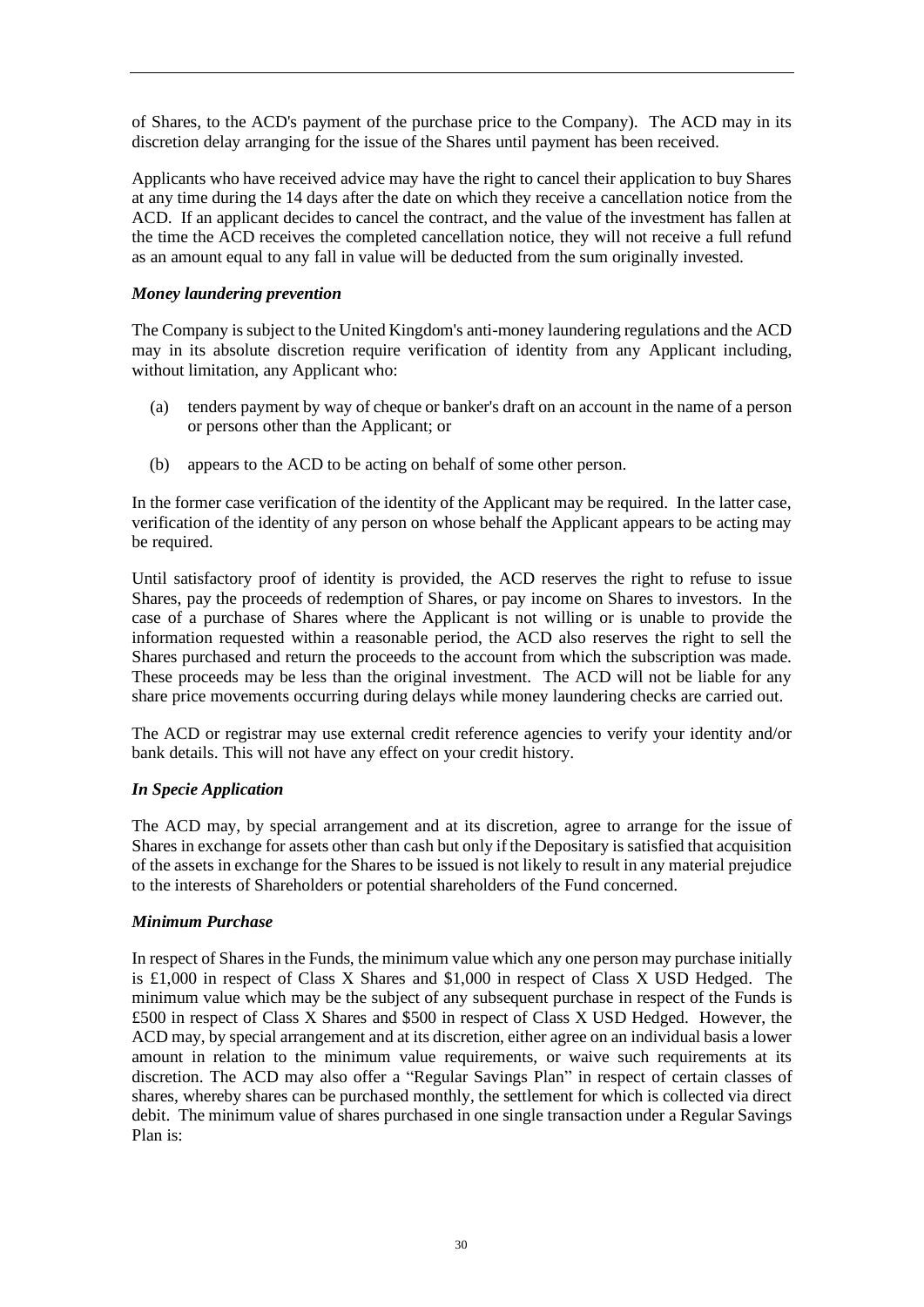of Shares, to the ACD's payment of the purchase price to the Company). The ACD may in its discretion delay arranging for the issue of the Shares until payment has been received.

Applicants who have received advice may have the right to cancel their application to buy Shares at any time during the 14 days after the date on which they receive a cancellation notice from the ACD. If an applicant decides to cancel the contract, and the value of the investment has fallen at the time the ACD receives the completed cancellation notice, they will not receive a full refund as an amount equal to any fall in value will be deducted from the sum originally invested.

***Money laundering prevention***

The Company is subject to the United Kingdom's anti-money laundering regulations and the ACD may in its absolute discretion require verification of identity from any Applicant including, without limitation, any Applicant who:

(a) tenders payment by way of cheque or banker's draft on an account in the name of a person or persons other than the Applicant; or

(b) appears to the ACD to be acting on behalf of some other person.

In the former case verification of the identity of the Applicant may be required. In the latter case, verification of the identity of any person on whose behalf the Applicant appears to be acting may be required.

Until satisfactory proof of identity is provided, the ACD reserves the right to refuse to issue Shares, pay the proceeds of redemption of Shares, or pay income on Shares to investors. In the case of a purchase of Shares where the Applicant is not willing or is unable to provide the information requested within a reasonable period, the ACD also reserves the right to sell the Shares purchased and return the proceeds to the account from which the subscription was made. These proceeds may be less than the original investment. The ACD will not be liable for any share price movements occurring during delays while money laundering checks are carried out.

The ACD or registrar may use external credit reference agencies to verify your identity and/or bank details. This will not have any effect on your credit history.

***In Specie Application***

The ACD may, by special arrangement and at its discretion, agree to arrange for the issue of Shares in exchange for assets other than cash but only if the Depositary is satisfied that acquisition of the assets in exchange for the Shares to be issued is not likely to result in any material prejudice to the interests of Shareholders or potential shareholders of the Fund concerned.

***Minimum Purchase***

In respect of Shares in the Funds, the minimum value which any one person may purchase initially is £1,000 in respect of Class X Shares and $1,000 in respect of Class X USD Hedged. The minimum value which may be the subject of any subsequent purchase in respect of the Funds is £500 in respect of Class X Shares and $500 in respect of Class X USD Hedged. However, the ACD may, by special arrangement and at its discretion, either agree on an individual basis a lower amount in relation to the minimum value requirements, or waive such requirements at its discretion. The ACD may also offer a "Regular Savings Plan" in respect of certain classes of shares, whereby shares can be purchased monthly, the settlement for which is collected via direct debit. The minimum value of shares purchased in one single transaction under a Regular Savings Plan is: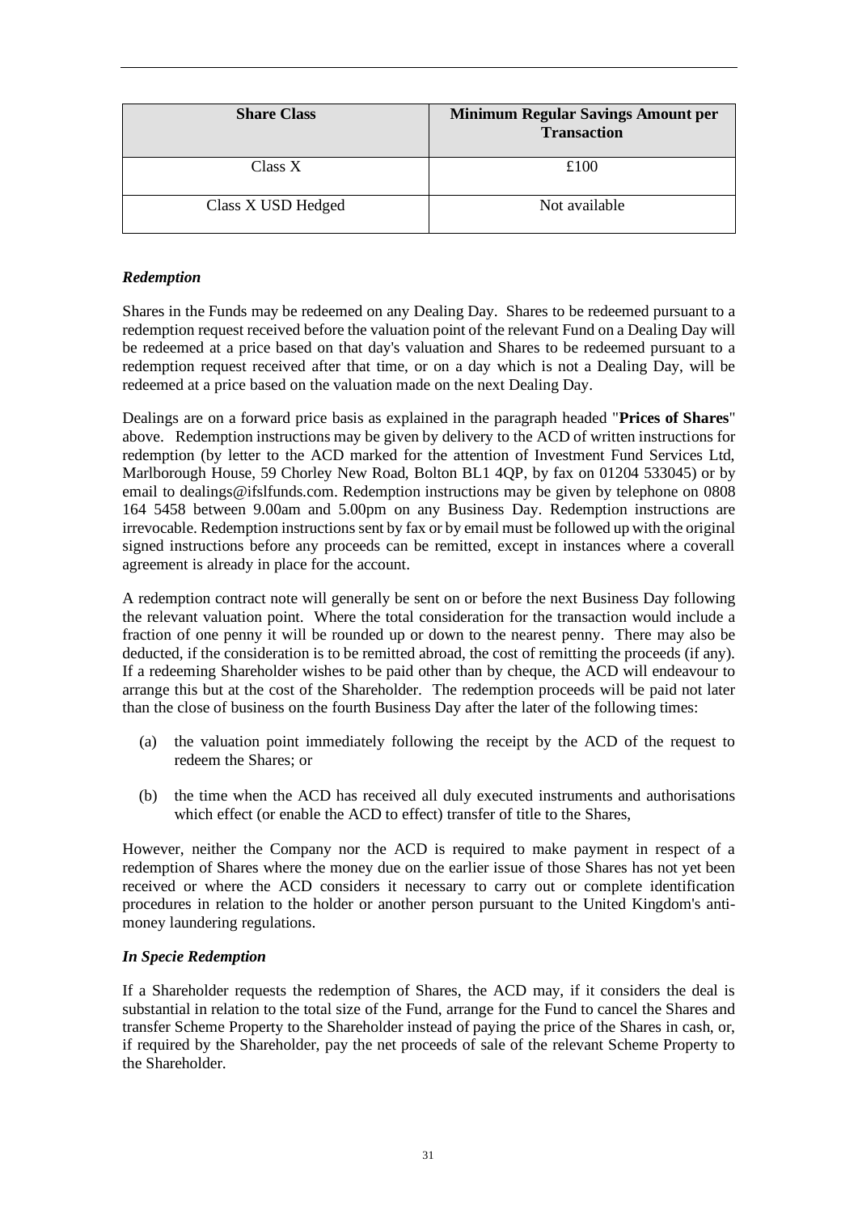| Share Class | Minimum Regular Savings Amount per Transaction |
| --- | --- |
| Class X | £100 |
| Class X USD Hedged | Not available |

***Redemption***

Shares in the Funds may be redeemed on any Dealing Day. Shares to be redeemed pursuant to a redemption request received before the valuation point of the relevant Fund on a Dealing Day will be redeemed at a price based on that day's valuation and Shares to be redeemed pursuant to a redemption request received after that time, or on a day which is not a Dealing Day, will be redeemed at a price based on the valuation made on the next Dealing Day.

Dealings are on a forward price basis as explained in the paragraph headed "**Prices of Shares**" above. Redemption instructions may be given by delivery to the ACD of written instructions for redemption (by letter to the ACD marked for the attention of Investment Fund Services Ltd, Marlborough House, 59 Chorley New Road, Bolton BL1 4QP, by fax on 01204 533045) or by email to dealings@ifslfunds.com. Redemption instructions may be given by telephone on 0808 164 5458 between 9.00am and 5.00pm on any Business Day. Redemption instructions are irrevocable. Redemption instructions sent by fax or by email must be followed up with the original signed instructions before any proceeds can be remitted, except in instances where a coverall agreement is already in place for the account.

A redemption contract note will generally be sent on or before the next Business Day following the relevant valuation point. Where the total consideration for the transaction would include a fraction of one penny it will be rounded up or down to the nearest penny. There may also be deducted, if the consideration is to be remitted abroad, the cost of remitting the proceeds (if any). If a redeeming Shareholder wishes to be paid other than by cheque, the ACD will endeavour to arrange this but at the cost of the Shareholder. The redemption proceeds will be paid not later than the close of business on the fourth Business Day after the later of the following times:

(a) the valuation point immediately following the receipt by the ACD of the request to redeem the Shares; or

(b) the time when the ACD has received all duly executed instruments and authorisations which effect (or enable the ACD to effect) transfer of title to the Shares,

However, neither the Company nor the ACD is required to make payment in respect of a redemption of Shares where the money due on the earlier issue of those Shares has not yet been received or where the ACD considers it necessary to carry out or complete identification procedures in relation to the holder or another person pursuant to the United Kingdom's anti-money laundering regulations.

***In Specie Redemption***

If a Shareholder requests the redemption of Shares, the ACD may, if it considers the deal is substantial in relation to the total size of the Fund, arrange for the Fund to cancel the Shares and transfer Scheme Property to the Shareholder instead of paying the price of the Shares in cash, or, if required by the Shareholder, pay the net proceeds of sale of the relevant Scheme Property to the Shareholder.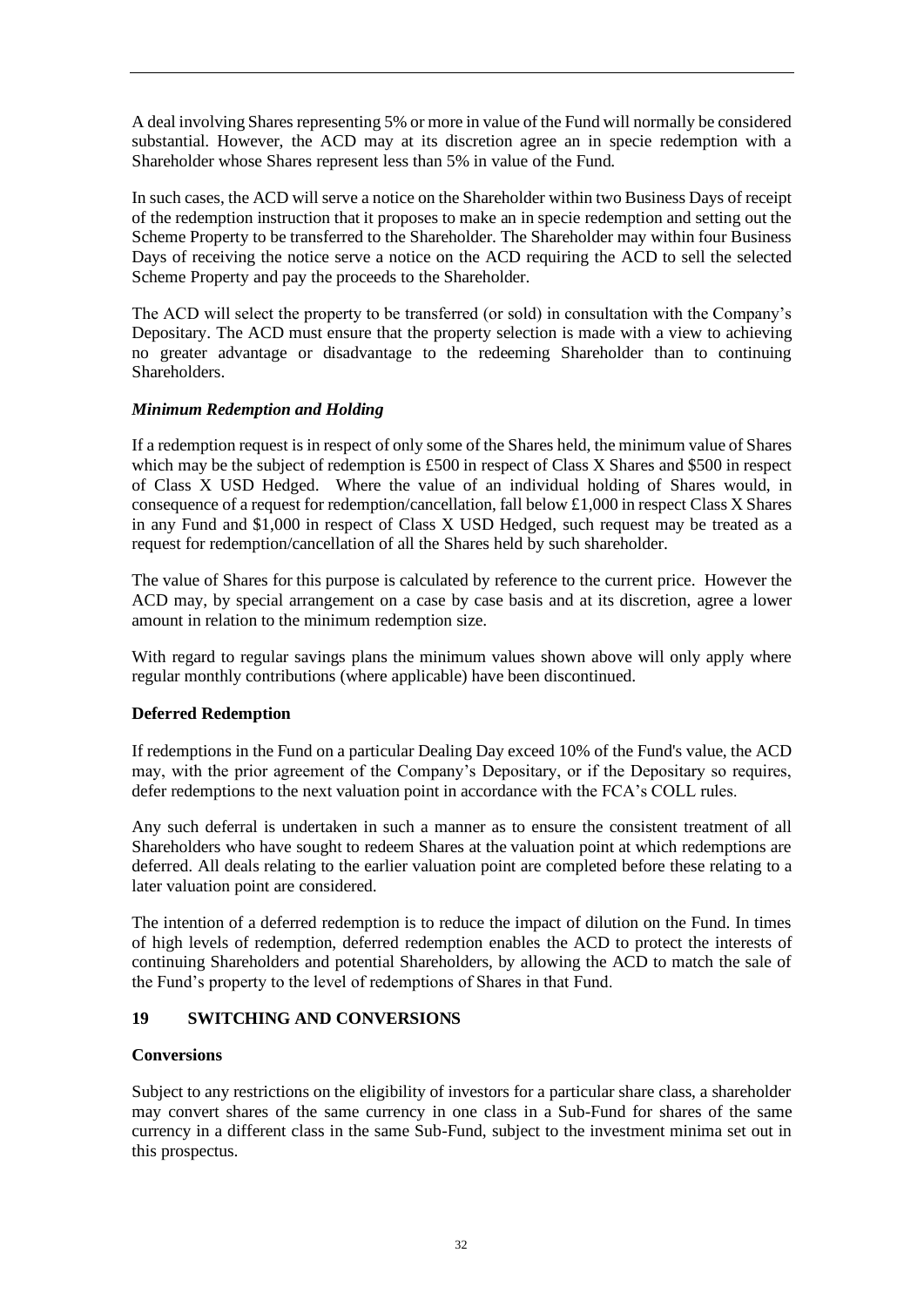A deal involving Shares representing 5% or more in value of the Fund will normally be considered substantial. However, the ACD may at its discretion agree an in specie redemption with a Shareholder whose Shares represent less than 5% in value of the Fund.

In such cases, the ACD will serve a notice on the Shareholder within two Business Days of receipt of the redemption instruction that it proposes to make an in specie redemption and setting out the Scheme Property to be transferred to the Shareholder. The Shareholder may within four Business Days of receiving the notice serve a notice on the ACD requiring the ACD to sell the selected Scheme Property and pay the proceeds to the Shareholder.

The ACD will select the property to be transferred (or sold) in consultation with the Company's Depositary. The ACD must ensure that the property selection is made with a view to achieving no greater advantage or disadvantage to the redeeming Shareholder than to continuing Shareholders.

***Minimum Redemption and Holding***

If a redemption request is in respect of only some of the Shares held, the minimum value of Shares which may be the subject of redemption is £500 in respect of Class X Shares and $500 in respect of Class X USD Hedged. Where the value of an individual holding of Shares would, in consequence of a request for redemption/cancellation, fall below £1,000 in respect Class X Shares in any Fund and $1,000 in respect of Class X USD Hedged, such request may be treated as a request for redemption/cancellation of all the Shares held by such shareholder.

The value of Shares for this purpose is calculated by reference to the current price. However the ACD may, by special arrangement on a case by case basis and at its discretion, agree a lower amount in relation to the minimum redemption size.

With regard to regular savings plans the minimum values shown above will only apply where regular monthly contributions (where applicable) have been discontinued.

**Deferred Redemption**

If redemptions in the Fund on a particular Dealing Day exceed 10% of the Fund's value, the ACD may, with the prior agreement of the Company's Depositary, or if the Depositary so requires, defer redemptions to the next valuation point in accordance with the FCA's COLL rules.

Any such deferral is undertaken in such a manner as to ensure the consistent treatment of all Shareholders who have sought to redeem Shares at the valuation point at which redemptions are deferred. All deals relating to the earlier valuation point are completed before these relating to a later valuation point are considered.

The intention of a deferred redemption is to reduce the impact of dilution on the Fund. In times of high levels of redemption, deferred redemption enables the ACD to protect the interests of continuing Shareholders and potential Shareholders, by allowing the ACD to match the sale of the Fund's property to the level of redemptions of Shares in that Fund.

## 19 SWITCHING AND CONVERSIONS

**Conversions**

Subject to any restrictions on the eligibility of investors for a particular share class, a shareholder may convert shares of the same currency in one class in a Sub-Fund for shares of the same currency in a different class in the same Sub-Fund, subject to the investment minima set out in this prospectus.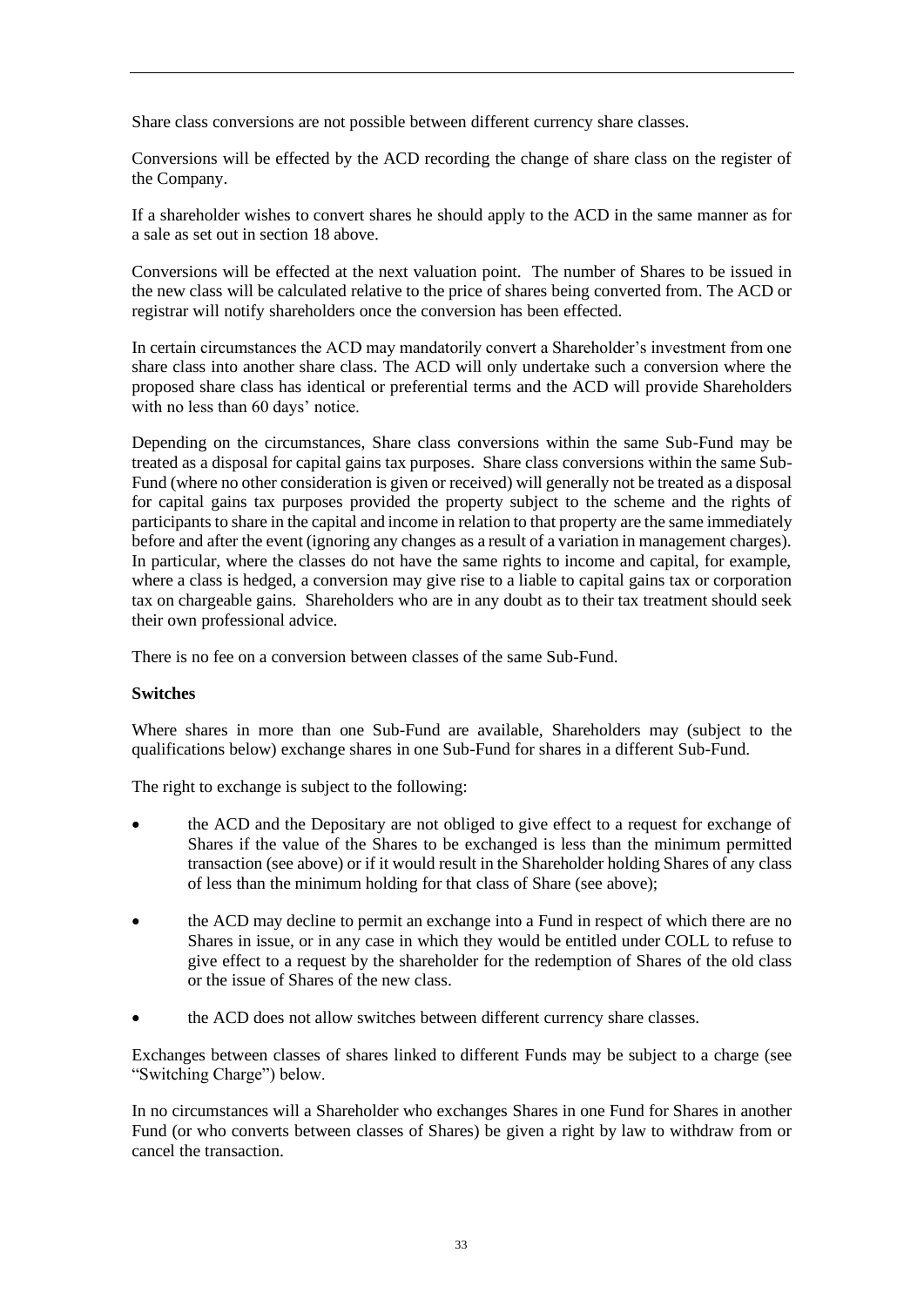Share class conversions are not possible between different currency share classes.

Conversions will be effected by the ACD recording the change of share class on the register of the Company.

If a shareholder wishes to convert shares he should apply to the ACD in the same manner as for a sale as set out in section 18 above.

Conversions will be effected at the next valuation point. The number of Shares to be issued in the new class will be calculated relative to the price of shares being converted from. The ACD or registrar will notify shareholders once the conversion has been effected.

In certain circumstances the ACD may mandatorily convert a Shareholder's investment from one share class into another share class. The ACD will only undertake such a conversion where the proposed share class has identical or preferential terms and the ACD will provide Shareholders with no less than 60 days' notice.

Depending on the circumstances, Share class conversions within the same Sub-Fund may be treated as a disposal for capital gains tax purposes. Share class conversions within the same Sub-Fund (where no other consideration is given or received) will generally not be treated as a disposal for capital gains tax purposes provided the property subject to the scheme and the rights of participants to share in the capital and income in relation to that property are the same immediately before and after the event (ignoring any changes as a result of a variation in management charges). In particular, where the classes do not have the same rights to income and capital, for example, where a class is hedged, a conversion may give rise to a liable to capital gains tax or corporation tax on chargeable gains. Shareholders who are in any doubt as to their tax treatment should seek their own professional advice.

There is no fee on a conversion between classes of the same Sub-Fund.

**Switches**

Where shares in more than one Sub-Fund are available, Shareholders may (subject to the qualifications below) exchange shares in one Sub-Fund for shares in a different Sub-Fund.

The right to exchange is subject to the following:

- the ACD and the Depositary are not obliged to give effect to a request for exchange of Shares if the value of the Shares to be exchanged is less than the minimum permitted transaction (see above) or if it would result in the Shareholder holding Shares of any class of less than the minimum holding for that class of Share (see above);
- the ACD may decline to permit an exchange into a Fund in respect of which there are no Shares in issue, or in any case in which they would be entitled under COLL to refuse to give effect to a request by the shareholder for the redemption of Shares of the old class or the issue of Shares of the new class.
- the ACD does not allow switches between different currency share classes.

Exchanges between classes of shares linked to different Funds may be subject to a charge (see "Switching Charge") below.

In no circumstances will a Shareholder who exchanges Shares in one Fund for Shares in another Fund (or who converts between classes of Shares) be given a right by law to withdraw from or cancel the transaction.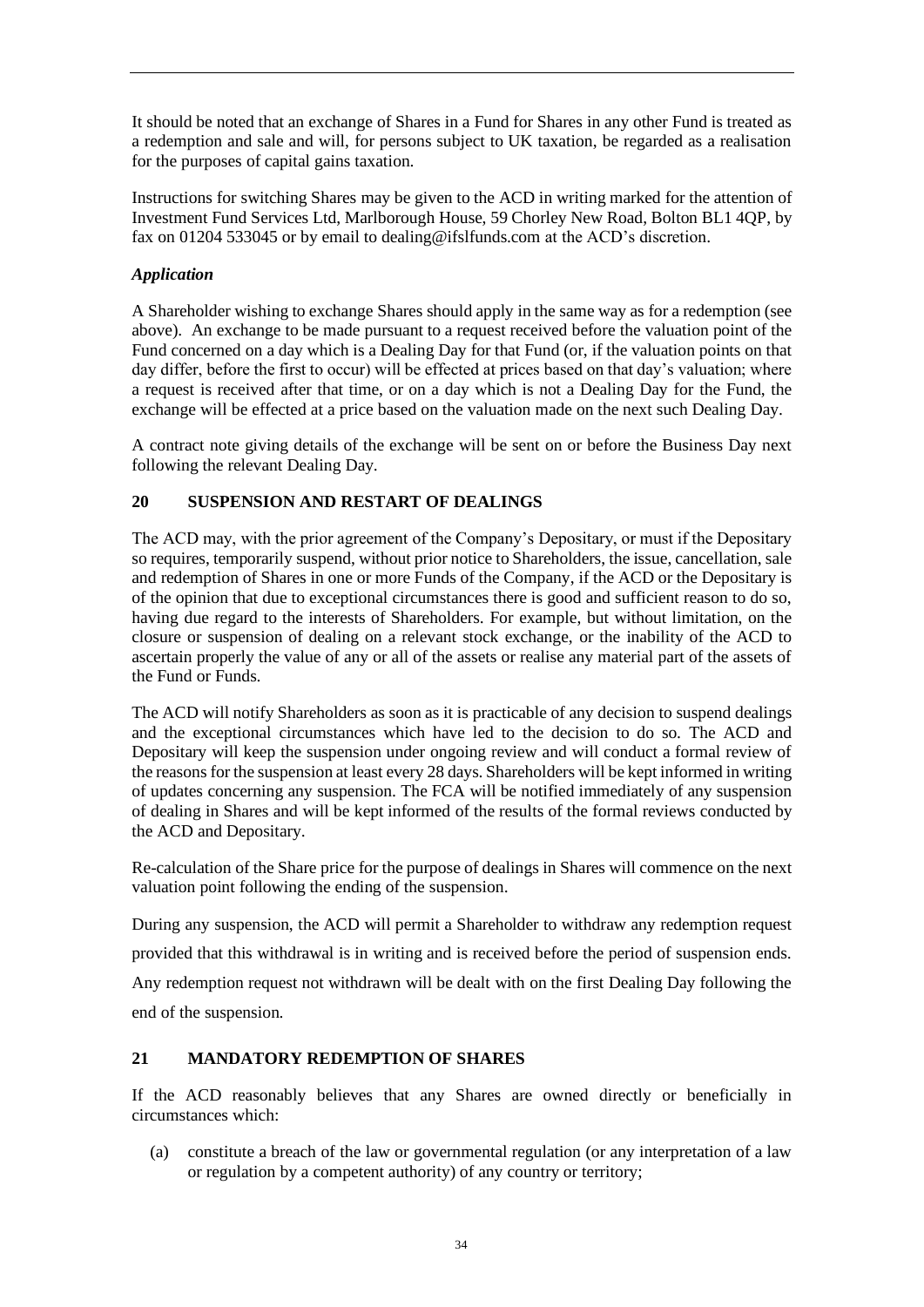It should be noted that an exchange of Shares in a Fund for Shares in any other Fund is treated as a redemption and sale and will, for persons subject to UK taxation, be regarded as a realisation for the purposes of capital gains taxation.

Instructions for switching Shares may be given to the ACD in writing marked for the attention of Investment Fund Services Ltd, Marlborough House, 59 Chorley New Road, Bolton BL1 4QP, by fax on 01204 533045 or by email to dealing@ifslfunds.com at the ACD's discretion.

***Application***

A Shareholder wishing to exchange Shares should apply in the same way as for a redemption (see above). An exchange to be made pursuant to a request received before the valuation point of the Fund concerned on a day which is a Dealing Day for that Fund (or, if the valuation points on that day differ, before the first to occur) will be effected at prices based on that day's valuation; where a request is received after that time, or on a day which is not a Dealing Day for the Fund, the exchange will be effected at a price based on the valuation made on the next such Dealing Day.

A contract note giving details of the exchange will be sent on or before the Business Day next following the relevant Dealing Day.

## 20 SUSPENSION AND RESTART OF DEALINGS

The ACD may, with the prior agreement of the Company's Depositary, or must if the Depositary so requires, temporarily suspend, without prior notice to Shareholders, the issue, cancellation, sale and redemption of Shares in one or more Funds of the Company, if the ACD or the Depositary is of the opinion that due to exceptional circumstances there is good and sufficient reason to do so, having due regard to the interests of Shareholders. For example, but without limitation, on the closure or suspension of dealing on a relevant stock exchange, or the inability of the ACD to ascertain properly the value of any or all of the assets or realise any material part of the assets of the Fund or Funds.

The ACD will notify Shareholders as soon as it is practicable of any decision to suspend dealings and the exceptional circumstances which have led to the decision to do so. The ACD and Depositary will keep the suspension under ongoing review and will conduct a formal review of the reasons for the suspension at least every 28 days. Shareholders will be kept informed in writing of updates concerning any suspension. The FCA will be notified immediately of any suspension of dealing in Shares and will be kept informed of the results of the formal reviews conducted by the ACD and Depositary.

Re-calculation of the Share price for the purpose of dealings in Shares will commence on the next valuation point following the ending of the suspension.

During any suspension, the ACD will permit a Shareholder to withdraw any redemption request provided that this withdrawal is in writing and is received before the period of suspension ends. Any redemption request not withdrawn will be dealt with on the first Dealing Day following the end of the suspension.

## 21 MANDATORY REDEMPTION OF SHARES

If the ACD reasonably believes that any Shares are owned directly or beneficially in circumstances which:

(a) constitute a breach of the law or governmental regulation (or any interpretation of a law or regulation by a competent authority) of any country or territory;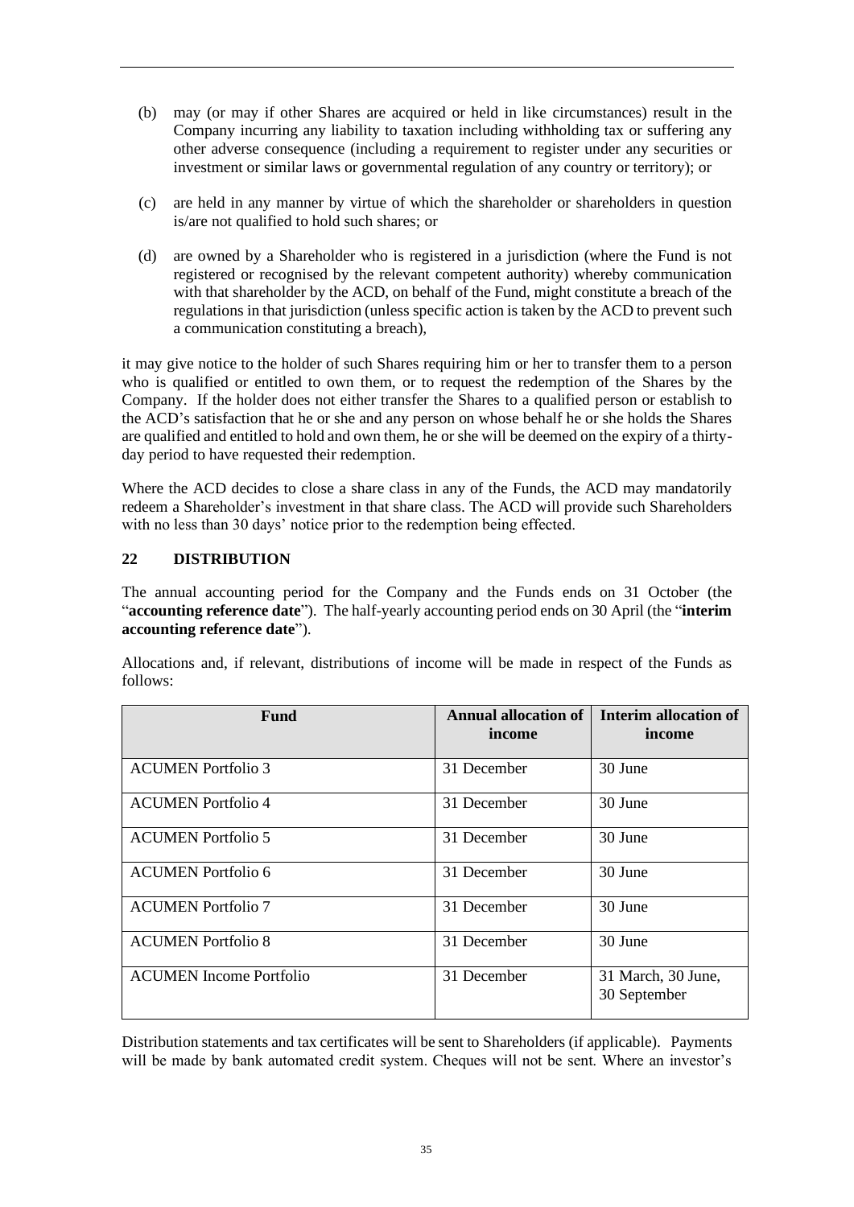(b) may (or may if other Shares are acquired or held in like circumstances) result in the Company incurring any liability to taxation including withholding tax or suffering any other adverse consequence (including a requirement to register under any securities or investment or similar laws or governmental regulation of any country or territory); or

(c) are held in any manner by virtue of which the shareholder or shareholders in question is/are not qualified to hold such shares; or

(d) are owned by a Shareholder who is registered in a jurisdiction (where the Fund is not registered or recognised by the relevant competent authority) whereby communication with that shareholder by the ACD, on behalf of the Fund, might constitute a breach of the regulations in that jurisdiction (unless specific action is taken by the ACD to prevent such a communication constituting a breach),

it may give notice to the holder of such Shares requiring him or her to transfer them to a person who is qualified or entitled to own them, or to request the redemption of the Shares by the Company. If the holder does not either transfer the Shares to a qualified person or establish to the ACD's satisfaction that he or she and any person on whose behalf he or she holds the Shares are qualified and entitled to hold and own them, he or she will be deemed on the expiry of a thirty-day period to have requested their redemption.

Where the ACD decides to close a share class in any of the Funds, the ACD may mandatorily redeem a Shareholder's investment in that share class. The ACD will provide such Shareholders with no less than 30 days' notice prior to the redemption being effected.

## 22 DISTRIBUTION

The annual accounting period for the Company and the Funds ends on 31 October (the "**accounting reference date**"). The half-yearly accounting period ends on 30 April (the "**interim accounting reference date**").

Allocations and, if relevant, distributions of income will be made in respect of the Funds as follows:

| Fund | Annual allocation of income | Interim allocation of income |
|---|---|---|
| ACUMEN Portfolio 3 | 31 December | 30 June |
| ACUMEN Portfolio 4 | 31 December | 30 June |
| ACUMEN Portfolio 5 | 31 December | 30 June |
| ACUMEN Portfolio 6 | 31 December | 30 June |
| ACUMEN Portfolio 7 | 31 December | 30 June |
| ACUMEN Portfolio 8 | 31 December | 30 June |
| ACUMEN Income Portfolio | 31 December | 31 March, 30 June, 30 September |

Distribution statements and tax certificates will be sent to Shareholders (if applicable). Payments will be made by bank automated credit system. Cheques will not be sent. Where an investor's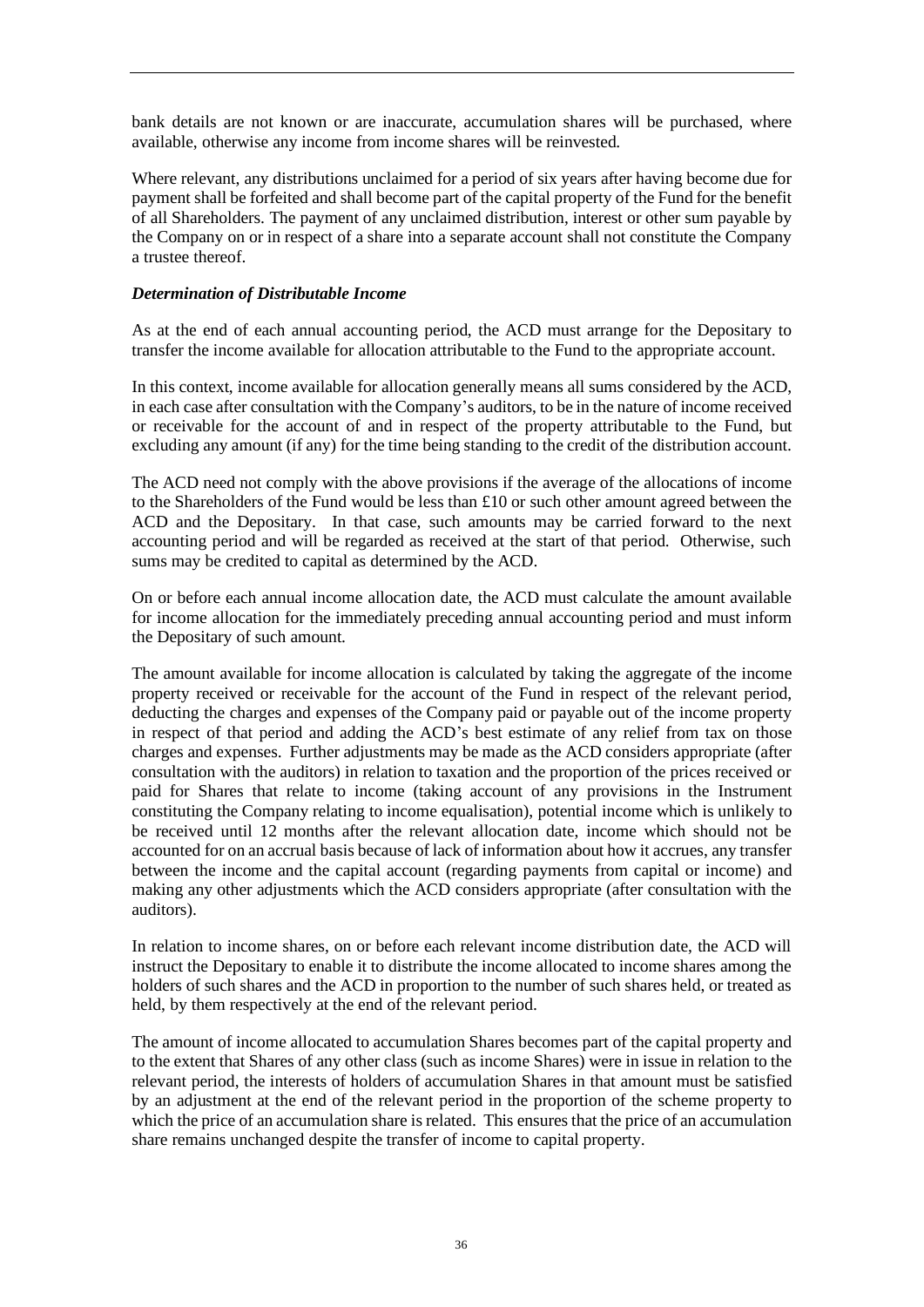bank details are not known or are inaccurate, accumulation shares will be purchased, where available, otherwise any income from income shares will be reinvested.

Where relevant, any distributions unclaimed for a period of six years after having become due for payment shall be forfeited and shall become part of the capital property of the Fund for the benefit of all Shareholders. The payment of any unclaimed distribution, interest or other sum payable by the Company on or in respect of a share into a separate account shall not constitute the Company a trustee thereof.

***Determination of Distributable Income***

As at the end of each annual accounting period, the ACD must arrange for the Depositary to transfer the income available for allocation attributable to the Fund to the appropriate account.

In this context, income available for allocation generally means all sums considered by the ACD, in each case after consultation with the Company's auditors, to be in the nature of income received or receivable for the account of and in respect of the property attributable to the Fund, but excluding any amount (if any) for the time being standing to the credit of the distribution account.

The ACD need not comply with the above provisions if the average of the allocations of income to the Shareholders of the Fund would be less than £10 or such other amount agreed between the ACD and the Depositary. In that case, such amounts may be carried forward to the next accounting period and will be regarded as received at the start of that period. Otherwise, such sums may be credited to capital as determined by the ACD.

On or before each annual income allocation date, the ACD must calculate the amount available for income allocation for the immediately preceding annual accounting period and must inform the Depositary of such amount.

The amount available for income allocation is calculated by taking the aggregate of the income property received or receivable for the account of the Fund in respect of the relevant period, deducting the charges and expenses of the Company paid or payable out of the income property in respect of that period and adding the ACD's best estimate of any relief from tax on those charges and expenses. Further adjustments may be made as the ACD considers appropriate (after consultation with the auditors) in relation to taxation and the proportion of the prices received or paid for Shares that relate to income (taking account of any provisions in the Instrument constituting the Company relating to income equalisation), potential income which is unlikely to be received until 12 months after the relevant allocation date, income which should not be accounted for on an accrual basis because of lack of information about how it accrues, any transfer between the income and the capital account (regarding payments from capital or income) and making any other adjustments which the ACD considers appropriate (after consultation with the auditors).

In relation to income shares, on or before each relevant income distribution date, the ACD will instruct the Depositary to enable it to distribute the income allocated to income shares among the holders of such shares and the ACD in proportion to the number of such shares held, or treated as held, by them respectively at the end of the relevant period.

The amount of income allocated to accumulation Shares becomes part of the capital property and to the extent that Shares of any other class (such as income Shares) were in issue in relation to the relevant period, the interests of holders of accumulation Shares in that amount must be satisfied by an adjustment at the end of the relevant period in the proportion of the scheme property to which the price of an accumulation share is related. This ensures that the price of an accumulation share remains unchanged despite the transfer of income to capital property.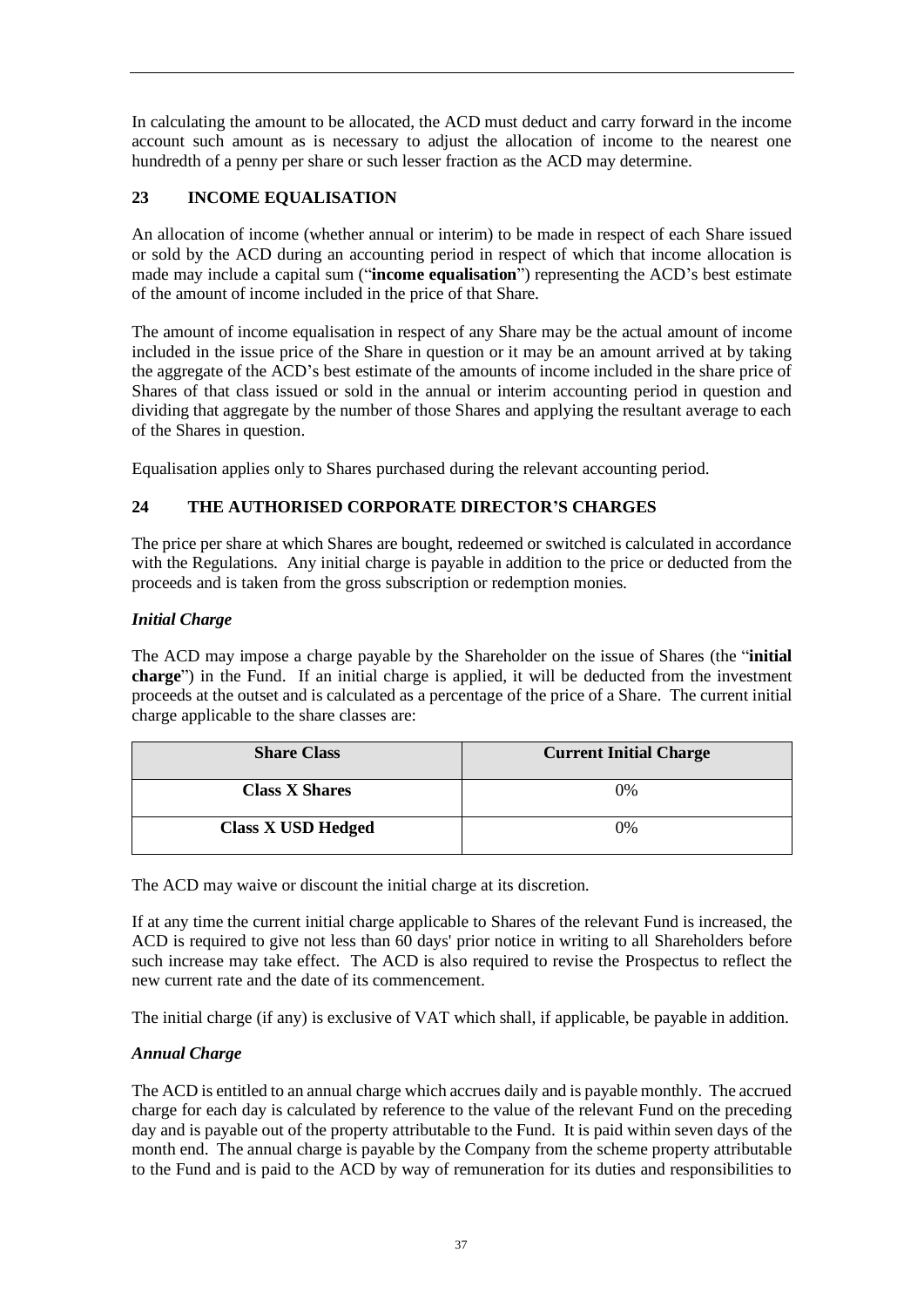In calculating the amount to be allocated, the ACD must deduct and carry forward in the income account such amount as is necessary to adjust the allocation of income to the nearest one hundredth of a penny per share or such lesser fraction as the ACD may determine.

## 23 INCOME EQUALISATION

An allocation of income (whether annual or interim) to be made in respect of each Share issued or sold by the ACD during an accounting period in respect of which that income allocation is made may include a capital sum ("**income equalisation**") representing the ACD's best estimate of the amount of income included in the price of that Share.

The amount of income equalisation in respect of any Share may be the actual amount of income included in the issue price of the Share in question or it may be an amount arrived at by taking the aggregate of the ACD's best estimate of the amounts of income included in the share price of Shares of that class issued or sold in the annual or interim accounting period in question and dividing that aggregate by the number of those Shares and applying the resultant average to each of the Shares in question.

Equalisation applies only to Shares purchased during the relevant accounting period.

## 24 THE AUTHORISED CORPORATE DIRECTOR'S CHARGES

The price per share at which Shares are bought, redeemed or switched is calculated in accordance with the Regulations. Any initial charge is payable in addition to the price or deducted from the proceeds and is taken from the gross subscription or redemption monies.

### *Initial Charge*

The ACD may impose a charge payable by the Shareholder on the issue of Shares (the "**initial charge**") in the Fund. If an initial charge is applied, it will be deducted from the investment proceeds at the outset and is calculated as a percentage of the price of a Share. The current initial charge applicable to the share classes are:

| Share Class | Current Initial Charge |
|---|---|
| **Class X Shares** | 0% |
| **Class X USD Hedged** | 0% |

The ACD may waive or discount the initial charge at its discretion.

If at any time the current initial charge applicable to Shares of the relevant Fund is increased, the ACD is required to give not less than 60 days' prior notice in writing to all Shareholders before such increase may take effect. The ACD is also required to revise the Prospectus to reflect the new current rate and the date of its commencement.

The initial charge (if any) is exclusive of VAT which shall, if applicable, be payable in addition.

### *Annual Charge*

The ACD is entitled to an annual charge which accrues daily and is payable monthly. The accrued charge for each day is calculated by reference to the value of the relevant Fund on the preceding day and is payable out of the property attributable to the Fund. It is paid within seven days of the month end. The annual charge is payable by the Company from the scheme property attributable to the Fund and is paid to the ACD by way of remuneration for its duties and responsibilities to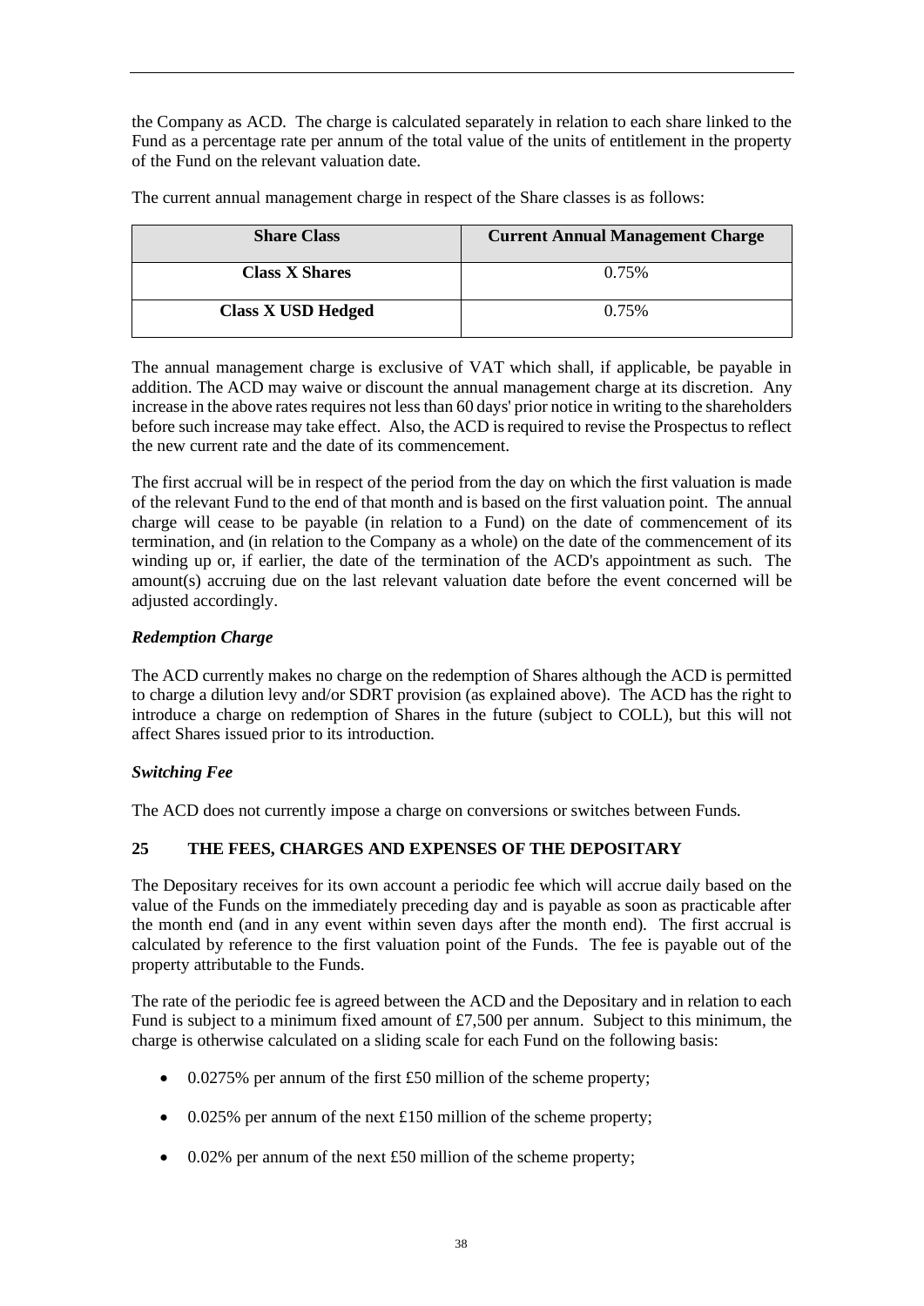the Company as ACD. The charge is calculated separately in relation to each share linked to the Fund as a percentage rate per annum of the total value of the units of entitlement in the property of the Fund on the relevant valuation date.

The current annual management charge in respect of the Share classes is as follows:

| Share Class | Current Annual Management Charge |
|---|---|
| Class X Shares | 0.75% |
| Class X USD Hedged | 0.75% |

The annual management charge is exclusive of VAT which shall, if applicable, be payable in addition. The ACD may waive or discount the annual management charge at its discretion. Any increase in the above rates requires not less than 60 days' prior notice in writing to the shareholders before such increase may take effect. Also, the ACD is required to revise the Prospectus to reflect the new current rate and the date of its commencement.

The first accrual will be in respect of the period from the day on which the first valuation is made of the relevant Fund to the end of that month and is based on the first valuation point. The annual charge will cease to be payable (in relation to a Fund) on the date of commencement of its termination, and (in relation to the Company as a whole) on the date of the commencement of its winding up or, if earlier, the date of the termination of the ACD's appointment as such. The amount(s) accruing due on the last relevant valuation date before the event concerned will be adjusted accordingly.

***Redemption Charge***

The ACD currently makes no charge on the redemption of Shares although the ACD is permitted to charge a dilution levy and/or SDRT provision (as explained above). The ACD has the right to introduce a charge on redemption of Shares in the future (subject to COLL), but this will not affect Shares issued prior to its introduction.

***Switching Fee***

The ACD does not currently impose a charge on conversions or switches between Funds.

## 25 THE FEES, CHARGES AND EXPENSES OF THE DEPOSITARY

The Depositary receives for its own account a periodic fee which will accrue daily based on the value of the Funds on the immediately preceding day and is payable as soon as practicable after the month end (and in any event within seven days after the month end). The first accrual is calculated by reference to the first valuation point of the Funds. The fee is payable out of the property attributable to the Funds.

The rate of the periodic fee is agreed between the ACD and the Depositary and in relation to each Fund is subject to a minimum fixed amount of £7,500 per annum. Subject to this minimum, the charge is otherwise calculated on a sliding scale for each Fund on the following basis:

- 0.0275% per annum of the first £50 million of the scheme property;
- 0.025% per annum of the next £150 million of the scheme property;
- 0.02% per annum of the next £50 million of the scheme property;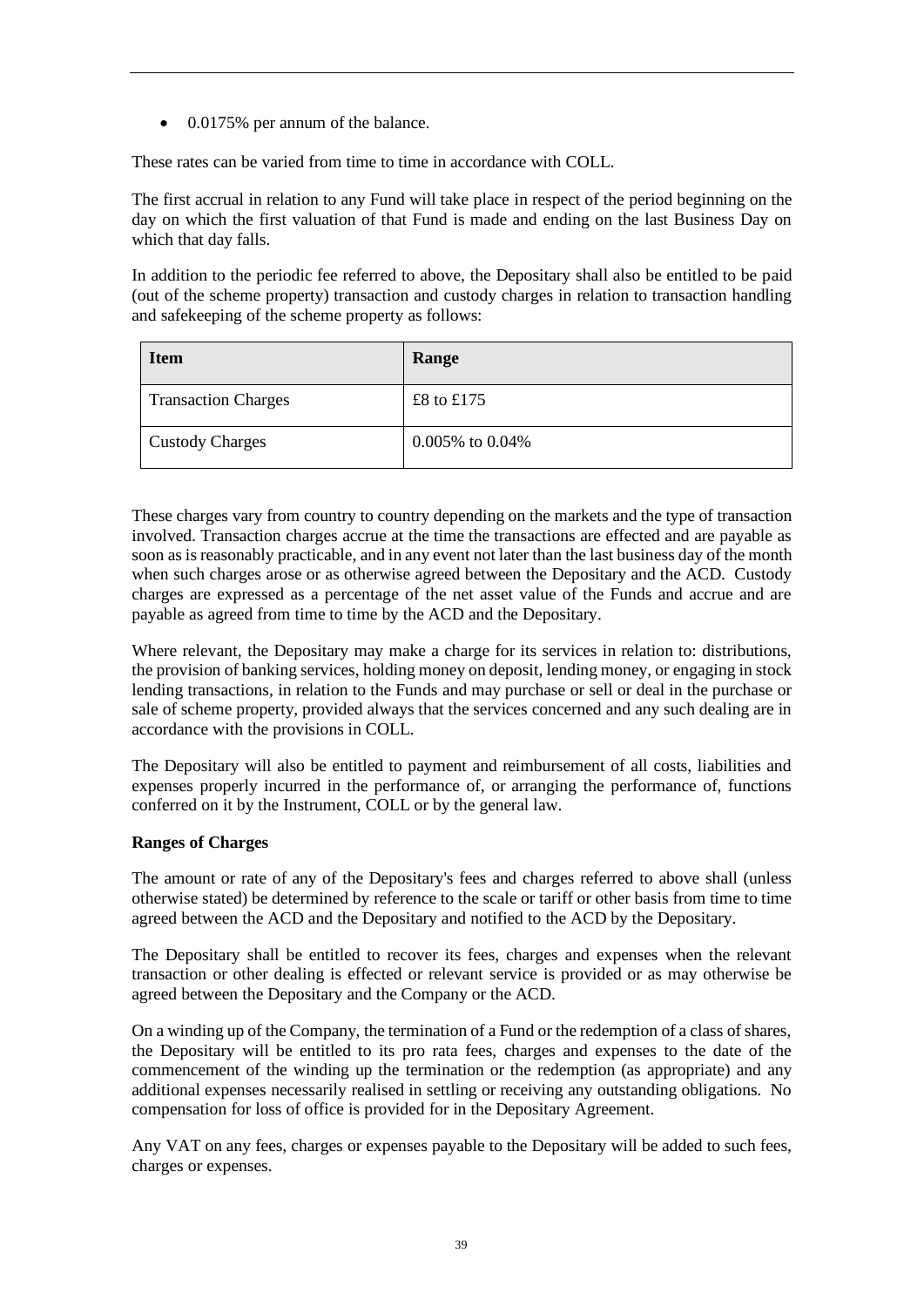- 0.0175% per annum of the balance.

These rates can be varied from time to time in accordance with COLL.

The first accrual in relation to any Fund will take place in respect of the period beginning on the day on which the first valuation of that Fund is made and ending on the last Business Day on which that day falls.

In addition to the periodic fee referred to above, the Depositary shall also be entitled to be paid (out of the scheme property) transaction and custody charges in relation to transaction handling and safekeeping of the scheme property as follows:

| Item | Range |
|---|---|
| Transaction Charges | £8 to £175 |
| Custody Charges | 0.005% to 0.04% |

These charges vary from country to country depending on the markets and the type of transaction involved. Transaction charges accrue at the time the transactions are effected and are payable as soon as is reasonably practicable, and in any event not later than the last business day of the month when such charges arose or as otherwise agreed between the Depositary and the ACD. Custody charges are expressed as a percentage of the net asset value of the Funds and accrue and are payable as agreed from time to time by the ACD and the Depositary.

Where relevant, the Depositary may make a charge for its services in relation to: distributions, the provision of banking services, holding money on deposit, lending money, or engaging in stock lending transactions, in relation to the Funds and may purchase or sell or deal in the purchase or sale of scheme property, provided always that the services concerned and any such dealing are in accordance with the provisions in COLL.

The Depositary will also be entitled to payment and reimbursement of all costs, liabilities and expenses properly incurred in the performance of, or arranging the performance of, functions conferred on it by the Instrument, COLL or by the general law.

**Ranges of Charges**

The amount or rate of any of the Depositary's fees and charges referred to above shall (unless otherwise stated) be determined by reference to the scale or tariff or other basis from time to time agreed between the ACD and the Depositary and notified to the ACD by the Depositary.

The Depositary shall be entitled to recover its fees, charges and expenses when the relevant transaction or other dealing is effected or relevant service is provided or as may otherwise be agreed between the Depositary and the Company or the ACD.

On a winding up of the Company, the termination of a Fund or the redemption of a class of shares, the Depositary will be entitled to its pro rata fees, charges and expenses to the date of the commencement of the winding up the termination or the redemption (as appropriate) and any additional expenses necessarily realised in settling or receiving any outstanding obligations. No compensation for loss of office is provided for in the Depositary Agreement.

Any VAT on any fees, charges or expenses payable to the Depositary will be added to such fees, charges or expenses.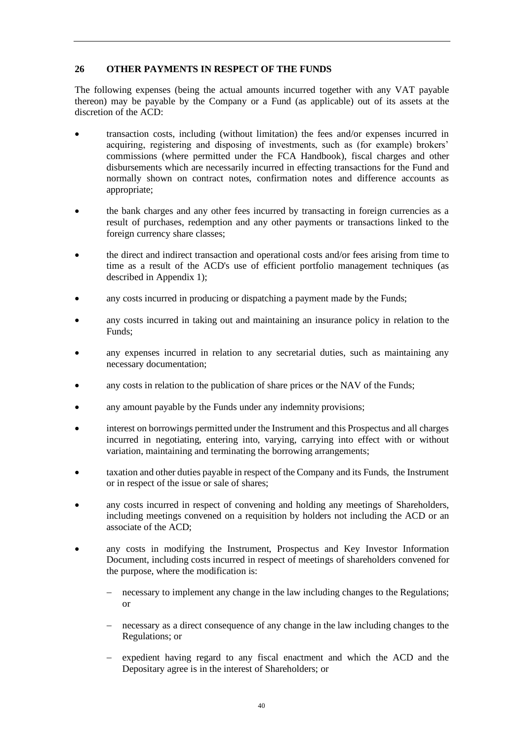## 26 OTHER PAYMENTS IN RESPECT OF THE FUNDS

The following expenses (being the actual amounts incurred together with any VAT payable thereon) may be payable by the Company or a Fund (as applicable) out of its assets at the discretion of the ACD:

- transaction costs, including (without limitation) the fees and/or expenses incurred in acquiring, registering and disposing of investments, such as (for example) brokers' commissions (where permitted under the FCA Handbook), fiscal charges and other disbursements which are necessarily incurred in effecting transactions for the Fund and normally shown on contract notes, confirmation notes and difference accounts as appropriate;
- the bank charges and any other fees incurred by transacting in foreign currencies as a result of purchases, redemption and any other payments or transactions linked to the foreign currency share classes;
- the direct and indirect transaction and operational costs and/or fees arising from time to time as a result of the ACD's use of efficient portfolio management techniques (as described in Appendix 1);
- any costs incurred in producing or dispatching a payment made by the Funds;
- any costs incurred in taking out and maintaining an insurance policy in relation to the Funds;
- any expenses incurred in relation to any secretarial duties, such as maintaining any necessary documentation;
- any costs in relation to the publication of share prices or the NAV of the Funds;
- any amount payable by the Funds under any indemnity provisions;
- interest on borrowings permitted under the Instrument and this Prospectus and all charges incurred in negotiating, entering into, varying, carrying into effect with or without variation, maintaining and terminating the borrowing arrangements;
- taxation and other duties payable in respect of the Company and its Funds, the Instrument or in respect of the issue or sale of shares;
- any costs incurred in respect of convening and holding any meetings of Shareholders, including meetings convened on a requisition by holders not including the ACD or an associate of the ACD;
- any costs in modifying the Instrument, Prospectus and Key Investor Information Document, including costs incurred in respect of meetings of shareholders convened for the purpose, where the modification is:
  - necessary to implement any change in the law including changes to the Regulations; or
  - necessary as a direct consequence of any change in the law including changes to the Regulations; or
  - expedient having regard to any fiscal enactment and which the ACD and the Depositary agree is in the interest of Shareholders; or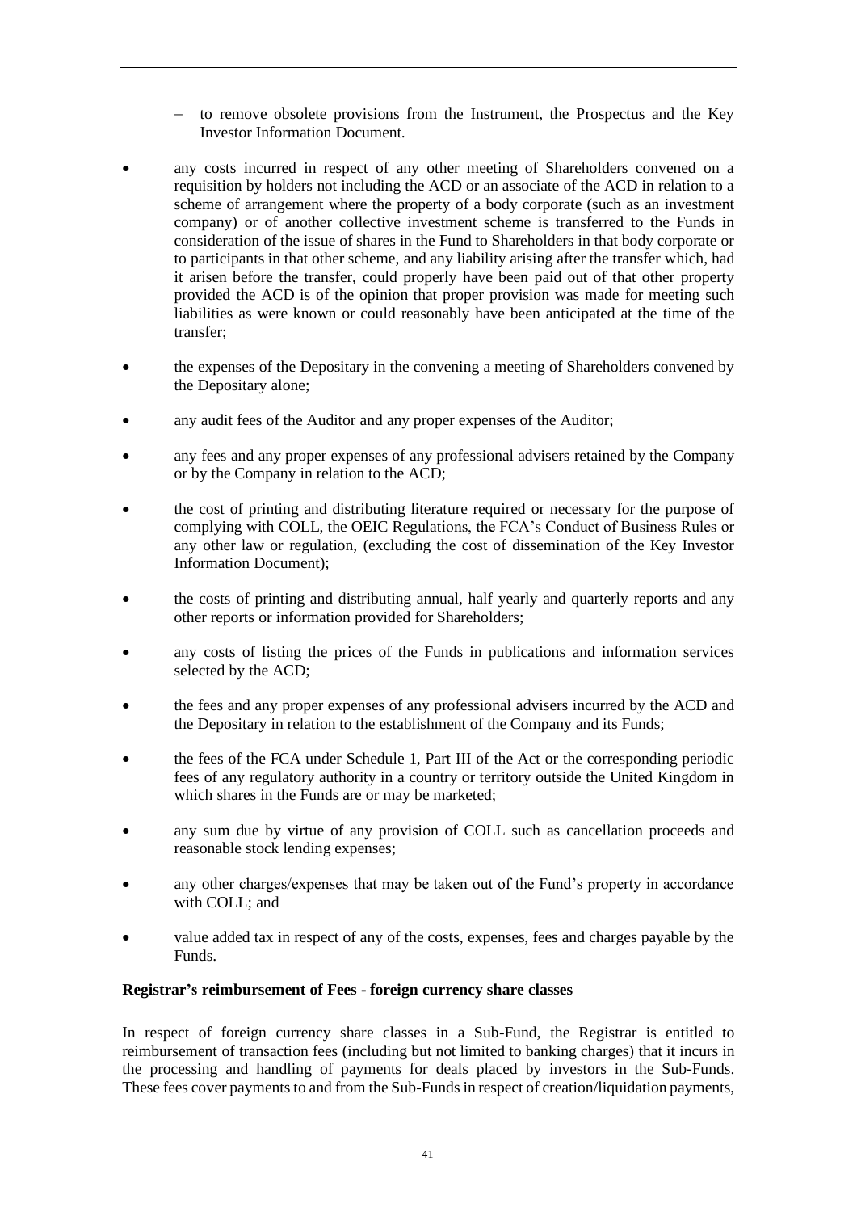- to remove obsolete provisions from the Instrument, the Prospectus and the Key Investor Information Document.

- any costs incurred in respect of any other meeting of Shareholders convened on a requisition by holders not including the ACD or an associate of the ACD in relation to a scheme of arrangement where the property of a body corporate (such as an investment company) or of another collective investment scheme is transferred to the Funds in consideration of the issue of shares in the Fund to Shareholders in that body corporate or to participants in that other scheme, and any liability arising after the transfer which, had it arisen before the transfer, could properly have been paid out of that other property provided the ACD is of the opinion that proper provision was made for meeting such liabilities as were known or could reasonably have been anticipated at the time of the transfer;

- the expenses of the Depositary in the convening a meeting of Shareholders convened by the Depositary alone;

- any audit fees of the Auditor and any proper expenses of the Auditor;

- any fees and any proper expenses of any professional advisers retained by the Company or by the Company in relation to the ACD;

- the cost of printing and distributing literature required or necessary for the purpose of complying with COLL, the OEIC Regulations, the FCA's Conduct of Business Rules or any other law or regulation, (excluding the cost of dissemination of the Key Investor Information Document);

- the costs of printing and distributing annual, half yearly and quarterly reports and any other reports or information provided for Shareholders;

- any costs of listing the prices of the Funds in publications and information services selected by the ACD;

- the fees and any proper expenses of any professional advisers incurred by the ACD and the Depositary in relation to the establishment of the Company and its Funds;

- the fees of the FCA under Schedule 1, Part III of the Act or the corresponding periodic fees of any regulatory authority in a country or territory outside the United Kingdom in which shares in the Funds are or may be marketed;

- any sum due by virtue of any provision of COLL such as cancellation proceeds and reasonable stock lending expenses;

- any other charges/expenses that may be taken out of the Fund's property in accordance with COLL; and

- value added tax in respect of any of the costs, expenses, fees and charges payable by the Funds.

**Registrar's reimbursement of Fees - foreign currency share classes**

In respect of foreign currency share classes in a Sub-Fund, the Registrar is entitled to reimbursement of transaction fees (including but not limited to banking charges) that it incurs in the processing and handling of payments for deals placed by investors in the Sub-Funds. These fees cover payments to and from the Sub-Funds in respect of creation/liquidation payments,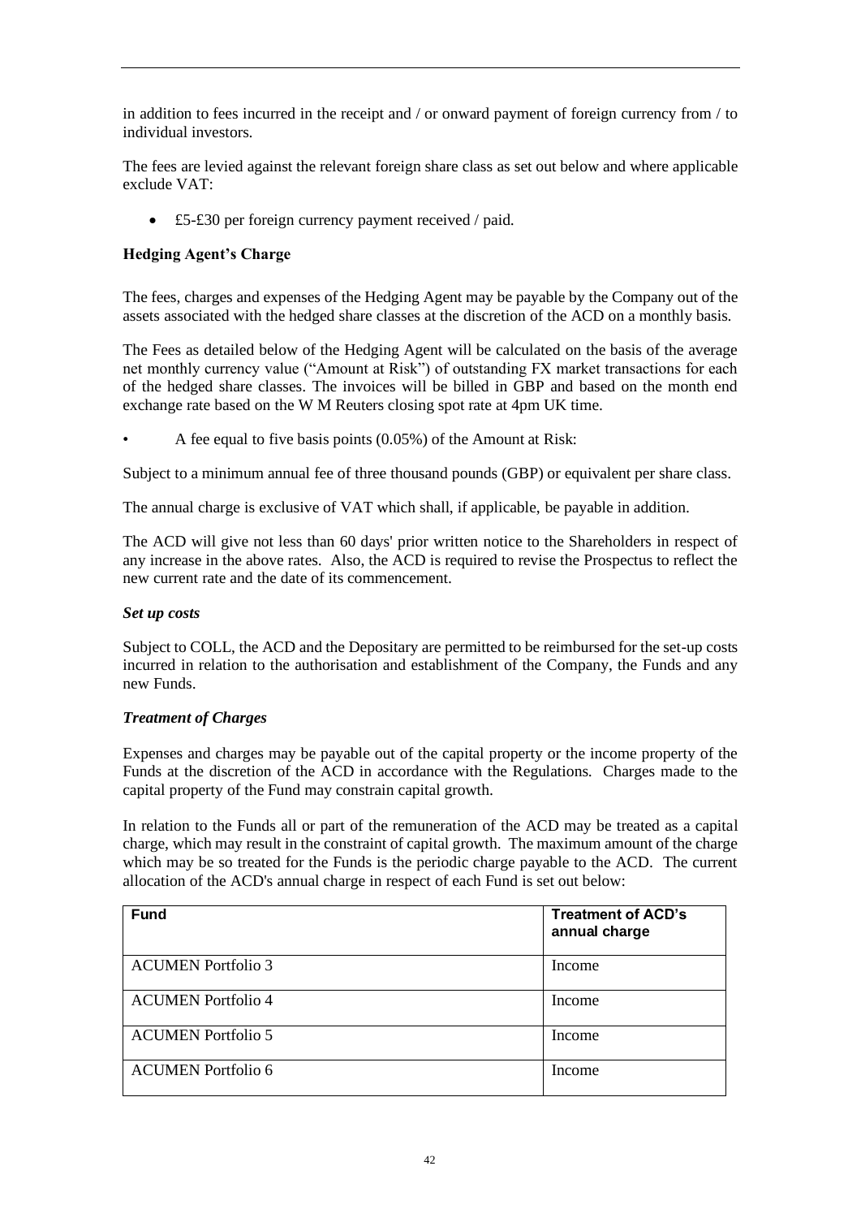in addition to fees incurred in the receipt and / or onward payment of foreign currency from / to individual investors.

The fees are levied against the relevant foreign share class as set out below and where applicable exclude VAT:

- £5-£30 per foreign currency payment received / paid.

**Hedging Agent's Charge**

The fees, charges and expenses of the Hedging Agent may be payable by the Company out of the assets associated with the hedged share classes at the discretion of the ACD on a monthly basis.

The Fees as detailed below of the Hedging Agent will be calculated on the basis of the average net monthly currency value ("Amount at Risk") of outstanding FX market transactions for each of the hedged share classes. The invoices will be billed in GBP and based on the month end exchange rate based on the W M Reuters closing spot rate at 4pm UK time.

- A fee equal to five basis points (0.05%) of the Amount at Risk:

Subject to a minimum annual fee of three thousand pounds (GBP) or equivalent per share class.

The annual charge is exclusive of VAT which shall, if applicable, be payable in addition.

The ACD will give not less than 60 days' prior written notice to the Shareholders in respect of any increase in the above rates. Also, the ACD is required to revise the Prospectus to reflect the new current rate and the date of its commencement.

***Set up costs***

Subject to COLL, the ACD and the Depositary are permitted to be reimbursed for the set-up costs incurred in relation to the authorisation and establishment of the Company, the Funds and any new Funds.

***Treatment of Charges***

Expenses and charges may be payable out of the capital property or the income property of the Funds at the discretion of the ACD in accordance with the Regulations. Charges made to the capital property of the Fund may constrain capital growth.

In relation to the Funds all or part of the remuneration of the ACD may be treated as a capital charge, which may result in the constraint of capital growth. The maximum amount of the charge which may be so treated for the Funds is the periodic charge payable to the ACD. The current allocation of the ACD's annual charge in respect of each Fund is set out below:

| Fund | Treatment of ACD's annual charge |
|---|---|
| ACUMEN Portfolio 3 | Income |
| ACUMEN Portfolio 4 | Income |
| ACUMEN Portfolio 5 | Income |
| ACUMEN Portfolio 6 | Income |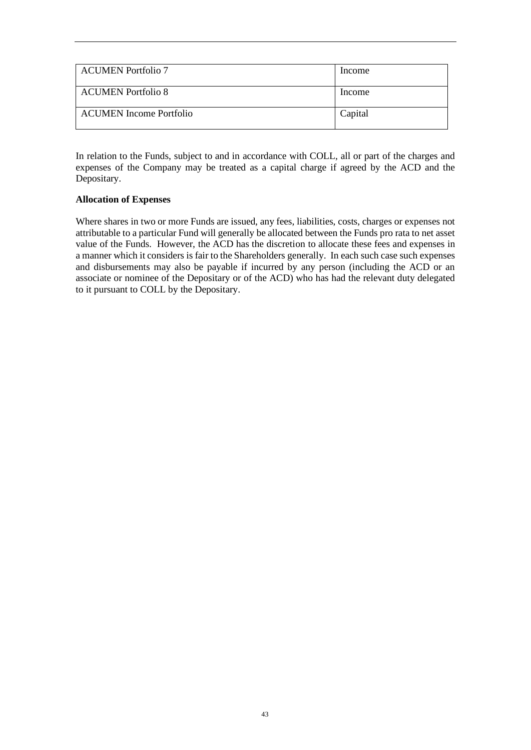| ACUMEN Portfolio 7 | Income |
|---|---|
| ACUMEN Portfolio 8 | Income |
| ACUMEN Income Portfolio | Capital |

In relation to the Funds, subject to and in accordance with COLL, all or part of the charges and expenses of the Company may be treated as a capital charge if agreed by the ACD and the Depositary.

**Allocation of Expenses**

Where shares in two or more Funds are issued, any fees, liabilities, costs, charges or expenses not attributable to a particular Fund will generally be allocated between the Funds pro rata to net asset value of the Funds. However, the ACD has the discretion to allocate these fees and expenses in a manner which it considers is fair to the Shareholders generally. In each such case such expenses and disbursements may also be payable if incurred by any person (including the ACD or an associate or nominee of the Depositary or of the ACD) who has had the relevant duty delegated to it pursuant to COLL by the Depositary.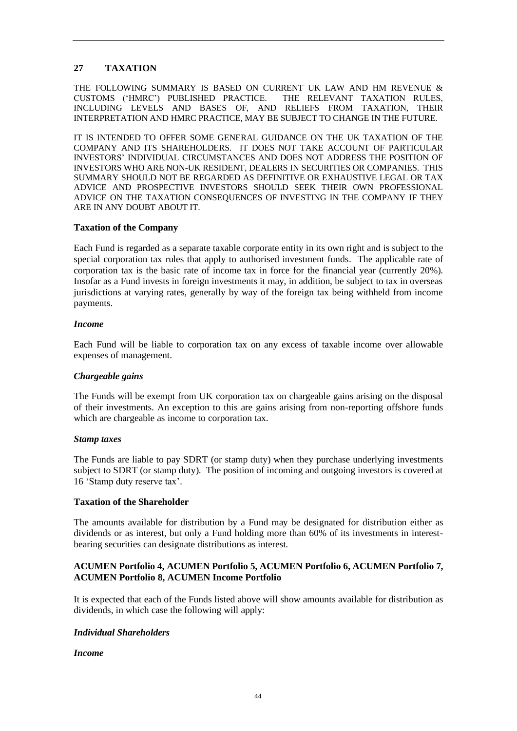## 27 TAXATION

THE FOLLOWING SUMMARY IS BASED ON CURRENT UK LAW AND HM REVENUE & CUSTOMS ('HMRC') PUBLISHED PRACTICE. THE RELEVANT TAXATION RULES, INCLUDING LEVELS AND BASES OF, AND RELIEFS FROM TAXATION, THEIR INTERPRETATION AND HMRC PRACTICE, MAY BE SUBJECT TO CHANGE IN THE FUTURE.

IT IS INTENDED TO OFFER SOME GENERAL GUIDANCE ON THE UK TAXATION OF THE COMPANY AND ITS SHAREHOLDERS. IT DOES NOT TAKE ACCOUNT OF PARTICULAR INVESTORS' INDIVIDUAL CIRCUMSTANCES AND DOES NOT ADDRESS THE POSITION OF INVESTORS WHO ARE NON-UK RESIDENT, DEALERS IN SECURITIES OR COMPANIES. THIS SUMMARY SHOULD NOT BE REGARDED AS DEFINITIVE OR EXHAUSTIVE LEGAL OR TAX ADVICE AND PROSPECTIVE INVESTORS SHOULD SEEK THEIR OWN PROFESSIONAL ADVICE ON THE TAXATION CONSEQUENCES OF INVESTING IN THE COMPANY IF THEY ARE IN ANY DOUBT ABOUT IT.

**Taxation of the Company**

Each Fund is regarded as a separate taxable corporate entity in its own right and is subject to the special corporation tax rules that apply to authorised investment funds. The applicable rate of corporation tax is the basic rate of income tax in force for the financial year (currently 20%). Insofar as a Fund invests in foreign investments it may, in addition, be subject to tax in overseas jurisdictions at varying rates, generally by way of the foreign tax being withheld from income payments.

***Income***

Each Fund will be liable to corporation tax on any excess of taxable income over allowable expenses of management.

***Chargeable gains***

The Funds will be exempt from UK corporation tax on chargeable gains arising on the disposal of their investments. An exception to this are gains arising from non-reporting offshore funds which are chargeable as income to corporation tax.

***Stamp taxes***

The Funds are liable to pay SDRT (or stamp duty) when they purchase underlying investments subject to SDRT (or stamp duty). The position of incoming and outgoing investors is covered at 16 'Stamp duty reserve tax'.

**Taxation of the Shareholder**

The amounts available for distribution by a Fund may be designated for distribution either as dividends or as interest, but only a Fund holding more than 60% of its investments in interest-bearing securities can designate distributions as interest.

**ACUMEN Portfolio 4, ACUMEN Portfolio 5, ACUMEN Portfolio 6, ACUMEN Portfolio 7, ACUMEN Portfolio 8, ACUMEN Income Portfolio**

It is expected that each of the Funds listed above will show amounts available for distribution as dividends, in which case the following will apply:

***Individual Shareholders***

***Income***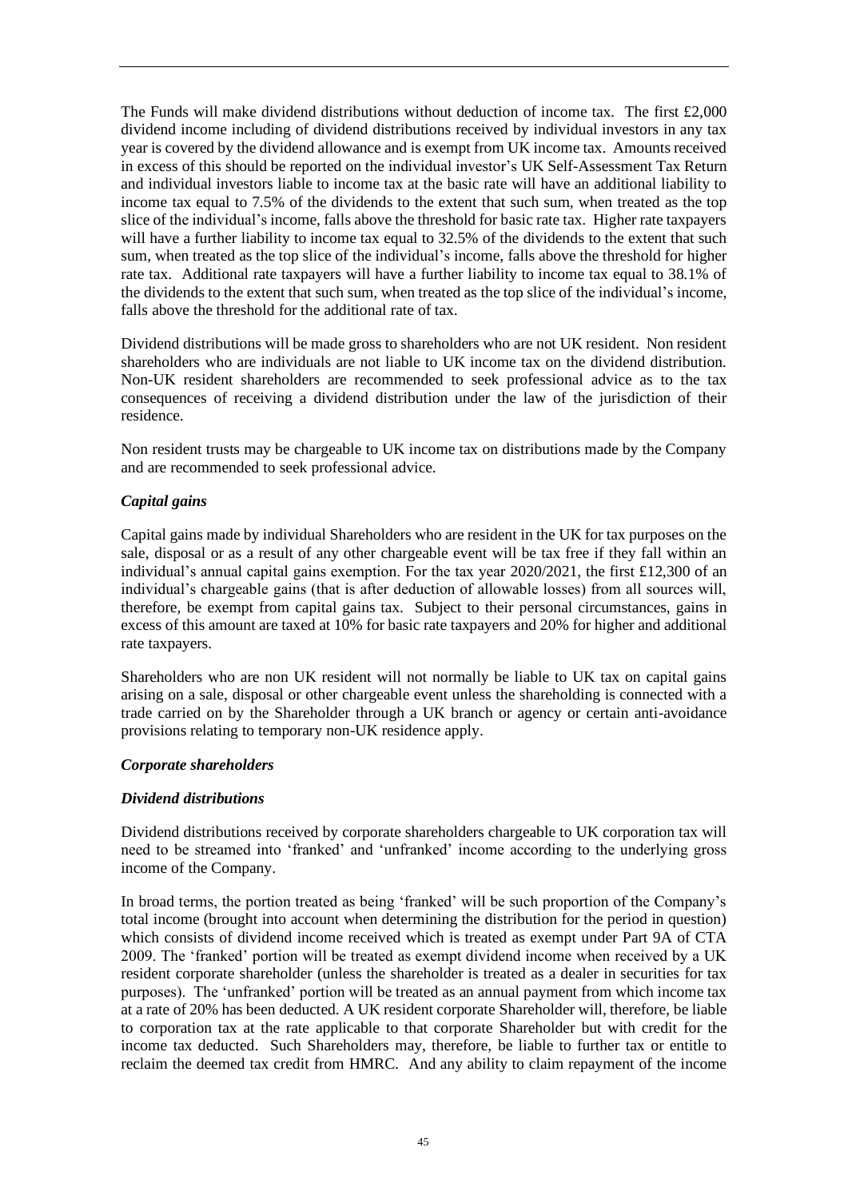The Funds will make dividend distributions without deduction of income tax. The first £2,000 dividend income including of dividend distributions received by individual investors in any tax year is covered by the dividend allowance and is exempt from UK income tax. Amounts received in excess of this should be reported on the individual investor's UK Self-Assessment Tax Return and individual investors liable to income tax at the basic rate will have an additional liability to income tax equal to 7.5% of the dividends to the extent that such sum, when treated as the top slice of the individual's income, falls above the threshold for basic rate tax. Higher rate taxpayers will have a further liability to income tax equal to 32.5% of the dividends to the extent that such sum, when treated as the top slice of the individual's income, falls above the threshold for higher rate tax. Additional rate taxpayers will have a further liability to income tax equal to 38.1% of the dividends to the extent that such sum, when treated as the top slice of the individual's income, falls above the threshold for the additional rate of tax.

Dividend distributions will be made gross to shareholders who are not UK resident. Non resident shareholders who are individuals are not liable to UK income tax on the dividend distribution. Non-UK resident shareholders are recommended to seek professional advice as to the tax consequences of receiving a dividend distribution under the law of the jurisdiction of their residence.

Non resident trusts may be chargeable to UK income tax on distributions made by the Company and are recommended to seek professional advice.

### *Capital gains*

Capital gains made by individual Shareholders who are resident in the UK for tax purposes on the sale, disposal or as a result of any other chargeable event will be tax free if they fall within an individual's annual capital gains exemption. For the tax year 2020/2021, the first £12,300 of an individual's chargeable gains (that is after deduction of allowable losses) from all sources will, therefore, be exempt from capital gains tax. Subject to their personal circumstances, gains in excess of this amount are taxed at 10% for basic rate taxpayers and 20% for higher and additional rate taxpayers.

Shareholders who are non UK resident will not normally be liable to UK tax on capital gains arising on a sale, disposal or other chargeable event unless the shareholding is connected with a trade carried on by the Shareholder through a UK branch or agency or certain anti-avoidance provisions relating to temporary non-UK residence apply.

### *Corporate shareholders*

### *Dividend distributions*

Dividend distributions received by corporate shareholders chargeable to UK corporation tax will need to be streamed into 'franked' and 'unfranked' income according to the underlying gross income of the Company.

In broad terms, the portion treated as being 'franked' will be such proportion of the Company's total income (brought into account when determining the distribution for the period in question) which consists of dividend income received which is treated as exempt under Part 9A of CTA 2009. The 'franked' portion will be treated as exempt dividend income when received by a UK resident corporate shareholder (unless the shareholder is treated as a dealer in securities for tax purposes). The 'unfranked' portion will be treated as an annual payment from which income tax at a rate of 20% has been deducted. A UK resident corporate Shareholder will, therefore, be liable to corporation tax at the rate applicable to that corporate Shareholder but with credit for the income tax deducted. Such Shareholders may, therefore, be liable to further tax or entitle to reclaim the deemed tax credit from HMRC. And any ability to claim repayment of the income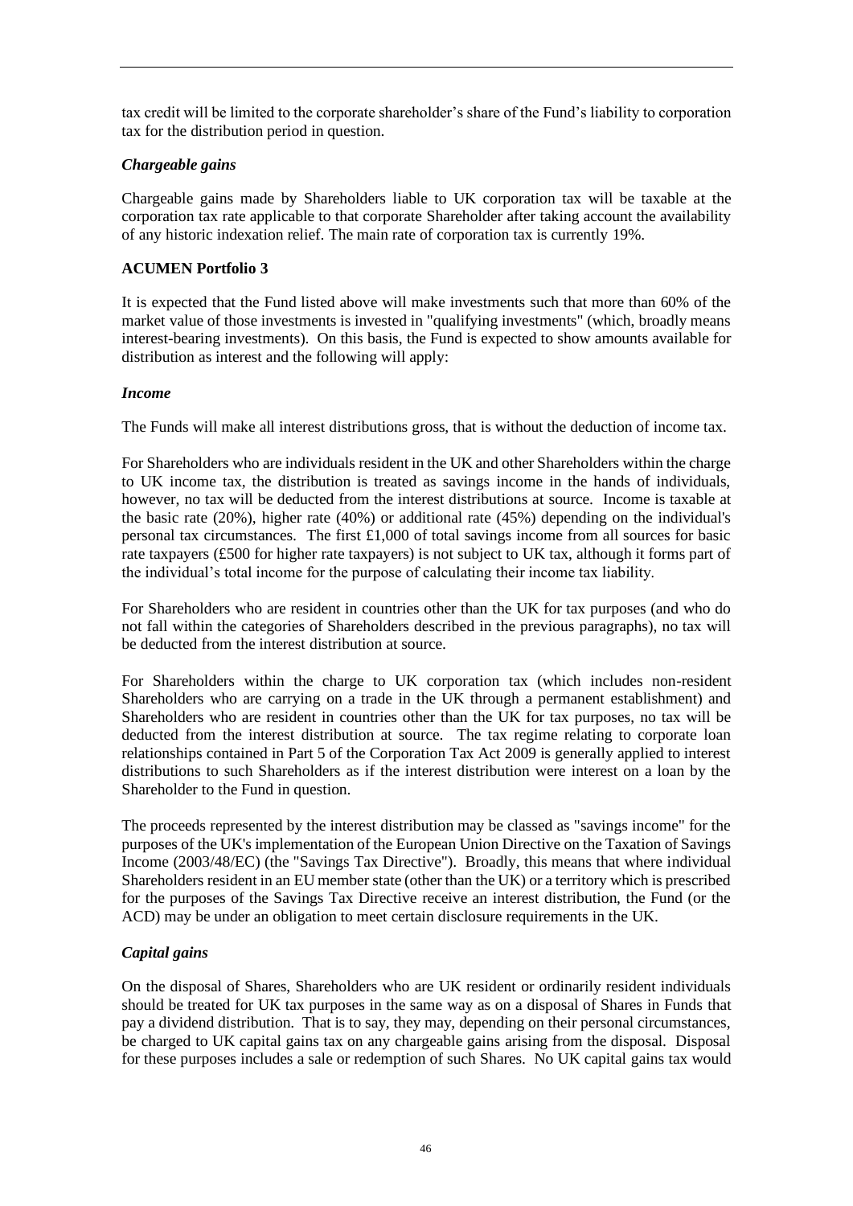tax credit will be limited to the corporate shareholder's share of the Fund's liability to corporation tax for the distribution period in question.

### *Chargeable gains*

Chargeable gains made by Shareholders liable to UK corporation tax will be taxable at the corporation tax rate applicable to that corporate Shareholder after taking account the availability of any historic indexation relief. The main rate of corporation tax is currently 19%.

## ACUMEN Portfolio 3

It is expected that the Fund listed above will make investments such that more than 60% of the market value of those investments is invested in "qualifying investments" (which, broadly means interest-bearing investments). On this basis, the Fund is expected to show amounts available for distribution as interest and the following will apply:

### *Income*

The Funds will make all interest distributions gross, that is without the deduction of income tax.

For Shareholders who are individuals resident in the UK and other Shareholders within the charge to UK income tax, the distribution is treated as savings income in the hands of individuals, however, no tax will be deducted from the interest distributions at source. Income is taxable at the basic rate (20%), higher rate (40%) or additional rate (45%) depending on the individual's personal tax circumstances. The first £1,000 of total savings income from all sources for basic rate taxpayers (£500 for higher rate taxpayers) is not subject to UK tax, although it forms part of the individual's total income for the purpose of calculating their income tax liability.

For Shareholders who are resident in countries other than the UK for tax purposes (and who do not fall within the categories of Shareholders described in the previous paragraphs), no tax will be deducted from the interest distribution at source.

For Shareholders within the charge to UK corporation tax (which includes non-resident Shareholders who are carrying on a trade in the UK through a permanent establishment) and Shareholders who are resident in countries other than the UK for tax purposes, no tax will be deducted from the interest distribution at source. The tax regime relating to corporate loan relationships contained in Part 5 of the Corporation Tax Act 2009 is generally applied to interest distributions to such Shareholders as if the interest distribution were interest on a loan by the Shareholder to the Fund in question.

The proceeds represented by the interest distribution may be classed as "savings income" for the purposes of the UK's implementation of the European Union Directive on the Taxation of Savings Income (2003/48/EC) (the "Savings Tax Directive"). Broadly, this means that where individual Shareholders resident in an EU member state (other than the UK) or a territory which is prescribed for the purposes of the Savings Tax Directive receive an interest distribution, the Fund (or the ACD) may be under an obligation to meet certain disclosure requirements in the UK.

### *Capital gains*

On the disposal of Shares, Shareholders who are UK resident or ordinarily resident individuals should be treated for UK tax purposes in the same way as on a disposal of Shares in Funds that pay a dividend distribution. That is to say, they may, depending on their personal circumstances, be charged to UK capital gains tax on any chargeable gains arising from the disposal. Disposal for these purposes includes a sale or redemption of such Shares. No UK capital gains tax would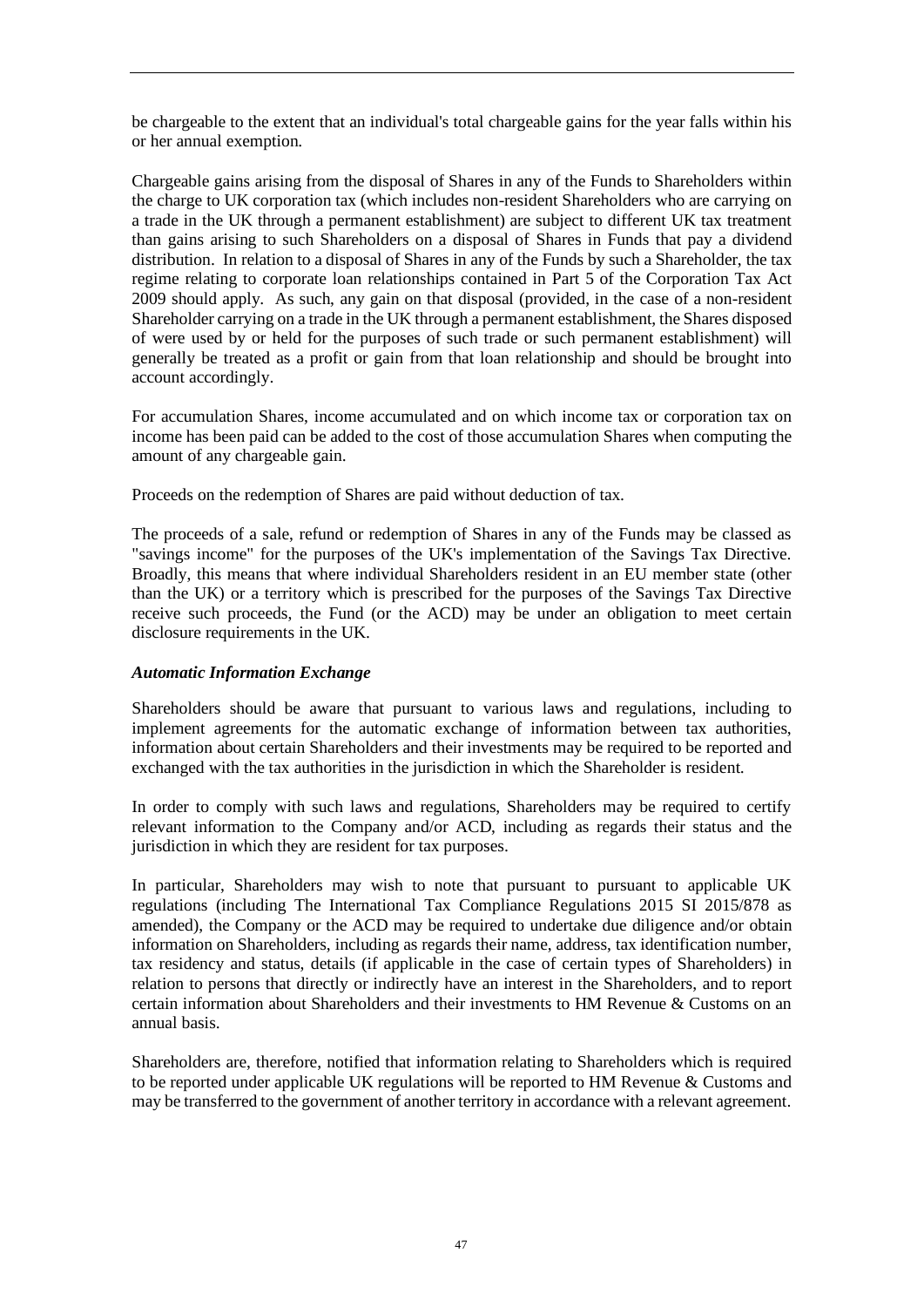be chargeable to the extent that an individual's total chargeable gains for the year falls within his or her annual exemption.

Chargeable gains arising from the disposal of Shares in any of the Funds to Shareholders within the charge to UK corporation tax (which includes non-resident Shareholders who are carrying on a trade in the UK through a permanent establishment) are subject to different UK tax treatment than gains arising to such Shareholders on a disposal of Shares in Funds that pay a dividend distribution. In relation to a disposal of Shares in any of the Funds by such a Shareholder, the tax regime relating to corporate loan relationships contained in Part 5 of the Corporation Tax Act 2009 should apply. As such, any gain on that disposal (provided, in the case of a non-resident Shareholder carrying on a trade in the UK through a permanent establishment, the Shares disposed of were used by or held for the purposes of such trade or such permanent establishment) will generally be treated as a profit or gain from that loan relationship and should be brought into account accordingly.

For accumulation Shares, income accumulated and on which income tax or corporation tax on income has been paid can be added to the cost of those accumulation Shares when computing the amount of any chargeable gain.

Proceeds on the redemption of Shares are paid without deduction of tax.

The proceeds of a sale, refund or redemption of Shares in any of the Funds may be classed as "savings income" for the purposes of the UK's implementation of the Savings Tax Directive. Broadly, this means that where individual Shareholders resident in an EU member state (other than the UK) or a territory which is prescribed for the purposes of the Savings Tax Directive receive such proceeds, the Fund (or the ACD) may be under an obligation to meet certain disclosure requirements in the UK.

***Automatic Information Exchange***

Shareholders should be aware that pursuant to various laws and regulations, including to implement agreements for the automatic exchange of information between tax authorities, information about certain Shareholders and their investments may be required to be reported and exchanged with the tax authorities in the jurisdiction in which the Shareholder is resident.

In order to comply with such laws and regulations, Shareholders may be required to certify relevant information to the Company and/or ACD, including as regards their status and the jurisdiction in which they are resident for tax purposes.

In particular, Shareholders may wish to note that pursuant to pursuant to applicable UK regulations (including The International Tax Compliance Regulations 2015 SI 2015/878 as amended), the Company or the ACD may be required to undertake due diligence and/or obtain information on Shareholders, including as regards their name, address, tax identification number, tax residency and status, details (if applicable in the case of certain types of Shareholders) in relation to persons that directly or indirectly have an interest in the Shareholders, and to report certain information about Shareholders and their investments to HM Revenue & Customs on an annual basis.

Shareholders are, therefore, notified that information relating to Shareholders which is required to be reported under applicable UK regulations will be reported to HM Revenue & Customs and may be transferred to the government of another territory in accordance with a relevant agreement.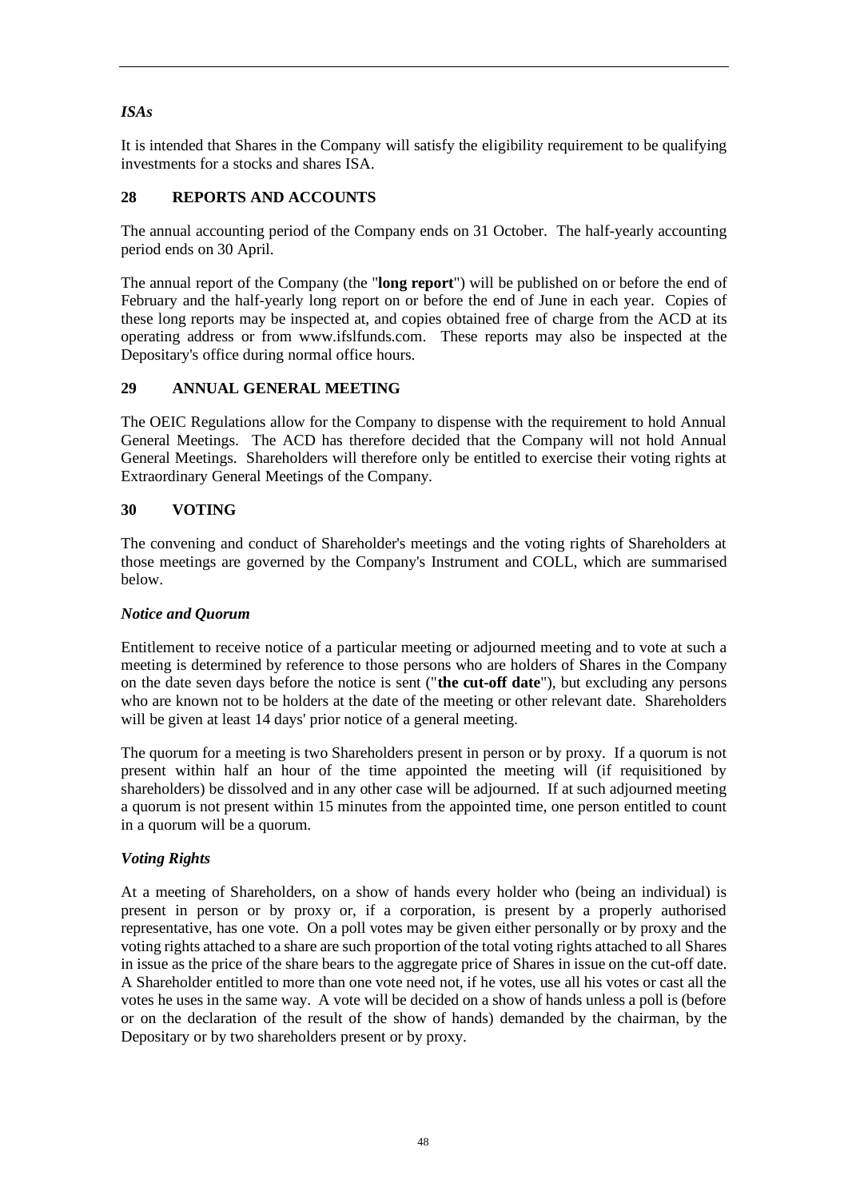*ISAs*

It is intended that Shares in the Company will satisfy the eligibility requirement to be qualifying investments for a stocks and shares ISA.

## 28 REPORTS AND ACCOUNTS

The annual accounting period of the Company ends on 31 October. The half-yearly accounting period ends on 30 April.

The annual report of the Company (the "**long report**") will be published on or before the end of February and the half-yearly long report on or before the end of June in each year. Copies of these long reports may be inspected at, and copies obtained free of charge from the ACD at its operating address or from www.ifslfunds.com. These reports may also be inspected at the Depositary's office during normal office hours.

## 29 ANNUAL GENERAL MEETING

The OEIC Regulations allow for the Company to dispense with the requirement to hold Annual General Meetings. The ACD has therefore decided that the Company will not hold Annual General Meetings. Shareholders will therefore only be entitled to exercise their voting rights at Extraordinary General Meetings of the Company.

## 30 VOTING

The convening and conduct of Shareholder's meetings and the voting rights of Shareholders at those meetings are governed by the Company's Instrument and COLL, which are summarised below.

***Notice and Quorum***

Entitlement to receive notice of a particular meeting or adjourned meeting and to vote at such a meeting is determined by reference to those persons who are holders of Shares in the Company on the date seven days before the notice is sent ("**the cut-off date**"), but excluding any persons who are known not to be holders at the date of the meeting or other relevant date. Shareholders will be given at least 14 days' prior notice of a general meeting.

The quorum for a meeting is two Shareholders present in person or by proxy. If a quorum is not present within half an hour of the time appointed the meeting will (if requisitioned by shareholders) be dissolved and in any other case will be adjourned. If at such adjourned meeting a quorum is not present within 15 minutes from the appointed time, one person entitled to count in a quorum will be a quorum.

***Voting Rights***

At a meeting of Shareholders, on a show of hands every holder who (being an individual) is present in person or by proxy or, if a corporation, is present by a properly authorised representative, has one vote. On a poll votes may be given either personally or by proxy and the voting rights attached to a share are such proportion of the total voting rights attached to all Shares in issue as the price of the share bears to the aggregate price of Shares in issue on the cut-off date. A Shareholder entitled to more than one vote need not, if he votes, use all his votes or cast all the votes he uses in the same way. A vote will be decided on a show of hands unless a poll is (before or on the declaration of the result of the show of hands) demanded by the chairman, by the Depositary or by two shareholders present or by proxy.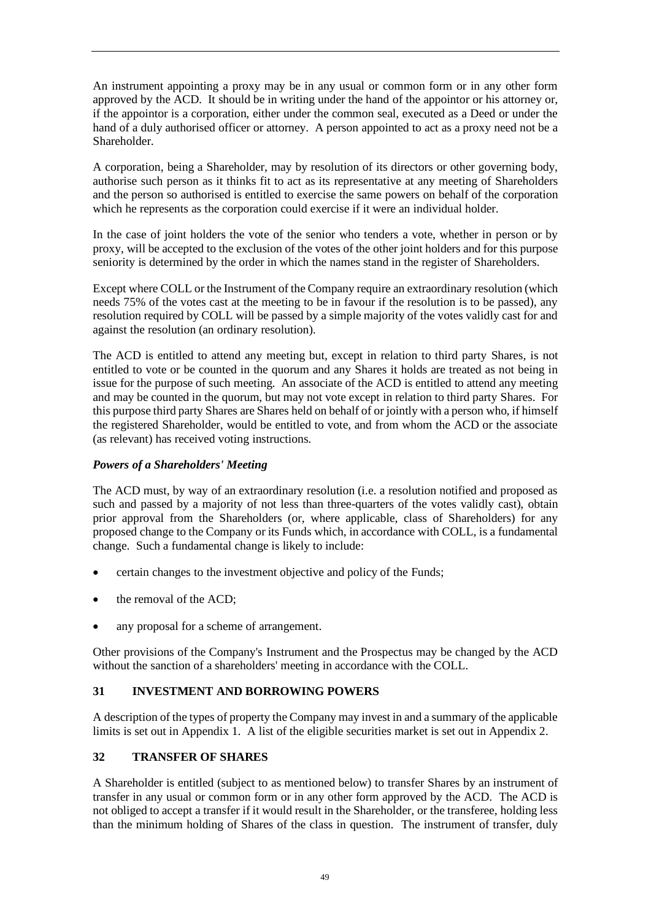An instrument appointing a proxy may be in any usual or common form or in any other form approved by the ACD. It should be in writing under the hand of the appointor or his attorney or, if the appointor is a corporation, either under the common seal, executed as a Deed or under the hand of a duly authorised officer or attorney. A person appointed to act as a proxy need not be a Shareholder.

A corporation, being a Shareholder, may by resolution of its directors or other governing body, authorise such person as it thinks fit to act as its representative at any meeting of Shareholders and the person so authorised is entitled to exercise the same powers on behalf of the corporation which he represents as the corporation could exercise if it were an individual holder.

In the case of joint holders the vote of the senior who tenders a vote, whether in person or by proxy, will be accepted to the exclusion of the votes of the other joint holders and for this purpose seniority is determined by the order in which the names stand in the register of Shareholders.

Except where COLL or the Instrument of the Company require an extraordinary resolution (which needs 75% of the votes cast at the meeting to be in favour if the resolution is to be passed), any resolution required by COLL will be passed by a simple majority of the votes validly cast for and against the resolution (an ordinary resolution).

The ACD is entitled to attend any meeting but, except in relation to third party Shares, is not entitled to vote or be counted in the quorum and any Shares it holds are treated as not being in issue for the purpose of such meeting. An associate of the ACD is entitled to attend any meeting and may be counted in the quorum, but may not vote except in relation to third party Shares. For this purpose third party Shares are Shares held on behalf of or jointly with a person who, if himself the registered Shareholder, would be entitled to vote, and from whom the ACD or the associate (as relevant) has received voting instructions.

***Powers of a Shareholders' Meeting***

The ACD must, by way of an extraordinary resolution (i.e. a resolution notified and proposed as such and passed by a majority of not less than three-quarters of the votes validly cast), obtain prior approval from the Shareholders (or, where applicable, class of Shareholders) for any proposed change to the Company or its Funds which, in accordance with COLL, is a fundamental change. Such a fundamental change is likely to include:

- certain changes to the investment objective and policy of the Funds;
- the removal of the ACD;
- any proposal for a scheme of arrangement.

Other provisions of the Company's Instrument and the Prospectus may be changed by the ACD without the sanction of a shareholders' meeting in accordance with the COLL.

## 31 INVESTMENT AND BORROWING POWERS

A description of the types of property the Company may invest in and a summary of the applicable limits is set out in Appendix 1. A list of the eligible securities market is set out in Appendix 2.

## 32 TRANSFER OF SHARES

A Shareholder is entitled (subject to as mentioned below) to transfer Shares by an instrument of transfer in any usual or common form or in any other form approved by the ACD. The ACD is not obliged to accept a transfer if it would result in the Shareholder, or the transferee, holding less than the minimum holding of Shares of the class in question. The instrument of transfer, duly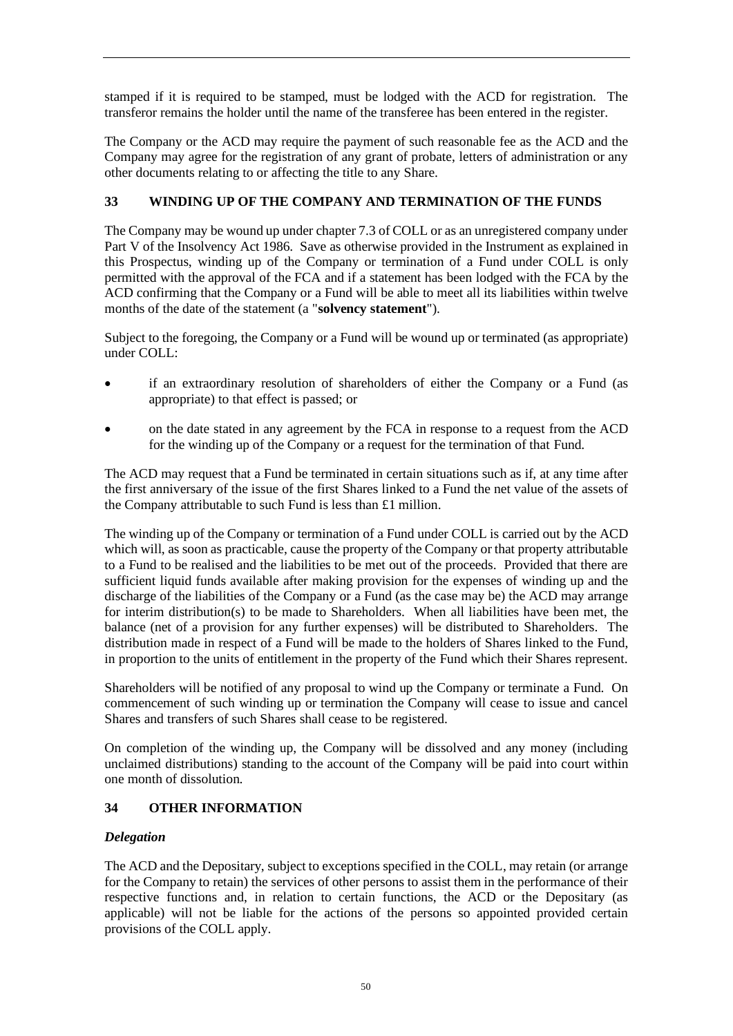stamped if it is required to be stamped, must be lodged with the ACD for registration. The transferor remains the holder until the name of the transferee has been entered in the register.

The Company or the ACD may require the payment of such reasonable fee as the ACD and the Company may agree for the registration of any grant of probate, letters of administration or any other documents relating to or affecting the title to any Share.

## 33 WINDING UP OF THE COMPANY AND TERMINATION OF THE FUNDS

The Company may be wound up under chapter 7.3 of COLL or as an unregistered company under Part V of the Insolvency Act 1986. Save as otherwise provided in the Instrument as explained in this Prospectus, winding up of the Company or termination of a Fund under COLL is only permitted with the approval of the FCA and if a statement has been lodged with the FCA by the ACD confirming that the Company or a Fund will be able to meet all its liabilities within twelve months of the date of the statement (a "**solvency statement**").

Subject to the foregoing, the Company or a Fund will be wound up or terminated (as appropriate) under COLL:

- if an extraordinary resolution of shareholders of either the Company or a Fund (as appropriate) to that effect is passed; or
- on the date stated in any agreement by the FCA in response to a request from the ACD for the winding up of the Company or a request for the termination of that Fund.

The ACD may request that a Fund be terminated in certain situations such as if, at any time after the first anniversary of the issue of the first Shares linked to a Fund the net value of the assets of the Company attributable to such Fund is less than £1 million.

The winding up of the Company or termination of a Fund under COLL is carried out by the ACD which will, as soon as practicable, cause the property of the Company or that property attributable to a Fund to be realised and the liabilities to be met out of the proceeds. Provided that there are sufficient liquid funds available after making provision for the expenses of winding up and the discharge of the liabilities of the Company or a Fund (as the case may be) the ACD may arrange for interim distribution(s) to be made to Shareholders. When all liabilities have been met, the balance (net of a provision for any further expenses) will be distributed to Shareholders. The distribution made in respect of a Fund will be made to the holders of Shares linked to the Fund, in proportion to the units of entitlement in the property of the Fund which their Shares represent.

Shareholders will be notified of any proposal to wind up the Company or terminate a Fund. On commencement of such winding up or termination the Company will cease to issue and cancel Shares and transfers of such Shares shall cease to be registered.

On completion of the winding up, the Company will be dissolved and any money (including unclaimed distributions) standing to the account of the Company will be paid into court within one month of dissolution.

## 34 OTHER INFORMATION

### *Delegation*

The ACD and the Depositary, subject to exceptions specified in the COLL, may retain (or arrange for the Company to retain) the services of other persons to assist them in the performance of their respective functions and, in relation to certain functions, the ACD or the Depositary (as applicable) will not be liable for the actions of the persons so appointed provided certain provisions of the COLL apply.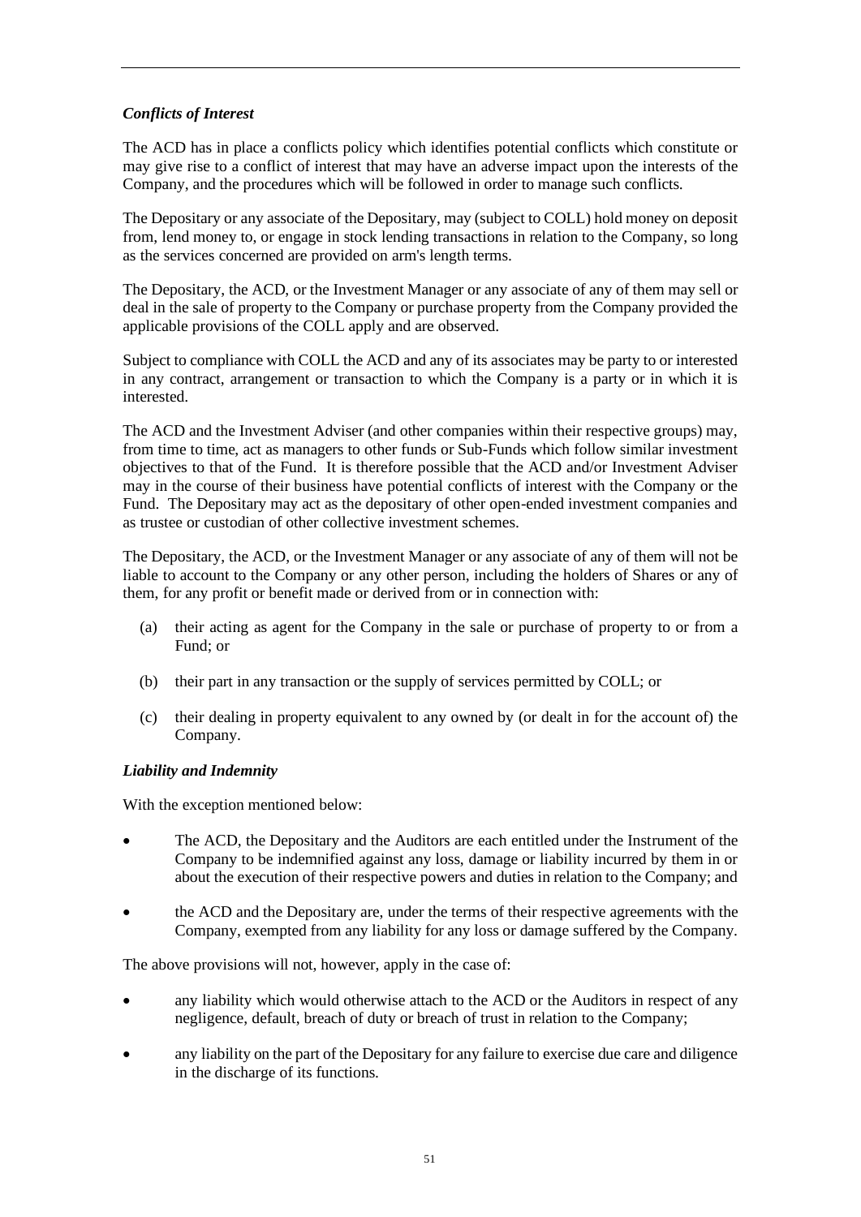*Conflicts of Interest*

The ACD has in place a conflicts policy which identifies potential conflicts which constitute or may give rise to a conflict of interest that may have an adverse impact upon the interests of the Company, and the procedures which will be followed in order to manage such conflicts.

The Depositary or any associate of the Depositary, may (subject to COLL) hold money on deposit from, lend money to, or engage in stock lending transactions in relation to the Company, so long as the services concerned are provided on arm's length terms.

The Depositary, the ACD, or the Investment Manager or any associate of any of them may sell or deal in the sale of property to the Company or purchase property from the Company provided the applicable provisions of the COLL apply and are observed.

Subject to compliance with COLL the ACD and any of its associates may be party to or interested in any contract, arrangement or transaction to which the Company is a party or in which it is interested.

The ACD and the Investment Adviser (and other companies within their respective groups) may, from time to time, act as managers to other funds or Sub-Funds which follow similar investment objectives to that of the Fund. It is therefore possible that the ACD and/or Investment Adviser may in the course of their business have potential conflicts of interest with the Company or the Fund. The Depositary may act as the depositary of other open-ended investment companies and as trustee or custodian of other collective investment schemes.

The Depositary, the ACD, or the Investment Manager or any associate of any of them will not be liable to account to the Company or any other person, including the holders of Shares or any of them, for any profit or benefit made or derived from or in connection with:

(a) their acting as agent for the Company in the sale or purchase of property to or from a Fund; or

(b) their part in any transaction or the supply of services permitted by COLL; or

(c) their dealing in property equivalent to any owned by (or dealt in for the account of) the Company.

*Liability and Indemnity*

With the exception mentioned below:

- The ACD, the Depositary and the Auditors are each entitled under the Instrument of the Company to be indemnified against any loss, damage or liability incurred by them in or about the execution of their respective powers and duties in relation to the Company; and
- the ACD and the Depositary are, under the terms of their respective agreements with the Company, exempted from any liability for any loss or damage suffered by the Company.

The above provisions will not, however, apply in the case of:

- any liability which would otherwise attach to the ACD or the Auditors in respect of any negligence, default, breach of duty or breach of trust in relation to the Company;
- any liability on the part of the Depositary for any failure to exercise due care and diligence in the discharge of its functions.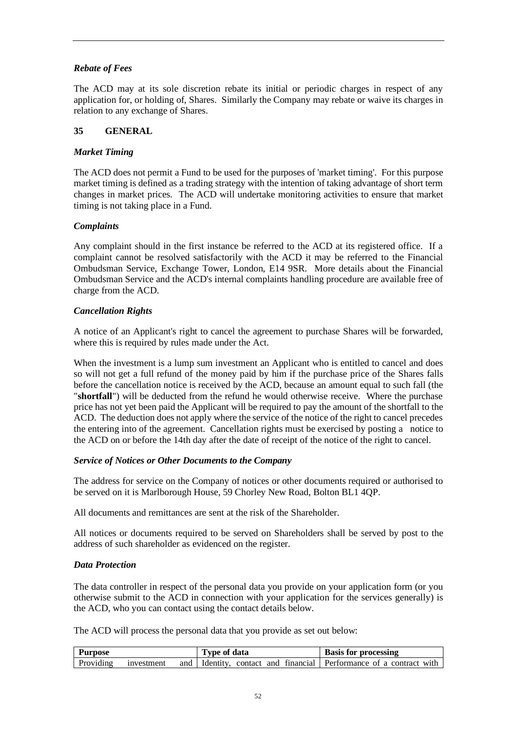### *Rebate of Fees*

The ACD may at its sole discretion rebate its initial or periodic charges in respect of any application for, or holding of, Shares. Similarly the Company may rebate or waive its charges in relation to any exchange of Shares.

## 35 GENERAL

### *Market Timing*

The ACD does not permit a Fund to be used for the purposes of 'market timing'. For this purpose market timing is defined as a trading strategy with the intention of taking advantage of short term changes in market prices. The ACD will undertake monitoring activities to ensure that market timing is not taking place in a Fund.

### *Complaints*

Any complaint should in the first instance be referred to the ACD at its registered office. If a complaint cannot be resolved satisfactorily with the ACD it may be referred to the Financial Ombudsman Service, Exchange Tower, London, E14 9SR. More details about the Financial Ombudsman Service and the ACD's internal complaints handling procedure are available free of charge from the ACD.

### *Cancellation Rights*

A notice of an Applicant's right to cancel the agreement to purchase Shares will be forwarded, where this is required by rules made under the Act.

When the investment is a lump sum investment an Applicant who is entitled to cancel and does so will not get a full refund of the money paid by him if the purchase price of the Shares falls before the cancellation notice is received by the ACD, because an amount equal to such fall (the "**shortfall**") will be deducted from the refund he would otherwise receive. Where the purchase price has not yet been paid the Applicant will be required to pay the amount of the shortfall to the ACD. The deduction does not apply where the service of the notice of the right to cancel precedes the entering into of the agreement. Cancellation rights must be exercised by posting a notice to the ACD on or before the 14th day after the date of receipt of the notice of the right to cancel.

### *Service of Notices or Other Documents to the Company*

The address for service on the Company of notices or other documents required or authorised to be served on it is Marlborough House, 59 Chorley New Road, Bolton BL1 4QP.

All documents and remittances are sent at the risk of the Shareholder.

All notices or documents required to be served on Shareholders shall be served by post to the address of such shareholder as evidenced on the register.

### *Data Protection*

The data controller in respect of the personal data you provide on your application form (or you otherwise submit to the ACD in connection with your application for the services generally) is the ACD, who you can contact using the contact details below.

The ACD will process the personal data that you provide as set out below:

| Purpose | Type of data | Basis for processing |
|---|---|---|
| Providing investment and | Identity, contact and financial | Performance of a contract with |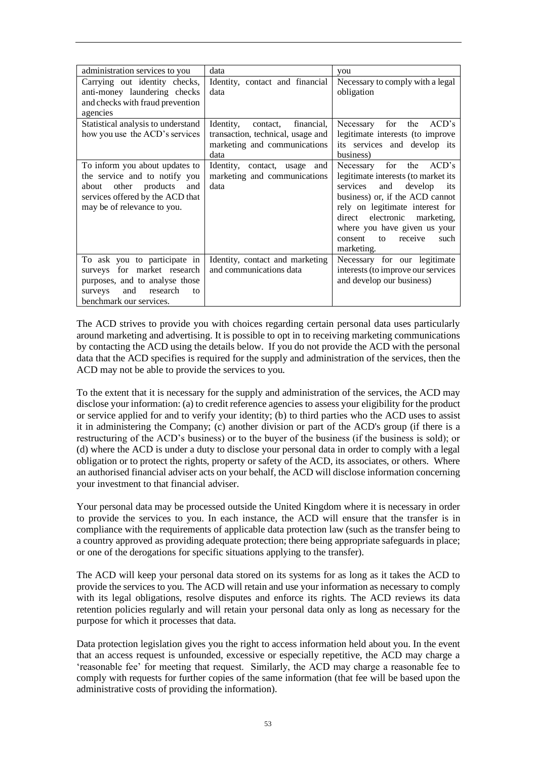| administration services to you | data | you |
|---|---|---|
| Carrying out identity checks, anti-money laundering checks and checks with fraud prevention agencies | Identity, contact and financial data | Necessary to comply with a legal obligation |
| Statistical analysis to understand how you use the ACD's services | Identity, contact, financial, transaction, technical, usage and marketing and communications data | Necessary for the ACD's legitimate interests (to improve its services and develop its business) |
| To inform you about updates to the service and to notify you about other products and services offered by the ACD that may be of relevance to you. | Identity, contact, usage and marketing and communications data | Necessary for the ACD's legitimate interests (to market its services and develop its business) or, if the ACD cannot rely on legitimate interest for direct electronic marketing, where you have given us your consent to receive such marketing. |
| To ask you to participate in surveys for market research purposes, and to analyse those surveys and research to benchmark our services. | Identity, contact and marketing and communications data | Necessary for our legitimate interests (to improve our services and develop our business) |

The ACD strives to provide you with choices regarding certain personal data uses particularly around marketing and advertising. It is possible to opt in to receiving marketing communications by contacting the ACD using the details below. If you do not provide the ACD with the personal data that the ACD specifies is required for the supply and administration of the services, then the ACD may not be able to provide the services to you.

To the extent that it is necessary for the supply and administration of the services, the ACD may disclose your information: (a) to credit reference agencies to assess your eligibility for the product or service applied for and to verify your identity; (b) to third parties who the ACD uses to assist it in administering the Company; (c) another division or part of the ACD's group (if there is a restructuring of the ACD's business) or to the buyer of the business (if the business is sold); or (d) where the ACD is under a duty to disclose your personal data in order to comply with a legal obligation or to protect the rights, property or safety of the ACD, its associates, or others. Where an authorised financial adviser acts on your behalf, the ACD will disclose information concerning your investment to that financial adviser.

Your personal data may be processed outside the United Kingdom where it is necessary in order to provide the services to you. In each instance, the ACD will ensure that the transfer is in compliance with the requirements of applicable data protection law (such as the transfer being to a country approved as providing adequate protection; there being appropriate safeguards in place; or one of the derogations for specific situations applying to the transfer).

The ACD will keep your personal data stored on its systems for as long as it takes the ACD to provide the services to you. The ACD will retain and use your information as necessary to comply with its legal obligations, resolve disputes and enforce its rights. The ACD reviews its data retention policies regularly and will retain your personal data only as long as necessary for the purpose for which it processes that data.

Data protection legislation gives you the right to access information held about you. In the event that an access request is unfounded, excessive or especially repetitive, the ACD may charge a 'reasonable fee' for meeting that request. Similarly, the ACD may charge a reasonable fee to comply with requests for further copies of the same information (that fee will be based upon the administrative costs of providing the information).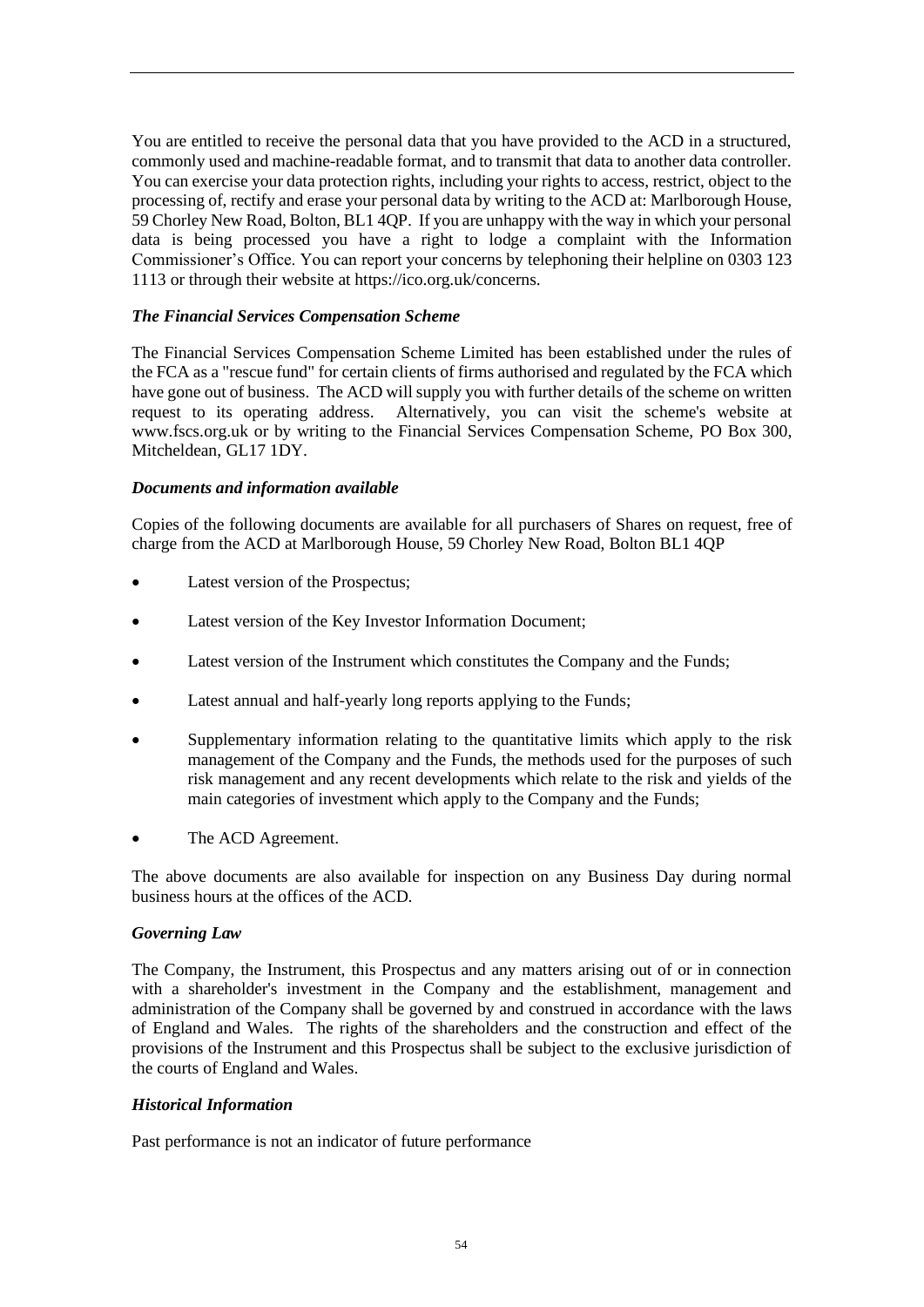You are entitled to receive the personal data that you have provided to the ACD in a structured, commonly used and machine-readable format, and to transmit that data to another data controller. You can exercise your data protection rights, including your rights to access, restrict, object to the processing of, rectify and erase your personal data by writing to the ACD at: Marlborough House, 59 Chorley New Road, Bolton, BL1 4QP. If you are unhappy with the way in which your personal data is being processed you have a right to lodge a complaint with the Information Commissioner's Office. You can report your concerns by telephoning their helpline on 0303 123 1113 or through their website at https://ico.org.uk/concerns.

***The Financial Services Compensation Scheme***

The Financial Services Compensation Scheme Limited has been established under the rules of the FCA as a "rescue fund" for certain clients of firms authorised and regulated by the FCA which have gone out of business. The ACD will supply you with further details of the scheme on written request to its operating address. Alternatively, you can visit the scheme's website at www.fscs.org.uk or by writing to the Financial Services Compensation Scheme, PO Box 300, Mitcheldean, GL17 1DY.

***Documents and information available***

Copies of the following documents are available for all purchasers of Shares on request, free of charge from the ACD at Marlborough House, 59 Chorley New Road, Bolton BL1 4QP

- Latest version of the Prospectus;
- Latest version of the Key Investor Information Document;
- Latest version of the Instrument which constitutes the Company and the Funds;
- Latest annual and half-yearly long reports applying to the Funds;
- Supplementary information relating to the quantitative limits which apply to the risk management of the Company and the Funds, the methods used for the purposes of such risk management and any recent developments which relate to the risk and yields of the main categories of investment which apply to the Company and the Funds;
- The ACD Agreement.

The above documents are also available for inspection on any Business Day during normal business hours at the offices of the ACD.

***Governing Law***

The Company, the Instrument, this Prospectus and any matters arising out of or in connection with a shareholder's investment in the Company and the establishment, management and administration of the Company shall be governed by and construed in accordance with the laws of England and Wales. The rights of the shareholders and the construction and effect of the provisions of the Instrument and this Prospectus shall be subject to the exclusive jurisdiction of the courts of England and Wales.

***Historical Information***

Past performance is not an indicator of future performance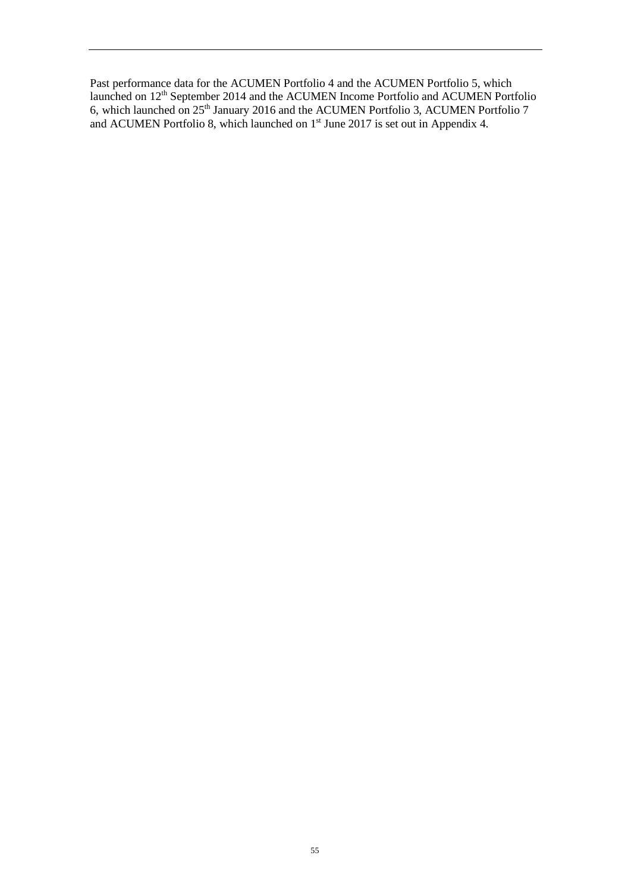Past performance data for the ACUMEN Portfolio 4 and the ACUMEN Portfolio 5, which launched on 12th September 2014 and the ACUMEN Income Portfolio and ACUMEN Portfolio 6, which launched on 25th January 2016 and the ACUMEN Portfolio 3, ACUMEN Portfolio 7 and ACUMEN Portfolio 8, which launched on 1st June 2017 is set out in Appendix 4.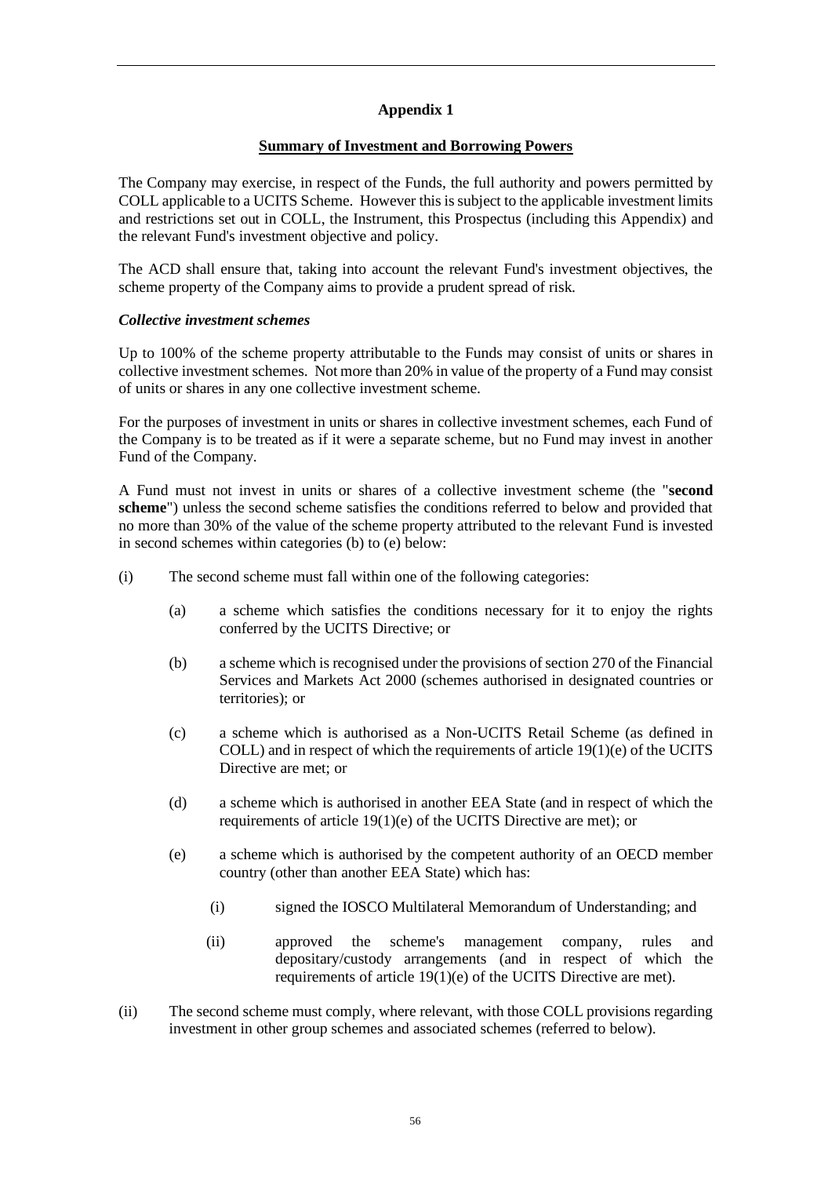## Appendix 1

## Summary of Investment and Borrowing Powers

The Company may exercise, in respect of the Funds, the full authority and powers permitted by COLL applicable to a UCITS Scheme. However this is subject to the applicable investment limits and restrictions set out in COLL, the Instrument, this Prospectus (including this Appendix) and the relevant Fund's investment objective and policy.

The ACD shall ensure that, taking into account the relevant Fund's investment objectives, the scheme property of the Company aims to provide a prudent spread of risk.

### *Collective investment schemes*

Up to 100% of the scheme property attributable to the Funds may consist of units or shares in collective investment schemes. Not more than 20% in value of the property of a Fund may consist of units or shares in any one collective investment scheme.

For the purposes of investment in units or shares in collective investment schemes, each Fund of the Company is to be treated as if it were a separate scheme, but no Fund may invest in another Fund of the Company.

A Fund must not invest in units or shares of a collective investment scheme (the "**second scheme**") unless the second scheme satisfies the conditions referred to below and provided that no more than 30% of the value of the scheme property attributed to the relevant Fund is invested in second schemes within categories (b) to (e) below:

(i) The second scheme must fall within one of the following categories:

- (a) a scheme which satisfies the conditions necessary for it to enjoy the rights conferred by the UCITS Directive; or
- (b) a scheme which is recognised under the provisions of section 270 of the Financial Services and Markets Act 2000 (schemes authorised in designated countries or territories); or
- (c) a scheme which is authorised as a Non-UCITS Retail Scheme (as defined in COLL) and in respect of which the requirements of article 19(1)(e) of the UCITS Directive are met; or
- (d) a scheme which is authorised in another EEA State (and in respect of which the requirements of article 19(1)(e) of the UCITS Directive are met); or
- (e) a scheme which is authorised by the competent authority of an OECD member country (other than another EEA State) which has:
  - (i) signed the IOSCO Multilateral Memorandum of Understanding; and
  - (ii) approved the scheme's management company, rules and depositary/custody arrangements (and in respect of which the requirements of article 19(1)(e) of the UCITS Directive are met).

(ii) The second scheme must comply, where relevant, with those COLL provisions regarding investment in other group schemes and associated schemes (referred to below).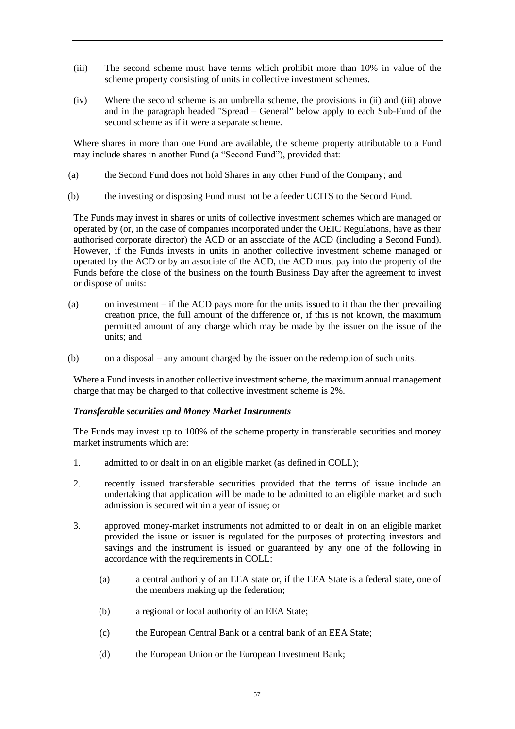(iii) The second scheme must have terms which prohibit more than 10% in value of the scheme property consisting of units in collective investment schemes.

(iv) Where the second scheme is an umbrella scheme, the provisions in (ii) and (iii) above and in the paragraph headed "Spread – General" below apply to each Sub-Fund of the second scheme as if it were a separate scheme.

Where shares in more than one Fund are available, the scheme property attributable to a Fund may include shares in another Fund (a "Second Fund"), provided that:

(a) the Second Fund does not hold Shares in any other Fund of the Company; and

(b) the investing or disposing Fund must not be a feeder UCITS to the Second Fund.

The Funds may invest in shares or units of collective investment schemes which are managed or operated by (or, in the case of companies incorporated under the OEIC Regulations, have as their authorised corporate director) the ACD or an associate of the ACD (including a Second Fund). However, if the Funds invests in units in another collective investment scheme managed or operated by the ACD or by an associate of the ACD, the ACD must pay into the property of the Funds before the close of the business on the fourth Business Day after the agreement to invest or dispose of units:

(a) on investment – if the ACD pays more for the units issued to it than the then prevailing creation price, the full amount of the difference or, if this is not known, the maximum permitted amount of any charge which may be made by the issuer on the issue of the units; and

(b) on a disposal – any amount charged by the issuer on the redemption of such units.

Where a Fund invests in another collective investment scheme, the maximum annual management charge that may be charged to that collective investment scheme is 2%.

***Transferable securities and Money Market Instruments***

The Funds may invest up to 100% of the scheme property in transferable securities and money market instruments which are:

1. admitted to or dealt in on an eligible market (as defined in COLL);
2. recently issued transferable securities provided that the terms of issue include an undertaking that application will be made to be admitted to an eligible market and such admission is secured within a year of issue; or
3. approved money-market instruments not admitted to or dealt in on an eligible market provided the issue or issuer is regulated for the purposes of protecting investors and savings and the instrument is issued or guaranteed by any one of the following in accordance with the requirements in COLL:
    (a) a central authority of an EEA state or, if the EEA State is a federal state, one of the members making up the federation;
    (b) a regional or local authority of an EEA State;
    (c) the European Central Bank or a central bank of an EEA State;
    (d) the European Union or the European Investment Bank;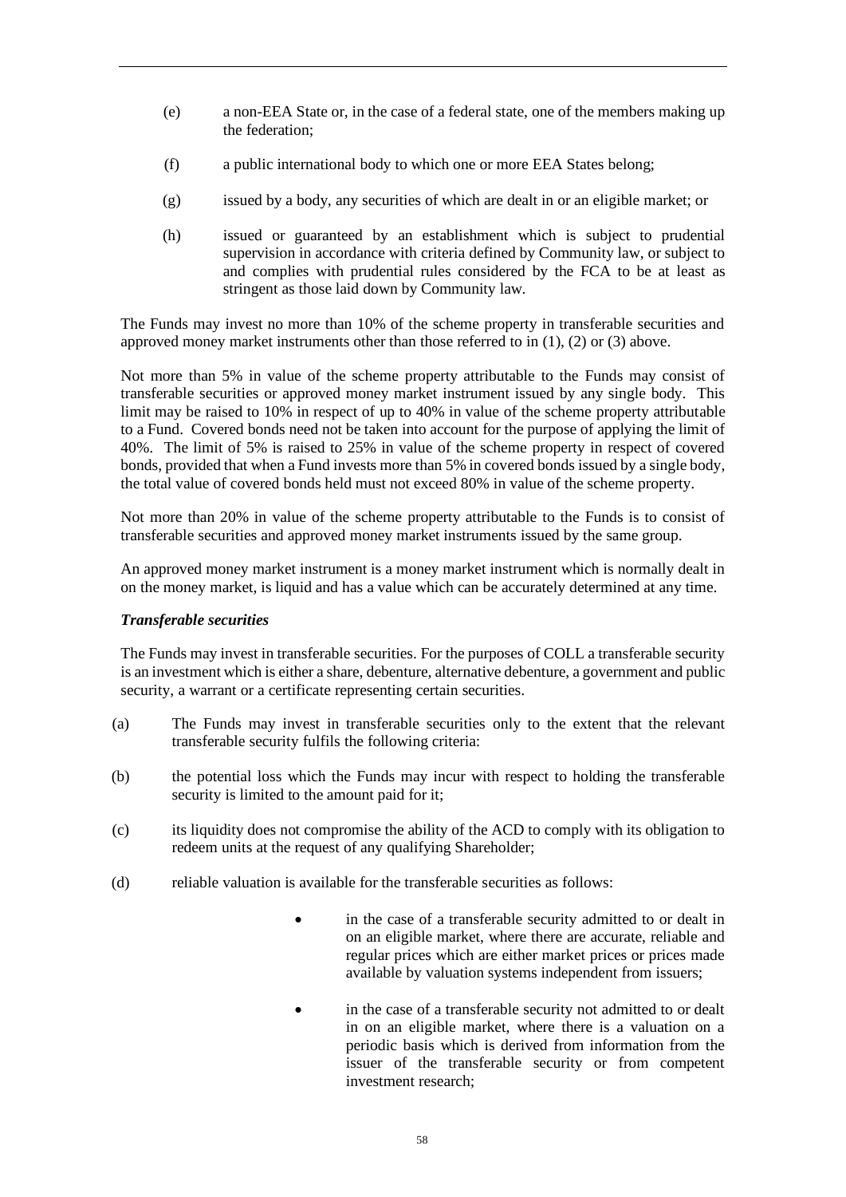(e) a non-EEA State or, in the case of a federal state, one of the members making up the federation;

(f) a public international body to which one or more EEA States belong;

(g) issued by a body, any securities of which are dealt in or an eligible market; or

(h) issued or guaranteed by an establishment which is subject to prudential supervision in accordance with criteria defined by Community law, or subject to and complies with prudential rules considered by the FCA to be at least as stringent as those laid down by Community law.

The Funds may invest no more than 10% of the scheme property in transferable securities and approved money market instruments other than those referred to in (1), (2) or (3) above.

Not more than 5% in value of the scheme property attributable to the Funds may consist of transferable securities or approved money market instrument issued by any single body. This limit may be raised to 10% in respect of up to 40% in value of the scheme property attributable to a Fund. Covered bonds need not be taken into account for the purpose of applying the limit of 40%. The limit of 5% is raised to 25% in value of the scheme property in respect of covered bonds, provided that when a Fund invests more than 5% in covered bonds issued by a single body, the total value of covered bonds held must not exceed 80% in value of the scheme property.

Not more than 20% in value of the scheme property attributable to the Funds is to consist of transferable securities and approved money market instruments issued by the same group.

An approved money market instrument is a money market instrument which is normally dealt in on the money market, is liquid and has a value which can be accurately determined at any time.

***Transferable securities***

The Funds may invest in transferable securities. For the purposes of COLL a transferable security is an investment which is either a share, debenture, alternative debenture, a government and public security, a warrant or a certificate representing certain securities.

(a) The Funds may invest in transferable securities only to the extent that the relevant transferable security fulfils the following criteria:

(b) the potential loss which the Funds may incur with respect to holding the transferable security is limited to the amount paid for it;

(c) its liquidity does not compromise the ability of the ACD to comply with its obligation to redeem units at the request of any qualifying Shareholder;

(d) reliable valuation is available for the transferable securities as follows:

- in the case of a transferable security admitted to or dealt in on an eligible market, where there are accurate, reliable and regular prices which are either market prices or prices made available by valuation systems independent from issuers;
- in the case of a transferable security not admitted to or dealt in on an eligible market, where there is a valuation on a periodic basis which is derived from information from the issuer of the transferable security or from competent investment research;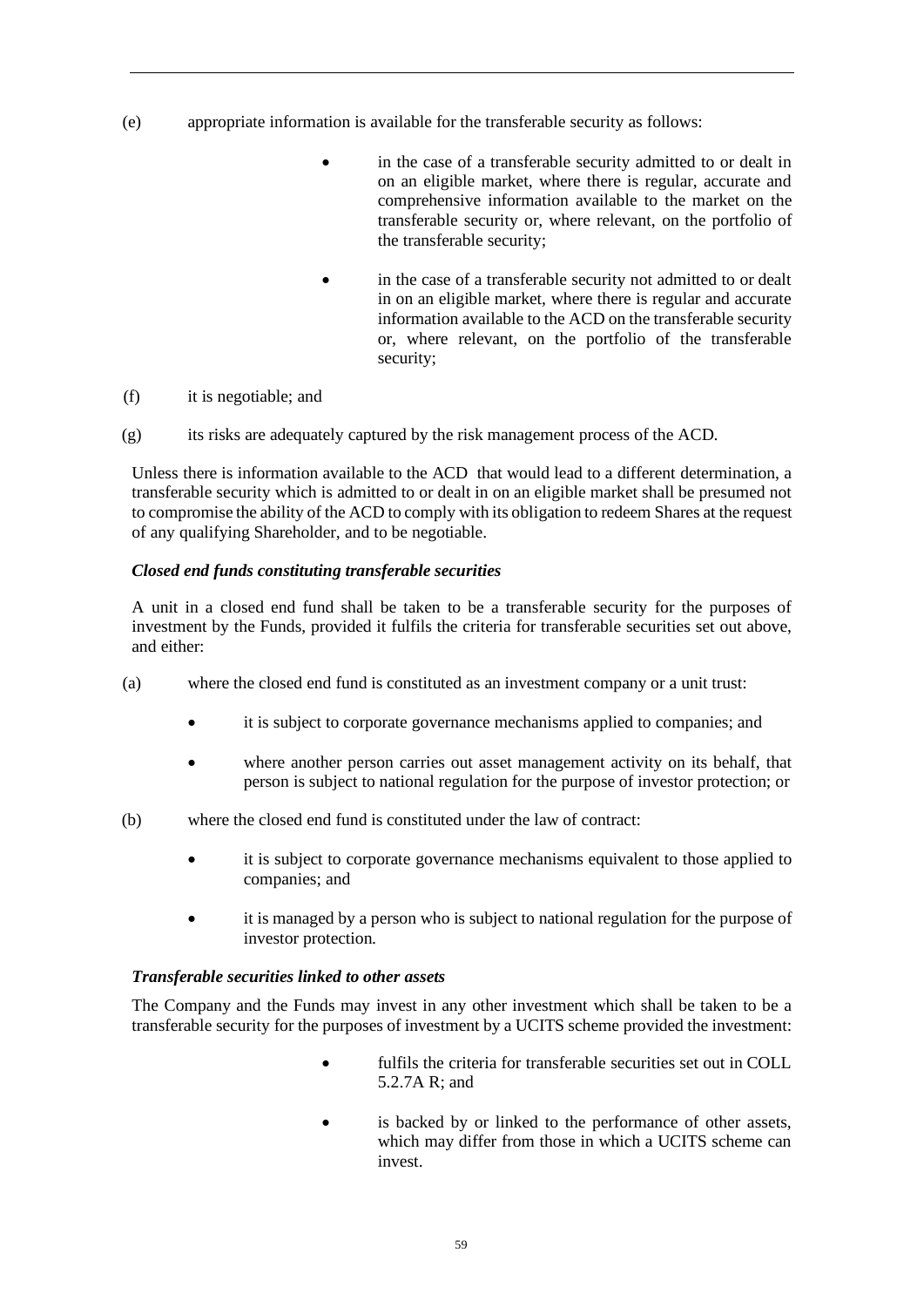(e) appropriate information is available for the transferable security as follows:

- in the case of a transferable security admitted to or dealt in on an eligible market, where there is regular, accurate and comprehensive information available to the market on the transferable security or, where relevant, on the portfolio of the transferable security;
- in the case of a transferable security not admitted to or dealt in on an eligible market, where there is regular and accurate information available to the ACD on the transferable security or, where relevant, on the portfolio of the transferable security;

(f) it is negotiable; and

(g) its risks are adequately captured by the risk management process of the ACD.

Unless there is information available to the ACD that would lead to a different determination, a transferable security which is admitted to or dealt in on an eligible market shall be presumed not to compromise the ability of the ACD to comply with its obligation to redeem Shares at the request of any qualifying Shareholder, and to be negotiable.

***Closed end funds constituting transferable securities***

A unit in a closed end fund shall be taken to be a transferable security for the purposes of investment by the Funds, provided it fulfils the criteria for transferable securities set out above, and either:

(a) where the closed end fund is constituted as an investment company or a unit trust:

- it is subject to corporate governance mechanisms applied to companies; and
- where another person carries out asset management activity on its behalf, that person is subject to national regulation for the purpose of investor protection; or

(b) where the closed end fund is constituted under the law of contract:

- it is subject to corporate governance mechanisms equivalent to those applied to companies; and
- it is managed by a person who is subject to national regulation for the purpose of investor protection.

***Transferable securities linked to other assets***

The Company and the Funds may invest in any other investment which shall be taken to be a transferable security for the purposes of investment by a UCITS scheme provided the investment:

- fulfils the criteria for transferable securities set out in COLL 5.2.7A R; and
- is backed by or linked to the performance of other assets, which may differ from those in which a UCITS scheme can invest.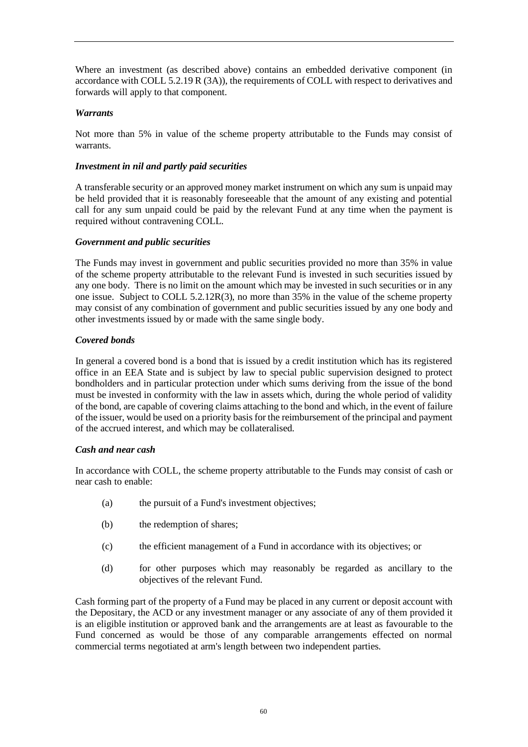Where an investment (as described above) contains an embedded derivative component (in accordance with COLL 5.2.19 R (3A)), the requirements of COLL with respect to derivatives and forwards will apply to that component.

***Warrants***

Not more than 5% in value of the scheme property attributable to the Funds may consist of warrants.

***Investment in nil and partly paid securities***

A transferable security or an approved money market instrument on which any sum is unpaid may be held provided that it is reasonably foreseeable that the amount of any existing and potential call for any sum unpaid could be paid by the relevant Fund at any time when the payment is required without contravening COLL.

***Government and public securities***

The Funds may invest in government and public securities provided no more than 35% in value of the scheme property attributable to the relevant Fund is invested in such securities issued by any one body. There is no limit on the amount which may be invested in such securities or in any one issue. Subject to COLL 5.2.12R(3), no more than 35% in the value of the scheme property may consist of any combination of government and public securities issued by any one body and other investments issued by or made with the same single body.

***Covered bonds***

In general a covered bond is a bond that is issued by a credit institution which has its registered office in an EEA State and is subject by law to special public supervision designed to protect bondholders and in particular protection under which sums deriving from the issue of the bond must be invested in conformity with the law in assets which, during the whole period of validity of the bond, are capable of covering claims attaching to the bond and which, in the event of failure of the issuer, would be used on a priority basis for the reimbursement of the principal and payment of the accrued interest, and which may be collateralised.

***Cash and near cash***

In accordance with COLL, the scheme property attributable to the Funds may consist of cash or near cash to enable:

(a) the pursuit of a Fund's investment objectives;

(b) the redemption of shares;

(c) the efficient management of a Fund in accordance with its objectives; or

(d) for other purposes which may reasonably be regarded as ancillary to the objectives of the relevant Fund.

Cash forming part of the property of a Fund may be placed in any current or deposit account with the Depositary, the ACD or any investment manager or any associate of any of them provided it is an eligible institution or approved bank and the arrangements are at least as favourable to the Fund concerned as would be those of any comparable arrangements effected on normal commercial terms negotiated at arm's length between two independent parties.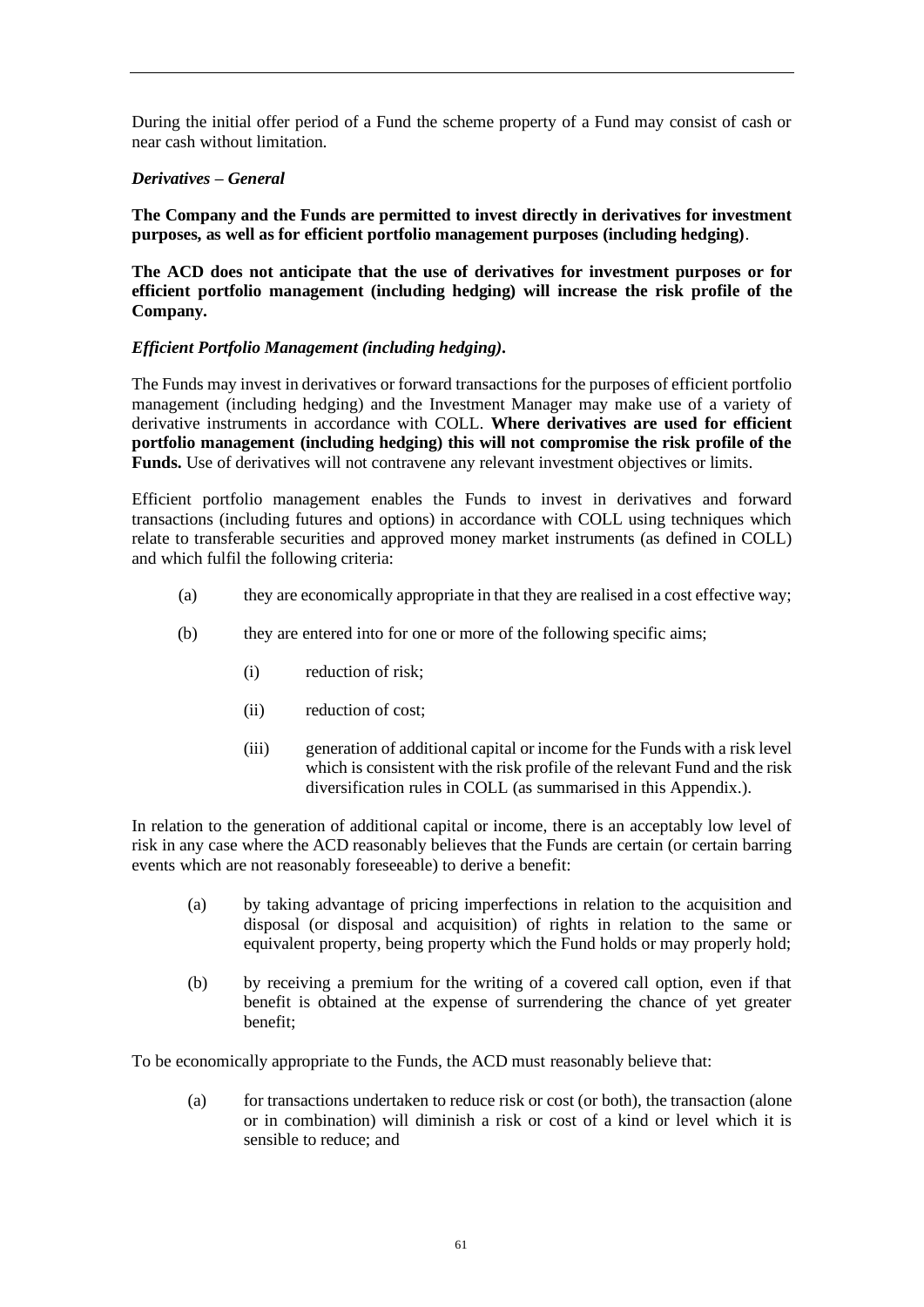During the initial offer period of a Fund the scheme property of a Fund may consist of cash or near cash without limitation.

***Derivatives – General***

**The Company and the Funds are permitted to invest directly in derivatives for investment purposes, as well as for efficient portfolio management purposes (including hedging)**.

**The ACD does not anticipate that the use of derivatives for investment purposes or for efficient portfolio management (including hedging) will increase the risk profile of the Company.**

***Efficient Portfolio Management (including hedging).***

The Funds may invest in derivatives or forward transactions for the purposes of efficient portfolio management (including hedging) and the Investment Manager may make use of a variety of derivative instruments in accordance with COLL. **Where derivatives are used for efficient portfolio management (including hedging) this will not compromise the risk profile of the Funds.** Use of derivatives will not contravene any relevant investment objectives or limits.

Efficient portfolio management enables the Funds to invest in derivatives and forward transactions (including futures and options) in accordance with COLL using techniques which relate to transferable securities and approved money market instruments (as defined in COLL) and which fulfil the following criteria:

(a) they are economically appropriate in that they are realised in a cost effective way;

(b) they are entered into for one or more of the following specific aims;

   (i) reduction of risk;

   (ii) reduction of cost;

   (iii) generation of additional capital or income for the Funds with a risk level which is consistent with the risk profile of the relevant Fund and the risk diversification rules in COLL (as summarised in this Appendix.).

In relation to the generation of additional capital or income, there is an acceptably low level of risk in any case where the ACD reasonably believes that the Funds are certain (or certain barring events which are not reasonably foreseeable) to derive a benefit:

(a) by taking advantage of pricing imperfections in relation to the acquisition and disposal (or disposal and acquisition) of rights in relation to the same or equivalent property, being property which the Fund holds or may properly hold;

(b) by receiving a premium for the writing of a covered call option, even if that benefit is obtained at the expense of surrendering the chance of yet greater benefit;

To be economically appropriate to the Funds, the ACD must reasonably believe that:

(a) for transactions undertaken to reduce risk or cost (or both), the transaction (alone or in combination) will diminish a risk or cost of a kind or level which it is sensible to reduce; and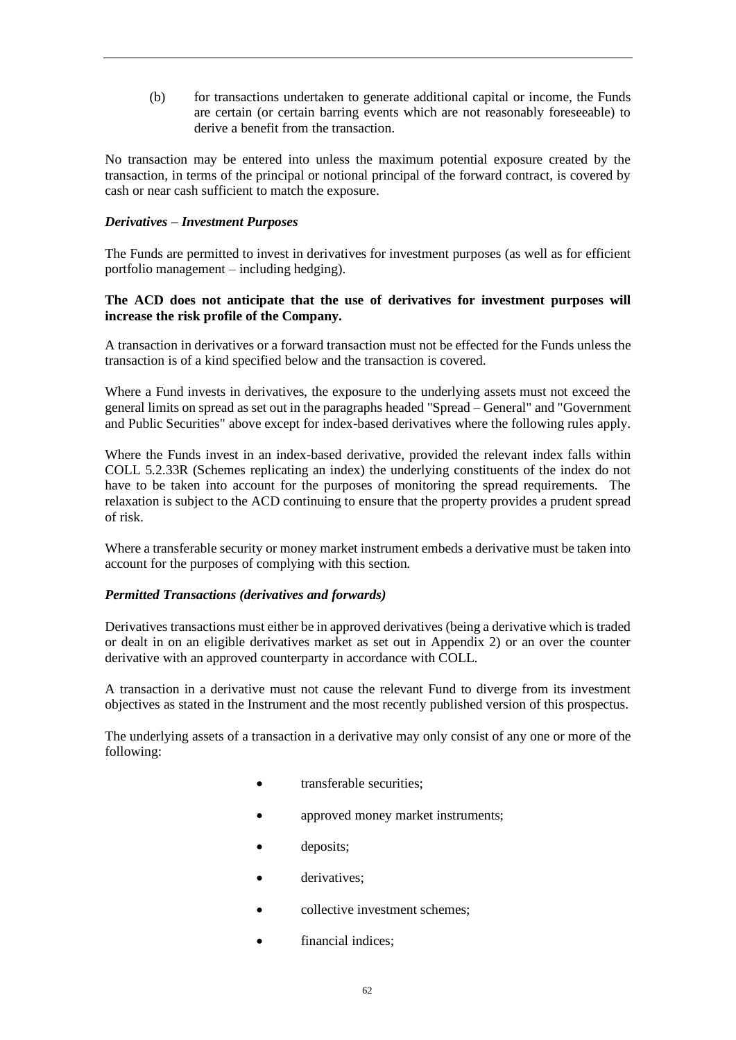(b) for transactions undertaken to generate additional capital or income, the Funds are certain (or certain barring events which are not reasonably foreseeable) to derive a benefit from the transaction.

No transaction may be entered into unless the maximum potential exposure created by the transaction, in terms of the principal or notional principal of the forward contract, is covered by cash or near cash sufficient to match the exposure.

***Derivatives – Investment Purposes***

The Funds are permitted to invest in derivatives for investment purposes (as well as for efficient portfolio management – including hedging).

**The ACD does not anticipate that the use of derivatives for investment purposes will increase the risk profile of the Company.**

A transaction in derivatives or a forward transaction must not be effected for the Funds unless the transaction is of a kind specified below and the transaction is covered.

Where a Fund invests in derivatives, the exposure to the underlying assets must not exceed the general limits on spread as set out in the paragraphs headed "Spread – General" and "Government and Public Securities" above except for index-based derivatives where the following rules apply.

Where the Funds invest in an index-based derivative, provided the relevant index falls within COLL 5.2.33R (Schemes replicating an index) the underlying constituents of the index do not have to be taken into account for the purposes of monitoring the spread requirements. The relaxation is subject to the ACD continuing to ensure that the property provides a prudent spread of risk.

Where a transferable security or money market instrument embeds a derivative must be taken into account for the purposes of complying with this section.

***Permitted Transactions (derivatives and forwards)***

Derivatives transactions must either be in approved derivatives (being a derivative which is traded or dealt in on an eligible derivatives market as set out in Appendix 2) or an over the counter derivative with an approved counterparty in accordance with COLL.

A transaction in a derivative must not cause the relevant Fund to diverge from its investment objectives as stated in the Instrument and the most recently published version of this prospectus.

The underlying assets of a transaction in a derivative may only consist of any one or more of the following:

- transferable securities;
- approved money market instruments;
- deposits;
- derivatives;
- collective investment schemes;
- financial indices;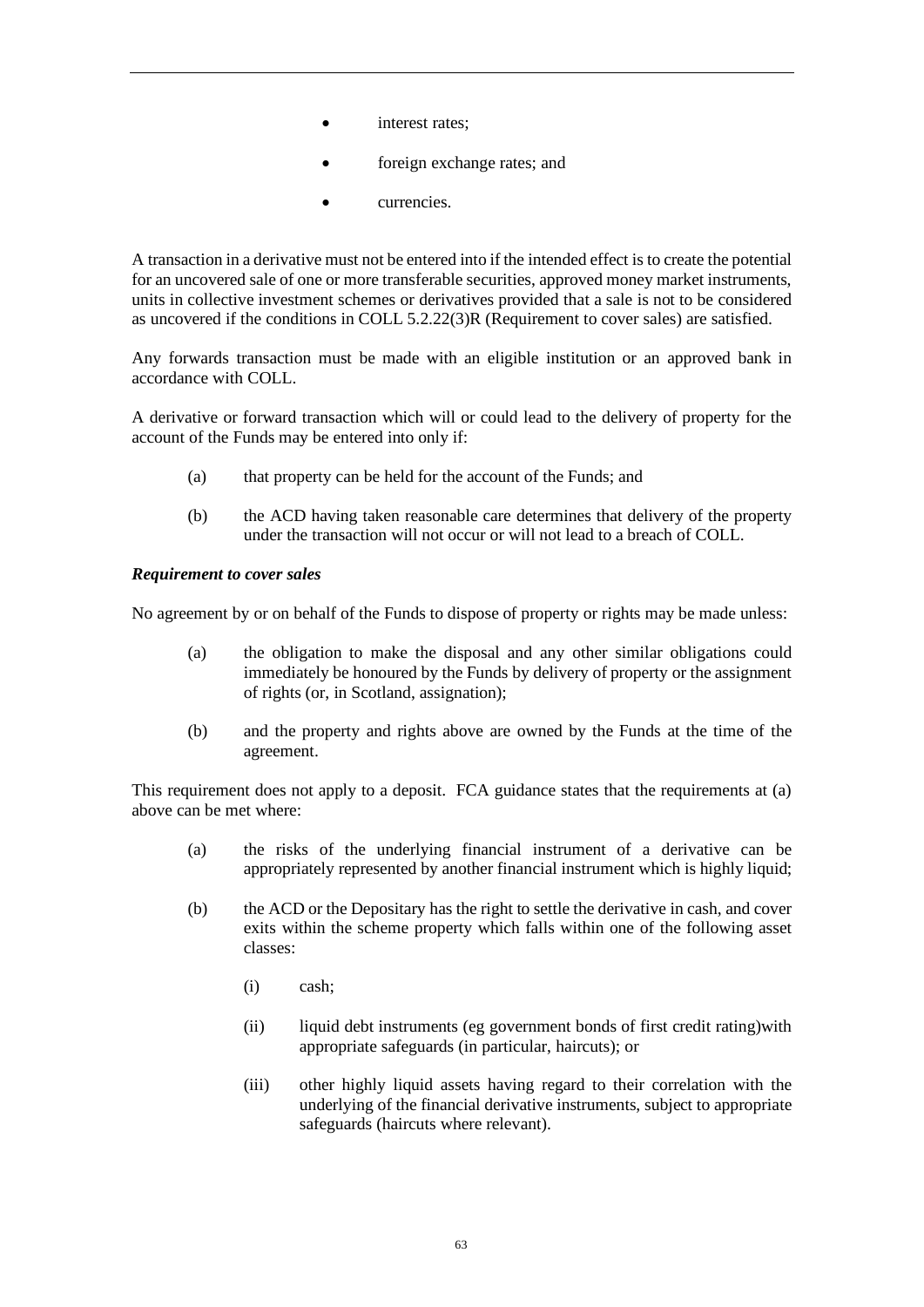- interest rates;
- foreign exchange rates; and
- currencies.

A transaction in a derivative must not be entered into if the intended effect is to create the potential for an uncovered sale of one or more transferable securities, approved money market instruments, units in collective investment schemes or derivatives provided that a sale is not to be considered as uncovered if the conditions in COLL 5.2.22(3)R (Requirement to cover sales) are satisfied.

Any forwards transaction must be made with an eligible institution or an approved bank in accordance with COLL.

A derivative or forward transaction which will or could lead to the delivery of property for the account of the Funds may be entered into only if:

(a) that property can be held for the account of the Funds; and

(b) the ACD having taken reasonable care determines that delivery of the property under the transaction will not occur or will not lead to a breach of COLL.

***Requirement to cover sales***

No agreement by or on behalf of the Funds to dispose of property or rights may be made unless:

(a) the obligation to make the disposal and any other similar obligations could immediately be honoured by the Funds by delivery of property or the assignment of rights (or, in Scotland, assignation);

(b) and the property and rights above are owned by the Funds at the time of the agreement.

This requirement does not apply to a deposit. FCA guidance states that the requirements at (a) above can be met where:

(a) the risks of the underlying financial instrument of a derivative can be appropriately represented by another financial instrument which is highly liquid;

(b) the ACD or the Depositary has the right to settle the derivative in cash, and cover exits within the scheme property which falls within one of the following asset classes:

  (i) cash;

  (ii) liquid debt instruments (eg government bonds of first credit rating)with appropriate safeguards (in particular, haircuts); or

  (iii) other highly liquid assets having regard to their correlation with the underlying of the financial derivative instruments, subject to appropriate safeguards (haircuts where relevant).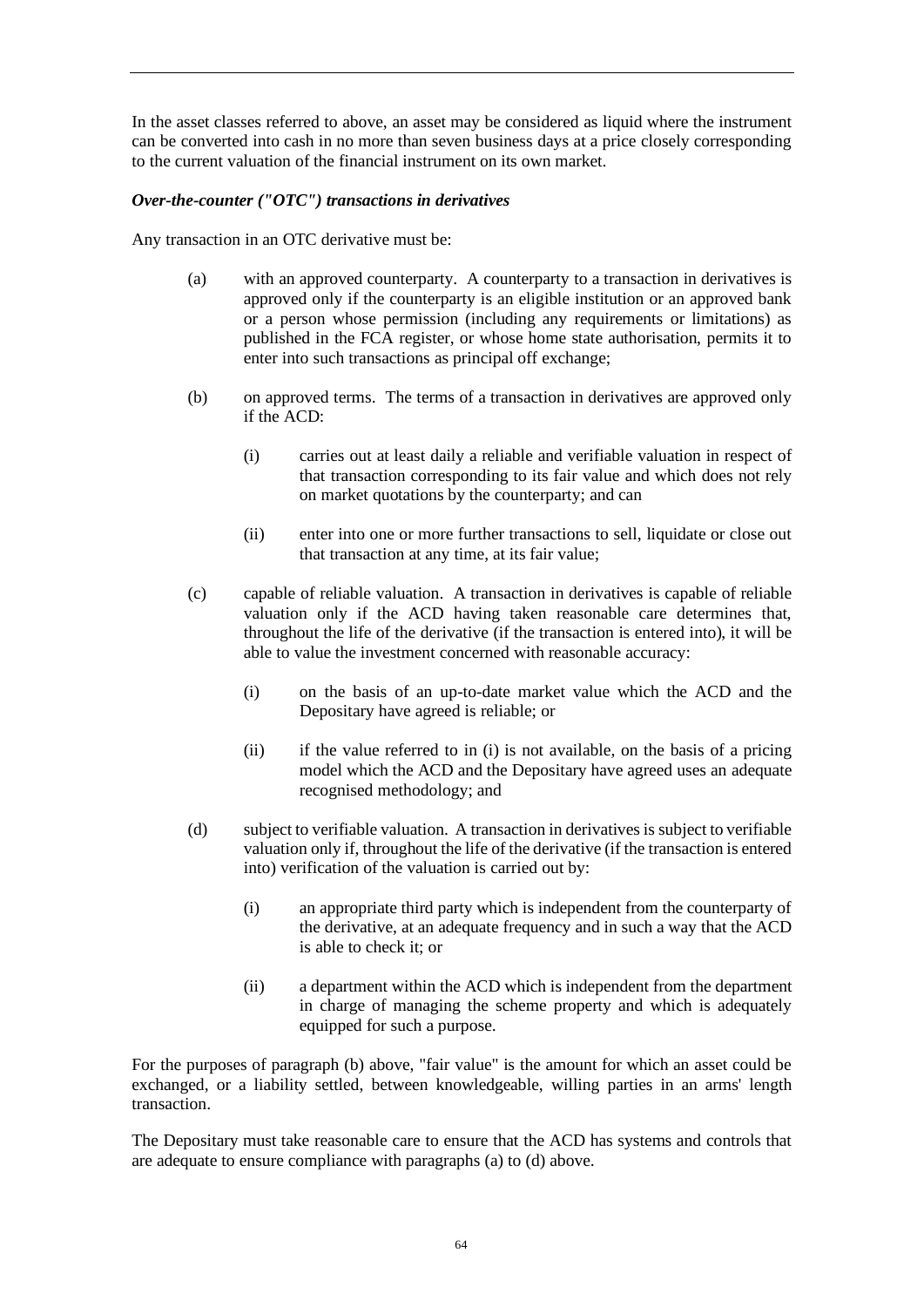In the asset classes referred to above, an asset may be considered as liquid where the instrument can be converted into cash in no more than seven business days at a price closely corresponding to the current valuation of the financial instrument on its own market.

***Over-the-counter ("OTC") transactions in derivatives***

Any transaction in an OTC derivative must be:

(a) with an approved counterparty. A counterparty to a transaction in derivatives is approved only if the counterparty is an eligible institution or an approved bank or a person whose permission (including any requirements or limitations) as published in the FCA register, or whose home state authorisation, permits it to enter into such transactions as principal off exchange;

(b) on approved terms. The terms of a transaction in derivatives are approved only if the ACD:

  (i) carries out at least daily a reliable and verifiable valuation in respect of that transaction corresponding to its fair value and which does not rely on market quotations by the counterparty; and can

  (ii) enter into one or more further transactions to sell, liquidate or close out that transaction at any time, at its fair value;

(c) capable of reliable valuation. A transaction in derivatives is capable of reliable valuation only if the ACD having taken reasonable care determines that, throughout the life of the derivative (if the transaction is entered into), it will be able to value the investment concerned with reasonable accuracy:

  (i) on the basis of an up-to-date market value which the ACD and the Depositary have agreed is reliable; or

  (ii) if the value referred to in (i) is not available, on the basis of a pricing model which the ACD and the Depositary have agreed uses an adequate recognised methodology; and

(d) subject to verifiable valuation. A transaction in derivatives is subject to verifiable valuation only if, throughout the life of the derivative (if the transaction is entered into) verification of the valuation is carried out by:

  (i) an appropriate third party which is independent from the counterparty of the derivative, at an adequate frequency and in such a way that the ACD is able to check it; or

  (ii) a department within the ACD which is independent from the department in charge of managing the scheme property and which is adequately equipped for such a purpose.

For the purposes of paragraph (b) above, "fair value" is the amount for which an asset could be exchanged, or a liability settled, between knowledgeable, willing parties in an arms' length transaction.

The Depositary must take reasonable care to ensure that the ACD has systems and controls that are adequate to ensure compliance with paragraphs (a) to (d) above.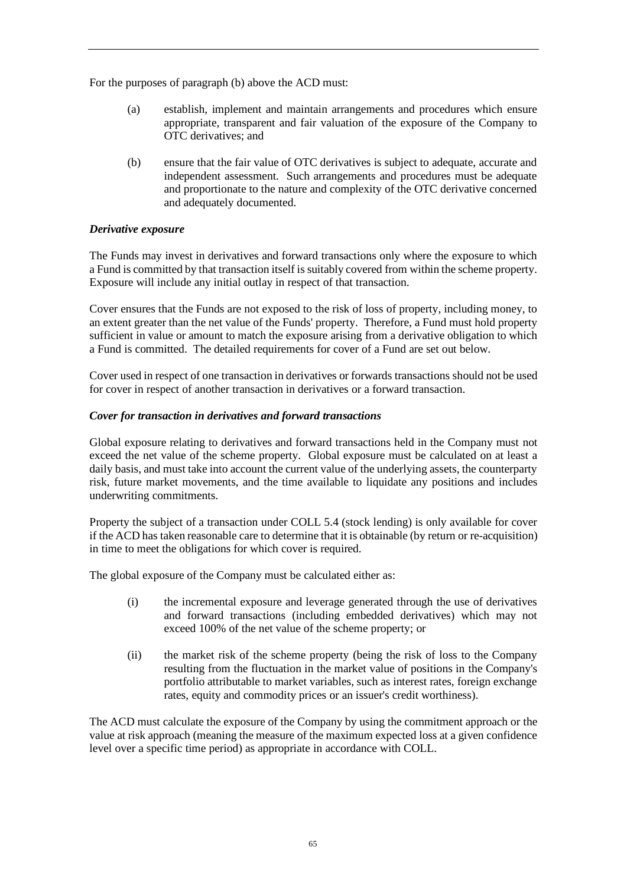For the purposes of paragraph (b) above the ACD must:

(a) establish, implement and maintain arrangements and procedures which ensure appropriate, transparent and fair valuation of the exposure of the Company to OTC derivatives; and

(b) ensure that the fair value of OTC derivatives is subject to adequate, accurate and independent assessment. Such arrangements and procedures must be adequate and proportionate to the nature and complexity of the OTC derivative concerned and adequately documented.

***Derivative exposure***

The Funds may invest in derivatives and forward transactions only where the exposure to which a Fund is committed by that transaction itself is suitably covered from within the scheme property. Exposure will include any initial outlay in respect of that transaction.

Cover ensures that the Funds are not exposed to the risk of loss of property, including money, to an extent greater than the net value of the Funds' property. Therefore, a Fund must hold property sufficient in value or amount to match the exposure arising from a derivative obligation to which a Fund is committed. The detailed requirements for cover of a Fund are set out below.

Cover used in respect of one transaction in derivatives or forwards transactions should not be used for cover in respect of another transaction in derivatives or a forward transaction.

***Cover for transaction in derivatives and forward transactions***

Global exposure relating to derivatives and forward transactions held in the Company must not exceed the net value of the scheme property. Global exposure must be calculated on at least a daily basis, and must take into account the current value of the underlying assets, the counterparty risk, future market movements, and the time available to liquidate any positions and includes underwriting commitments.

Property the subject of a transaction under COLL 5.4 (stock lending) is only available for cover if the ACD has taken reasonable care to determine that it is obtainable (by return or re-acquisition) in time to meet the obligations for which cover is required.

The global exposure of the Company must be calculated either as:

(i) the incremental exposure and leverage generated through the use of derivatives and forward transactions (including embedded derivatives) which may not exceed 100% of the net value of the scheme property; or

(ii) the market risk of the scheme property (being the risk of loss to the Company resulting from the fluctuation in the market value of positions in the Company's portfolio attributable to market variables, such as interest rates, foreign exchange rates, equity and commodity prices or an issuer's credit worthiness).

The ACD must calculate the exposure of the Company by using the commitment approach or the value at risk approach (meaning the measure of the maximum expected loss at a given confidence level over a specific time period) as appropriate in accordance with COLL.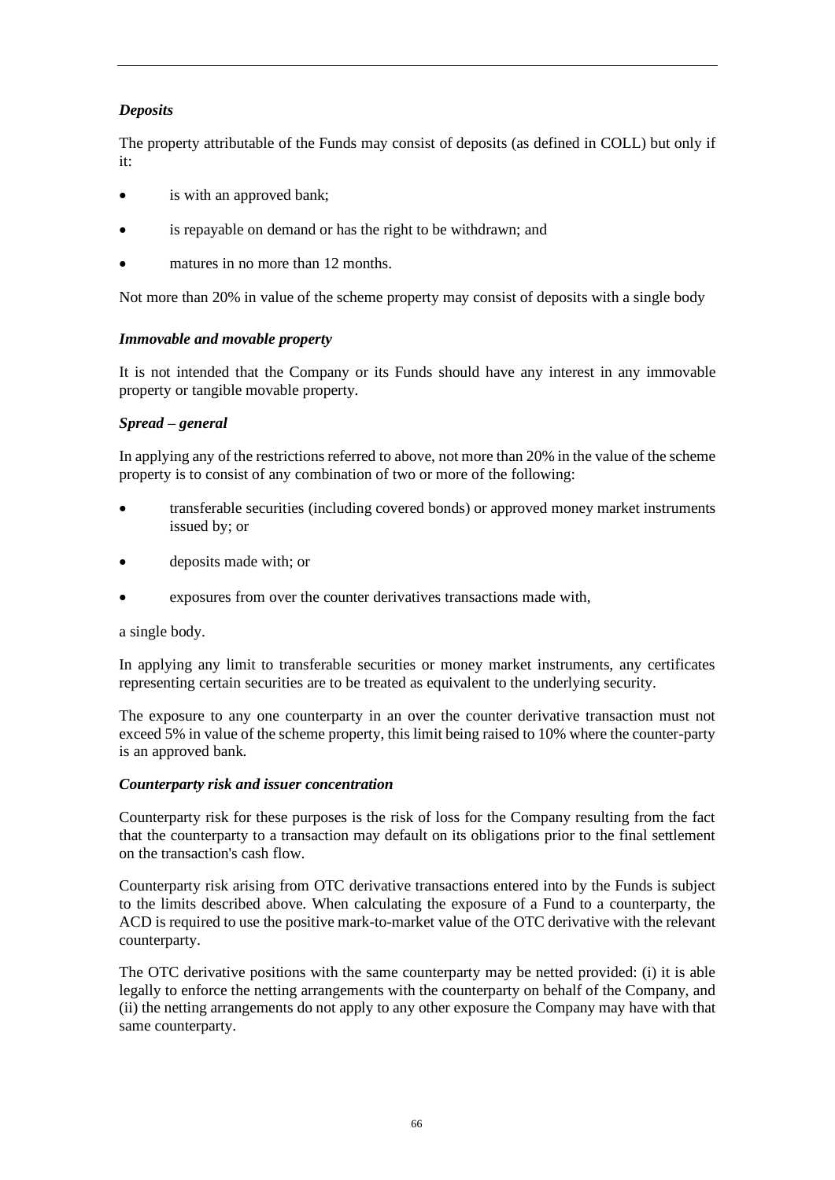***Deposits***

The property attributable of the Funds may consist of deposits (as defined in COLL) but only if it:

- is with an approved bank;
- is repayable on demand or has the right to be withdrawn; and
- matures in no more than 12 months.

Not more than 20% in value of the scheme property may consist of deposits with a single body

***Immovable and movable property***

It is not intended that the Company or its Funds should have any interest in any immovable property or tangible movable property.

***Spread – general***

In applying any of the restrictions referred to above, not more than 20% in the value of the scheme property is to consist of any combination of two or more of the following:

- transferable securities (including covered bonds) or approved money market instruments issued by; or
- deposits made with; or
- exposures from over the counter derivatives transactions made with,

a single body.

In applying any limit to transferable securities or money market instruments, any certificates representing certain securities are to be treated as equivalent to the underlying security.

The exposure to any one counterparty in an over the counter derivative transaction must not exceed 5% in value of the scheme property, this limit being raised to 10% where the counter-party is an approved bank.

***Counterparty risk and issuer concentration***

Counterparty risk for these purposes is the risk of loss for the Company resulting from the fact that the counterparty to a transaction may default on its obligations prior to the final settlement on the transaction's cash flow.

Counterparty risk arising from OTC derivative transactions entered into by the Funds is subject to the limits described above. When calculating the exposure of a Fund to a counterparty, the ACD is required to use the positive mark-to-market value of the OTC derivative with the relevant counterparty.

The OTC derivative positions with the same counterparty may be netted provided: (i) it is able legally to enforce the netting arrangements with the counterparty on behalf of the Company, and (ii) the netting arrangements do not apply to any other exposure the Company may have with that same counterparty.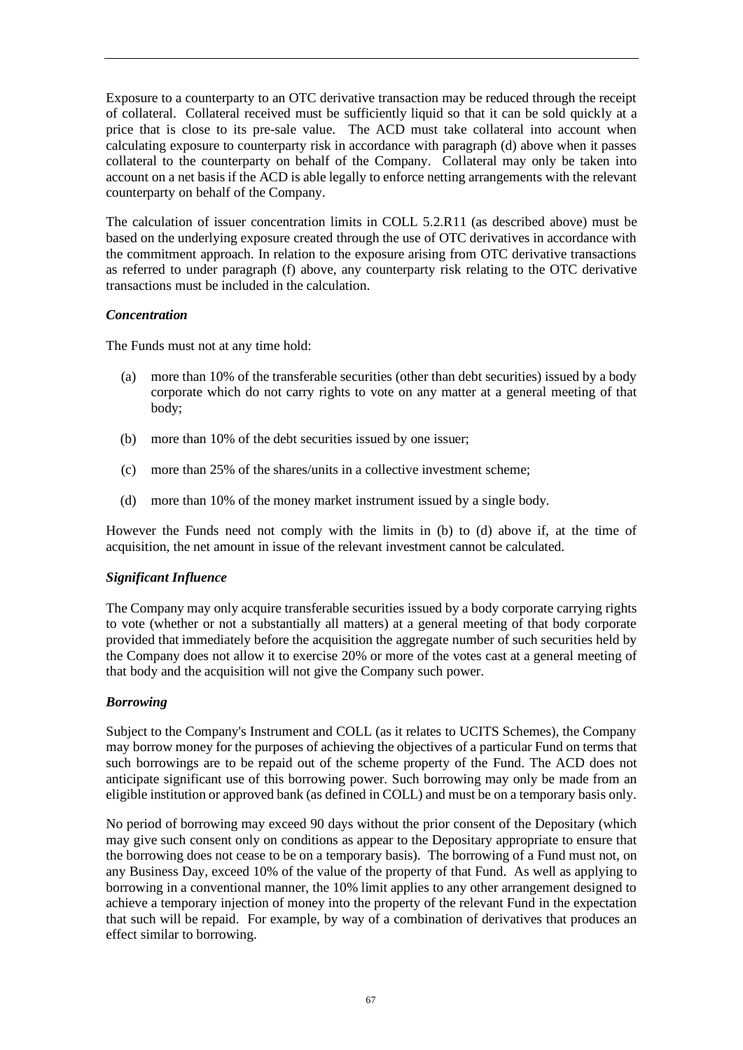Exposure to a counterparty to an OTC derivative transaction may be reduced through the receipt of collateral. Collateral received must be sufficiently liquid so that it can be sold quickly at a price that is close to its pre-sale value. The ACD must take collateral into account when calculating exposure to counterparty risk in accordance with paragraph (d) above when it passes collateral to the counterparty on behalf of the Company. Collateral may only be taken into account on a net basis if the ACD is able legally to enforce netting arrangements with the relevant counterparty on behalf of the Company.

The calculation of issuer concentration limits in COLL 5.2.R11 (as described above) must be based on the underlying exposure created through the use of OTC derivatives in accordance with the commitment approach. In relation to the exposure arising from OTC derivative transactions as referred to under paragraph (f) above, any counterparty risk relating to the OTC derivative transactions must be included in the calculation.

***Concentration***

The Funds must not at any time hold:

(a) more than 10% of the transferable securities (other than debt securities) issued by a body corporate which do not carry rights to vote on any matter at a general meeting of that body;

(b) more than 10% of the debt securities issued by one issuer;

(c) more than 25% of the shares/units in a collective investment scheme;

(d) more than 10% of the money market instrument issued by a single body.

However the Funds need not comply with the limits in (b) to (d) above if, at the time of acquisition, the net amount in issue of the relevant investment cannot be calculated.

***Significant Influence***

The Company may only acquire transferable securities issued by a body corporate carrying rights to vote (whether or not a substantially all matters) at a general meeting of that body corporate provided that immediately before the acquisition the aggregate number of such securities held by the Company does not allow it to exercise 20% or more of the votes cast at a general meeting of that body and the acquisition will not give the Company such power.

***Borrowing***

Subject to the Company's Instrument and COLL (as it relates to UCITS Schemes), the Company may borrow money for the purposes of achieving the objectives of a particular Fund on terms that such borrowings are to be repaid out of the scheme property of the Fund. The ACD does not anticipate significant use of this borrowing power. Such borrowing may only be made from an eligible institution or approved bank (as defined in COLL) and must be on a temporary basis only.

No period of borrowing may exceed 90 days without the prior consent of the Depositary (which may give such consent only on conditions as appear to the Depositary appropriate to ensure that the borrowing does not cease to be on a temporary basis). The borrowing of a Fund must not, on any Business Day, exceed 10% of the value of the property of that Fund. As well as applying to borrowing in a conventional manner, the 10% limit applies to any other arrangement designed to achieve a temporary injection of money into the property of the relevant Fund in the expectation that such will be repaid. For example, by way of a combination of derivatives that produces an effect similar to borrowing.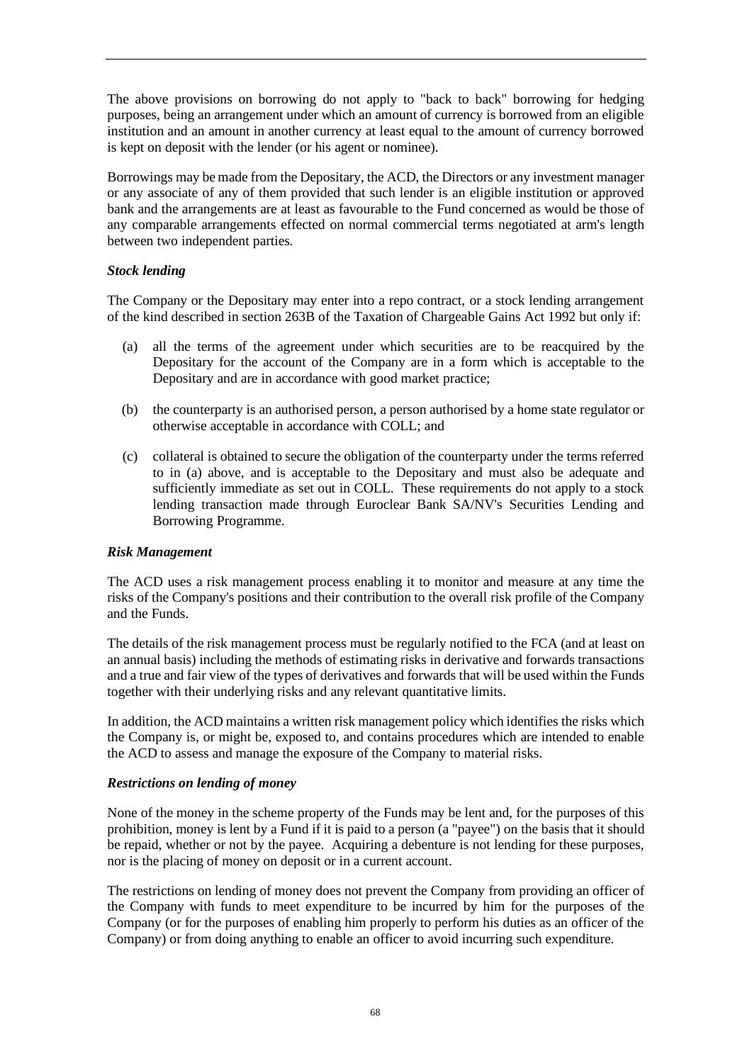The above provisions on borrowing do not apply to "back to back" borrowing for hedging purposes, being an arrangement under which an amount of currency is borrowed from an eligible institution and an amount in another currency at least equal to the amount of currency borrowed is kept on deposit with the lender (or his agent or nominee).

Borrowings may be made from the Depositary, the ACD, the Directors or any investment manager or any associate of any of them provided that such lender is an eligible institution or approved bank and the arrangements are at least as favourable to the Fund concerned as would be those of any comparable arrangements effected on normal commercial terms negotiated at arm's length between two independent parties.

***Stock lending***

The Company or the Depositary may enter into a repo contract, or a stock lending arrangement of the kind described in section 263B of the Taxation of Chargeable Gains Act 1992 but only if:

(a) all the terms of the agreement under which securities are to be reacquired by the Depositary for the account of the Company are in a form which is acceptable to the Depositary and are in accordance with good market practice;

(b) the counterparty is an authorised person, a person authorised by a home state regulator or otherwise acceptable in accordance with COLL; and

(c) collateral is obtained to secure the obligation of the counterparty under the terms referred to in (a) above, and is acceptable to the Depositary and must also be adequate and sufficiently immediate as set out in COLL. These requirements do not apply to a stock lending transaction made through Euroclear Bank SA/NV's Securities Lending and Borrowing Programme.

***Risk Management***

The ACD uses a risk management process enabling it to monitor and measure at any time the risks of the Company's positions and their contribution to the overall risk profile of the Company and the Funds.

The details of the risk management process must be regularly notified to the FCA (and at least on an annual basis) including the methods of estimating risks in derivative and forwards transactions and a true and fair view of the types of derivatives and forwards that will be used within the Funds together with their underlying risks and any relevant quantitative limits.

In addition, the ACD maintains a written risk management policy which identifies the risks which the Company is, or might be, exposed to, and contains procedures which are intended to enable the ACD to assess and manage the exposure of the Company to material risks.

***Restrictions on lending of money***

None of the money in the scheme property of the Funds may be lent and, for the purposes of this prohibition, money is lent by a Fund if it is paid to a person (a "payee") on the basis that it should be repaid, whether or not by the payee. Acquiring a debenture is not lending for these purposes, nor is the placing of money on deposit or in a current account.

The restrictions on lending of money does not prevent the Company from providing an officer of the Company with funds to meet expenditure to be incurred by him for the purposes of the Company (or for the purposes of enabling him properly to perform his duties as an officer of the Company) or from doing anything to enable an officer to avoid incurring such expenditure.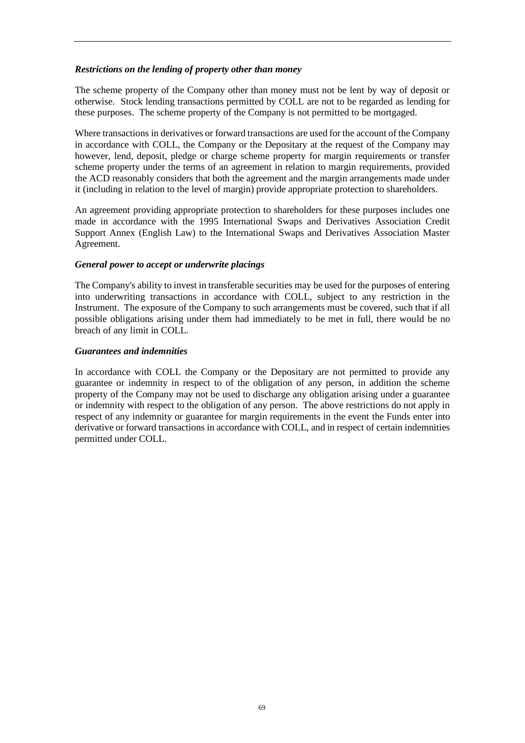***Restrictions on the lending of property other than money***

The scheme property of the Company other than money must not be lent by way of deposit or otherwise. Stock lending transactions permitted by COLL are not to be regarded as lending for these purposes. The scheme property of the Company is not permitted to be mortgaged.

Where transactions in derivatives or forward transactions are used for the account of the Company in accordance with COLL, the Company or the Depositary at the request of the Company may however, lend, deposit, pledge or charge scheme property for margin requirements or transfer scheme property under the terms of an agreement in relation to margin requirements, provided the ACD reasonably considers that both the agreement and the margin arrangements made under it (including in relation to the level of margin) provide appropriate protection to shareholders.

An agreement providing appropriate protection to shareholders for these purposes includes one made in accordance with the 1995 International Swaps and Derivatives Association Credit Support Annex (English Law) to the International Swaps and Derivatives Association Master Agreement.

***General power to accept or underwrite placings***

The Company's ability to invest in transferable securities may be used for the purposes of entering into underwriting transactions in accordance with COLL, subject to any restriction in the Instrument. The exposure of the Company to such arrangements must be covered, such that if all possible obligations arising under them had immediately to be met in full, there would be no breach of any limit in COLL.

***Guarantees and indemnities***

In accordance with COLL the Company or the Depositary are not permitted to provide any guarantee or indemnity in respect to of the obligation of any person, in addition the scheme property of the Company may not be used to discharge any obligation arising under a guarantee or indemnity with respect to the obligation of any person. The above restrictions do not apply in respect of any indemnity or guarantee for margin requirements in the event the Funds enter into derivative or forward transactions in accordance with COLL, and in respect of certain indemnities permitted under COLL.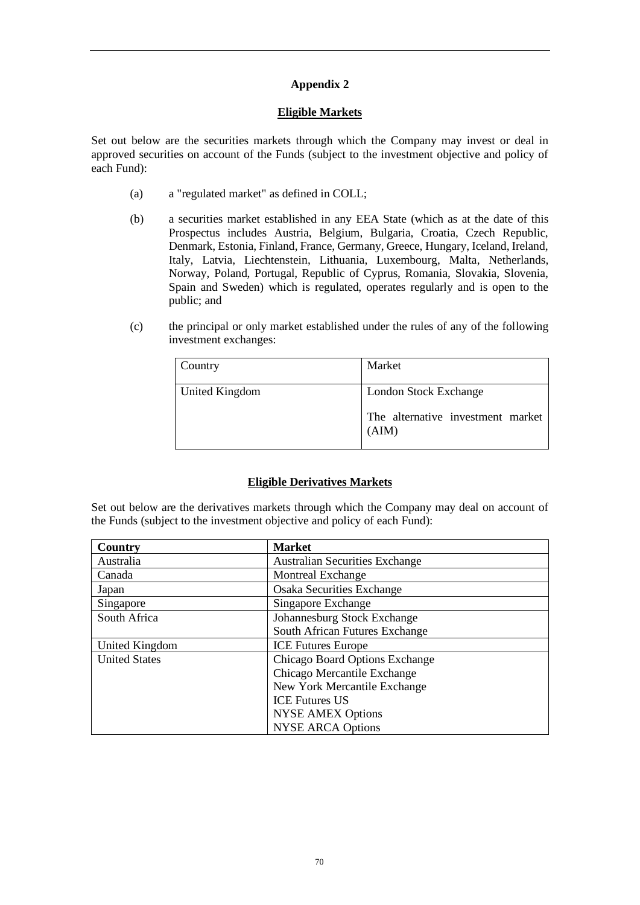## Appendix 2

### Eligible Markets

Set out below are the securities markets through which the Company may invest or deal in approved securities on account of the Funds (subject to the investment objective and policy of each Fund):

(a) a "regulated market" as defined in COLL;

(b) a securities market established in any EEA State (which as at the date of this Prospectus includes Austria, Belgium, Bulgaria, Croatia, Czech Republic, Denmark, Estonia, Finland, France, Germany, Greece, Hungary, Iceland, Ireland, Italy, Latvia, Liechtenstein, Lithuania, Luxembourg, Malta, Netherlands, Norway, Poland, Portugal, Republic of Cyprus, Romania, Slovakia, Slovenia, Spain and Sweden) which is regulated, operates regularly and is open to the public; and

(c) the principal or only market established under the rules of any of the following investment exchanges:

| Country | Market |
|---|---|
| United Kingdom | London Stock Exchange<br><br>The alternative investment market (AIM) |

### Eligible Derivatives Markets

Set out below are the derivatives markets through which the Company may deal on account of the Funds (subject to the investment objective and policy of each Fund):

| Country | Market |
|---|---|
| Australia | Australian Securities Exchange |
| Canada | Montreal Exchange |
| Japan | Osaka Securities Exchange |
| Singapore | Singapore Exchange |
| South Africa | Johannesburg Stock Exchange<br>South African Futures Exchange |
| United Kingdom | ICE Futures Europe |
| United States | Chicago Board Options Exchange<br>Chicago Mercantile Exchange<br>New York Mercantile Exchange<br>ICE Futures US<br>NYSE AMEX Options<br>NYSE ARCA Options |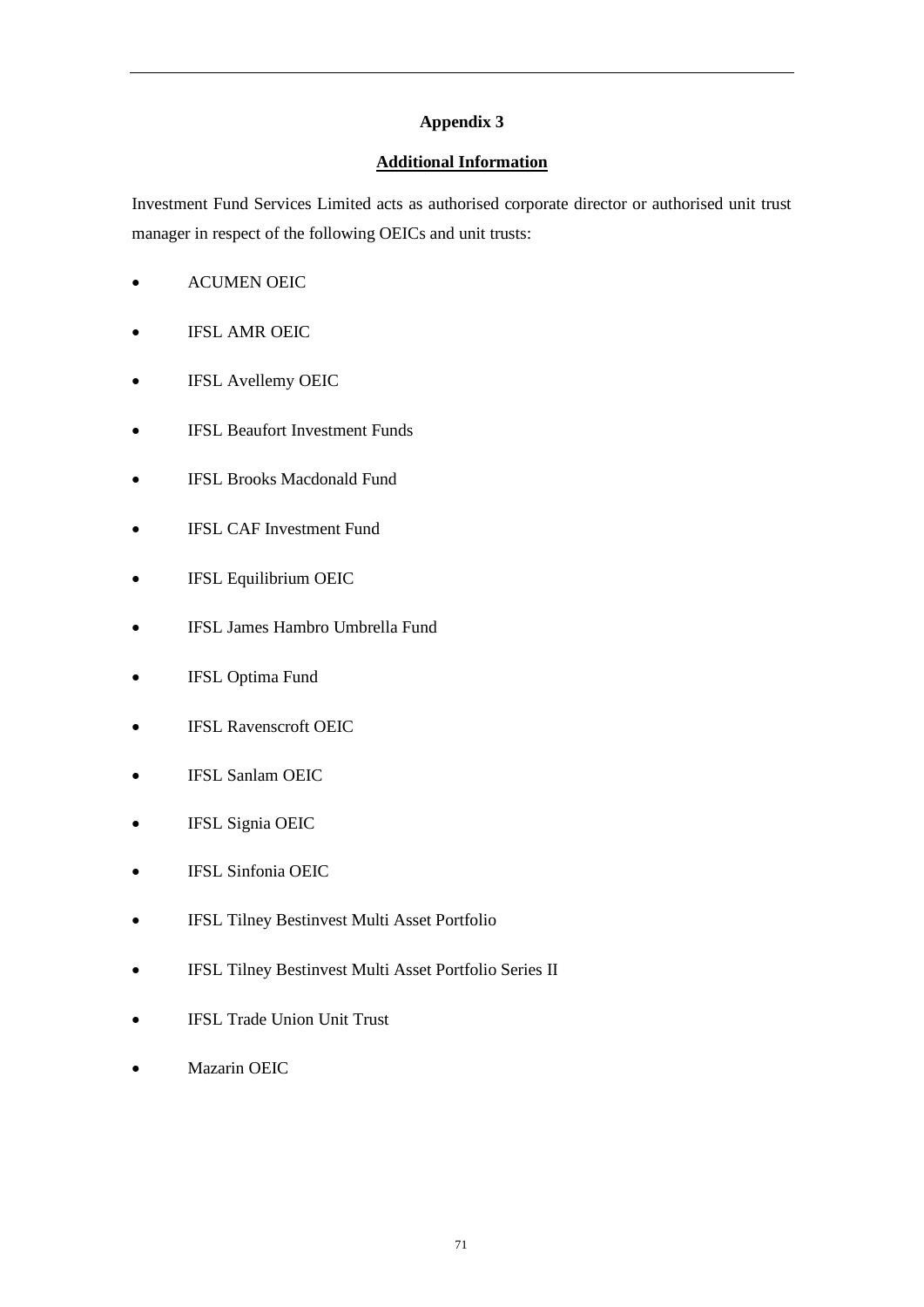# Appendix 3

## Additional Information

Investment Fund Services Limited acts as authorised corporate director or authorised unit trust manager in respect of the following OEICs and unit trusts:

- ACUMEN OEIC
- IFSL AMR OEIC
- IFSL Avellemy OEIC
- IFSL Beaufort Investment Funds
- IFSL Brooks Macdonald Fund
- IFSL CAF Investment Fund
- IFSL Equilibrium OEIC
- IFSL James Hambro Umbrella Fund
- IFSL Optima Fund
- IFSL Ravenscroft OEIC
- IFSL Sanlam OEIC
- IFSL Signia OEIC
- IFSL Sinfonia OEIC
- IFSL Tilney Bestinvest Multi Asset Portfolio
- IFSL Tilney Bestinvest Multi Asset Portfolio Series II
- IFSL Trade Union Unit Trust
- Mazarin OEIC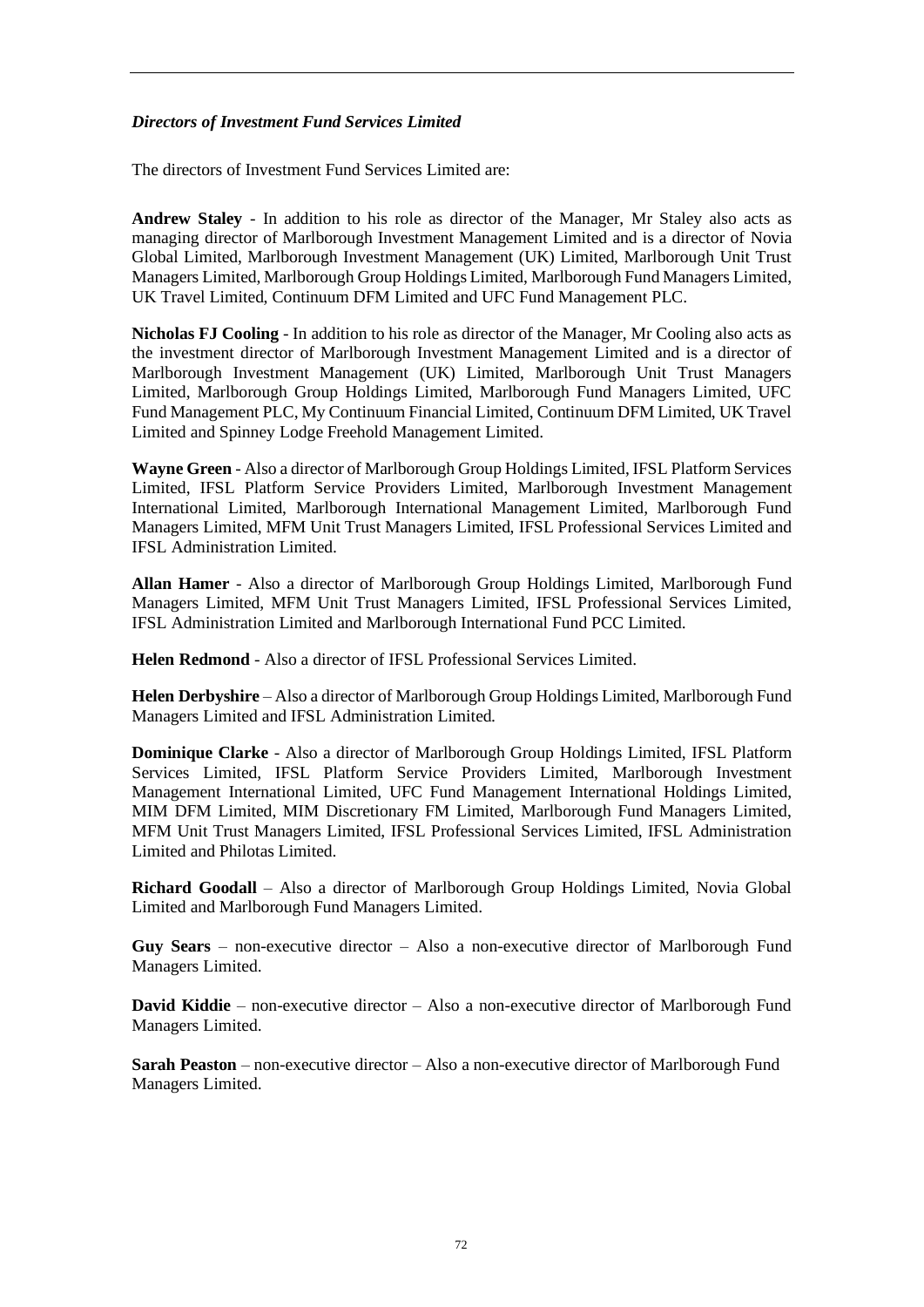***Directors of Investment Fund Services Limited***

The directors of Investment Fund Services Limited are:

**Andrew Staley** - In addition to his role as director of the Manager, Mr Staley also acts as managing director of Marlborough Investment Management Limited and is a director of Novia Global Limited, Marlborough Investment Management (UK) Limited, Marlborough Unit Trust Managers Limited, Marlborough Group Holdings Limited, Marlborough Fund Managers Limited, UK Travel Limited, Continuum DFM Limited and UFC Fund Management PLC.

**Nicholas FJ Cooling** - In addition to his role as director of the Manager, Mr Cooling also acts as the investment director of Marlborough Investment Management Limited and is a director of Marlborough Investment Management (UK) Limited, Marlborough Unit Trust Managers Limited, Marlborough Group Holdings Limited, Marlborough Fund Managers Limited, UFC Fund Management PLC, My Continuum Financial Limited, Continuum DFM Limited, UK Travel Limited and Spinney Lodge Freehold Management Limited.

**Wayne Green** - Also a director of Marlborough Group Holdings Limited, IFSL Platform Services Limited, IFSL Platform Service Providers Limited, Marlborough Investment Management International Limited, Marlborough International Management Limited, Marlborough Fund Managers Limited, MFM Unit Trust Managers Limited, IFSL Professional Services Limited and IFSL Administration Limited.

**Allan Hamer** - Also a director of Marlborough Group Holdings Limited, Marlborough Fund Managers Limited, MFM Unit Trust Managers Limited, IFSL Professional Services Limited, IFSL Administration Limited and Marlborough International Fund PCC Limited.

**Helen Redmond** - Also a director of IFSL Professional Services Limited.

**Helen Derbyshire** – Also a director of Marlborough Group Holdings Limited, Marlborough Fund Managers Limited and IFSL Administration Limited.

**Dominique Clarke** - Also a director of Marlborough Group Holdings Limited, IFSL Platform Services Limited, IFSL Platform Service Providers Limited, Marlborough Investment Management International Limited, UFC Fund Management International Holdings Limited, MIM DFM Limited, MIM Discretionary FM Limited, Marlborough Fund Managers Limited, MFM Unit Trust Managers Limited, IFSL Professional Services Limited, IFSL Administration Limited and Philotas Limited.

**Richard Goodall** – Also a director of Marlborough Group Holdings Limited, Novia Global Limited and Marlborough Fund Managers Limited.

**Guy Sears** – non-executive director – Also a non-executive director of Marlborough Fund Managers Limited.

**David Kiddie** – non-executive director – Also a non-executive director of Marlborough Fund Managers Limited.

**Sarah Peaston** – non-executive director – Also a non-executive director of Marlborough Fund Managers Limited.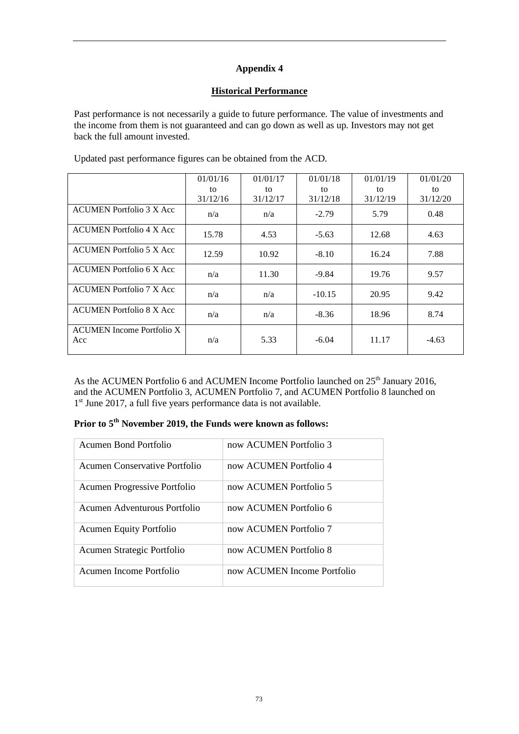## Appendix 4

### Historical Performance

Past performance is not necessarily a guide to future performance. The value of investments and the income from them is not guaranteed and can go down as well as up. Investors may not get back the full amount invested.

Updated past performance figures can be obtained from the ACD.

| | 01/01/16 to 31/12/16 | 01/01/17 to 31/12/17 | 01/01/18 to 31/12/18 | 01/01/19 to 31/12/19 | 01/01/20 to 31/12/20 |
|---|---|---|---|---|---|
| ACUMEN Portfolio 3 X Acc | n/a | n/a | -2.79 | 5.79 | 0.48 |
| ACUMEN Portfolio 4 X Acc | 15.78 | 4.53 | -5.63 | 12.68 | 4.63 |
| ACUMEN Portfolio 5 X Acc | 12.59 | 10.92 | -8.10 | 16.24 | 7.88 |
| ACUMEN Portfolio 6 X Acc | n/a | 11.30 | -9.84 | 19.76 | 9.57 |
| ACUMEN Portfolio 7 X Acc | n/a | n/a | -10.15 | 20.95 | 9.42 |
| ACUMEN Portfolio 8 X Acc | n/a | n/a | -8.36 | 18.96 | 8.74 |
| ACUMEN Income Portfolio X Acc | n/a | 5.33 | -6.04 | 11.17 | -4.63 |

As the ACUMEN Portfolio 6 and ACUMEN Income Portfolio launched on 25th January 2016, and the ACUMEN Portfolio 3, ACUMEN Portfolio 7, and ACUMEN Portfolio 8 launched on 1st June 2017, a full five years performance data is not available.

**Prior to 5th November 2019, the Funds were known as follows:**

| | |
|---|---|
| Acumen Bond Portfolio | now ACUMEN Portfolio 3 |
| Acumen Conservative Portfolio | now ACUMEN Portfolio 4 |
| Acumen Progressive Portfolio | now ACUMEN Portfolio 5 |
| Acumen Adventurous Portfolio | now ACUMEN Portfolio 6 |
| Acumen Equity Portfolio | now ACUMEN Portfolio 7 |
| Acumen Strategic Portfolio | now ACUMEN Portfolio 8 |
| Acumen Income Portfolio | now ACUMEN Income Portfolio |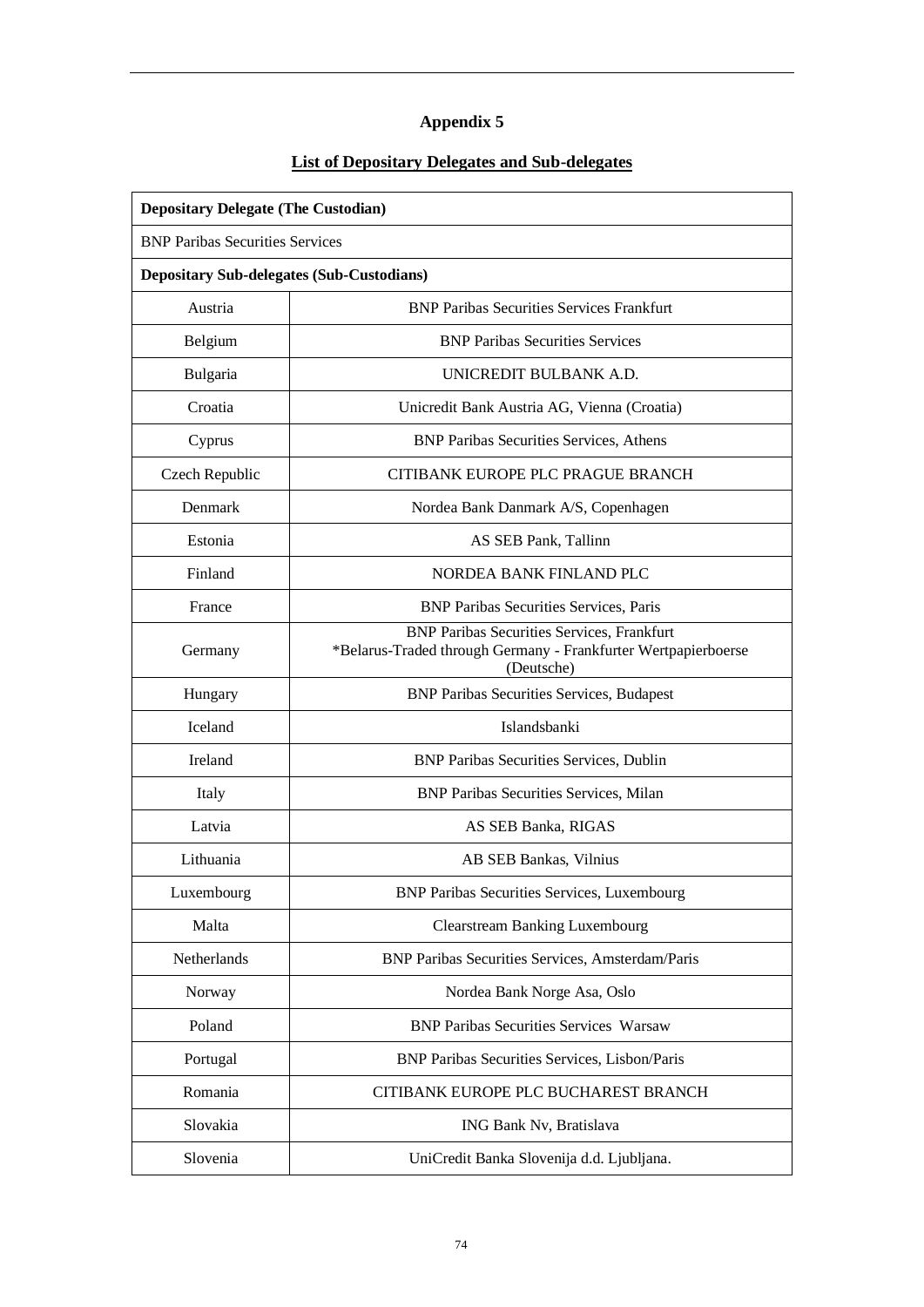# Appendix 5

## List of Depositary Delegates and Sub-delegates

| **Depositary Delegate (The Custodian)** | |
|---|---|
| BNP Paribas Securities Services | |
| **Depositary Sub-delegates (Sub-Custodians)** | |
| Austria | BNP Paribas Securities Services Frankfurt |
| Belgium | BNP Paribas Securities Services |
| Bulgaria | UNICREDIT BULBANK A.D. |
| Croatia | Unicredit Bank Austria AG, Vienna (Croatia) |
| Cyprus | BNP Paribas Securities Services, Athens |
| Czech Republic | CITIBANK EUROPE PLC PRAGUE BRANCH |
| Denmark | Nordea Bank Danmark A/S, Copenhagen |
| Estonia | AS SEB Pank, Tallinn |
| Finland | NORDEA BANK FINLAND PLC |
| France | BNP Paribas Securities Services, Paris |
| Germany | BNP Paribas Securities Services, Frankfurt<br>*Belarus-Traded through Germany - Frankfurter Wertpapierboerse (Deutsche) |
| Hungary | BNP Paribas Securities Services, Budapest |
| Iceland | Islandsbanki |
| Ireland | BNP Paribas Securities Services, Dublin |
| Italy | BNP Paribas Securities Services, Milan |
| Latvia | AS SEB Banka, RIGAS |
| Lithuania | AB SEB Bankas, Vilnius |
| Luxembourg | BNP Paribas Securities Services, Luxembourg |
| Malta | Clearstream Banking Luxembourg |
| Netherlands | BNP Paribas Securities Services, Amsterdam/Paris |
| Norway | Nordea Bank Norge Asa, Oslo |
| Poland | BNP Paribas Securities Services Warsaw |
| Portugal | BNP Paribas Securities Services, Lisbon/Paris |
| Romania | CITIBANK EUROPE PLC BUCHAREST BRANCH |
| Slovakia | ING Bank Nv, Bratislava |
| Slovenia | UniCredit Banka Slovenija d.d. Ljubljana. |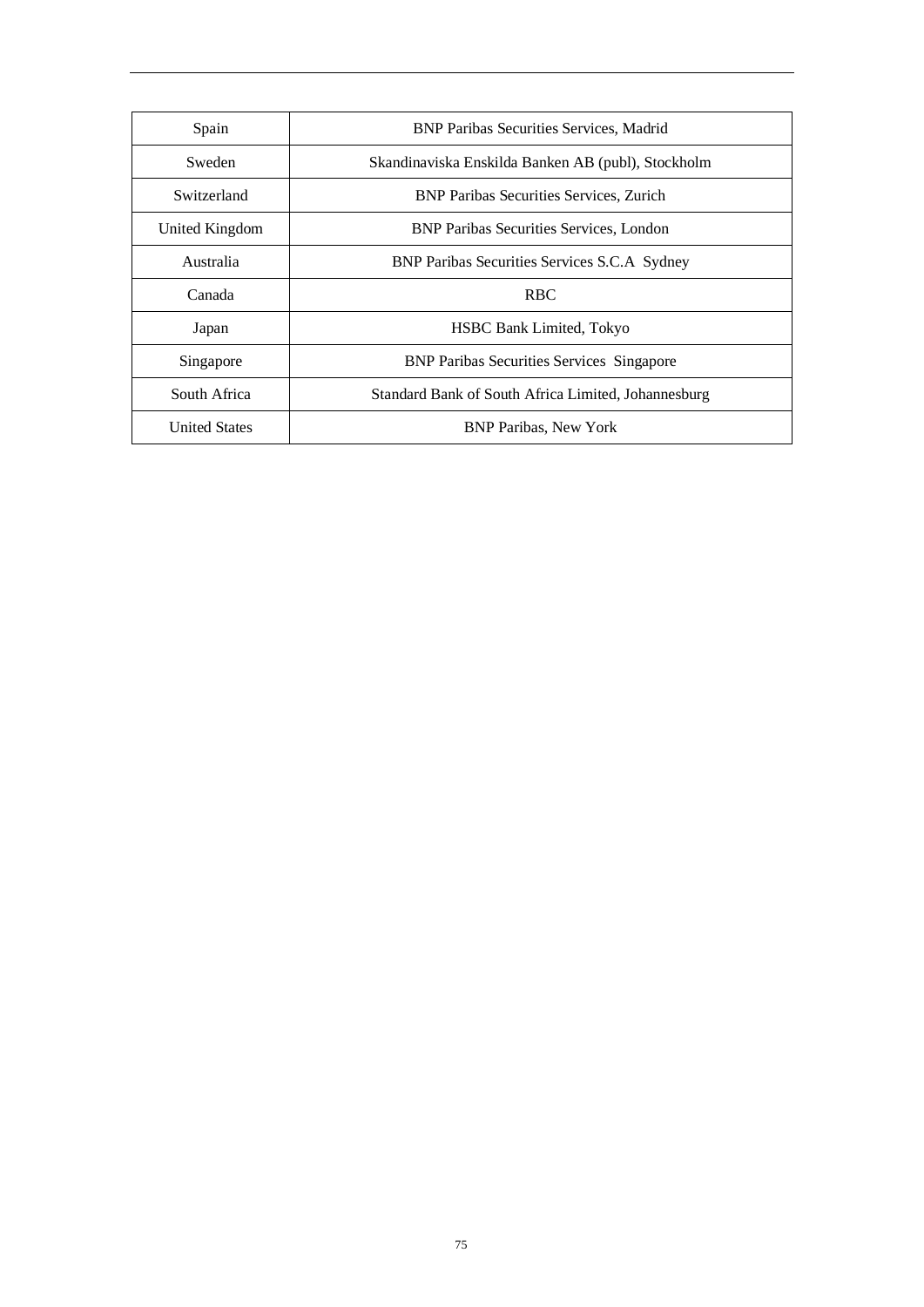| | |
|---|---|
| Spain | BNP Paribas Securities Services, Madrid |
| Sweden | Skandinaviska Enskilda Banken AB (publ), Stockholm |
| Switzerland | BNP Paribas Securities Services, Zurich |
| United Kingdom | BNP Paribas Securities Services, London |
| Australia | BNP Paribas Securities Services S.C.A Sydney |
| Canada | RBC |
| Japan | HSBC Bank Limited, Tokyo |
| Singapore | BNP Paribas Securities Services Singapore |
| South Africa | Standard Bank of South Africa Limited, Johannesburg |
| United States | BNP Paribas, New York |